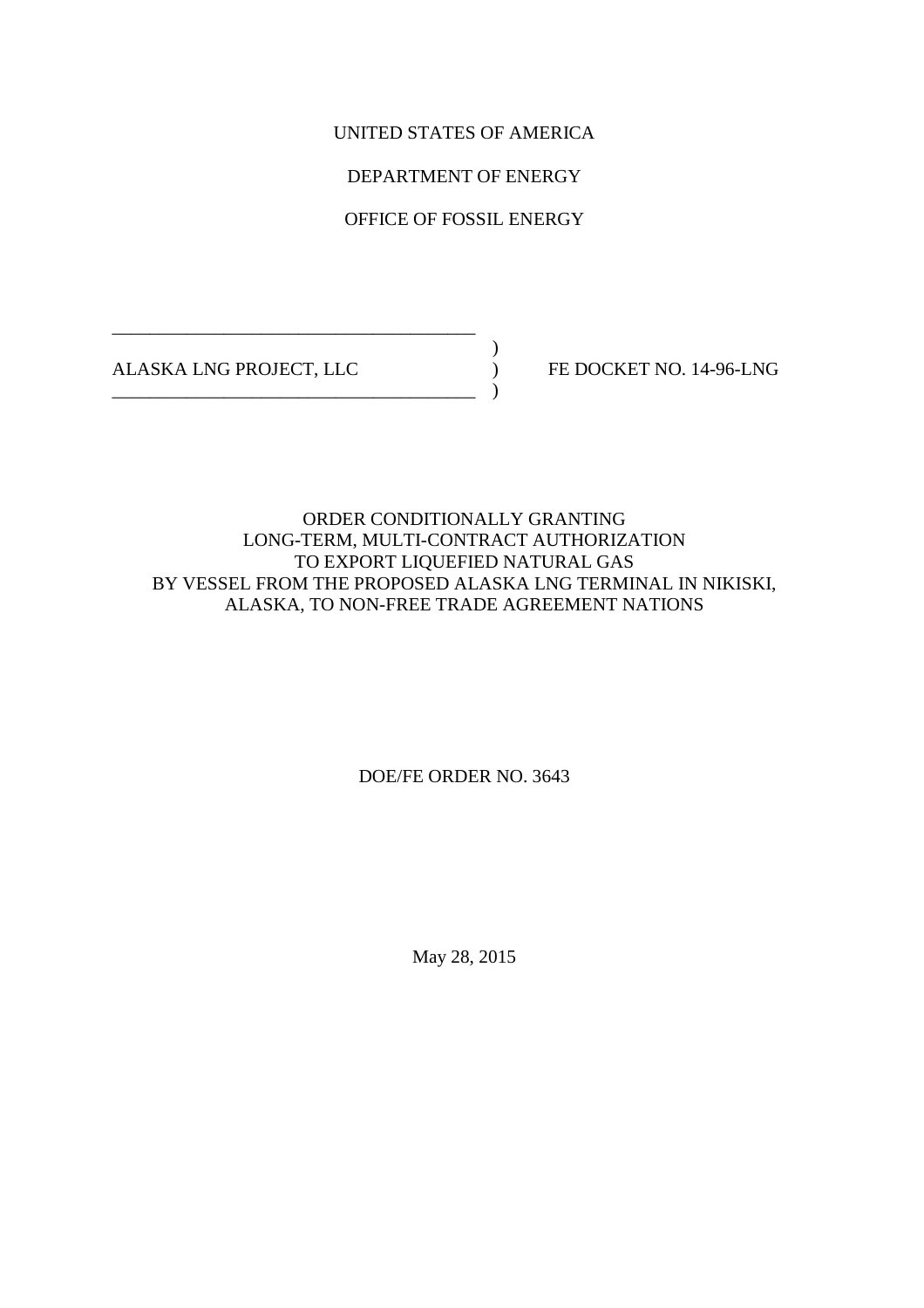UNITED STATES OF AMERICA

DEPARTMENT OF ENERGY

OFFICE OF FOSSIL ENERGY

| | | |
|---|---|---|
| ALASKA LNG PROJECT, LLC | ) | FE DOCKET NO. 14-96-LNG |

# ORDER CONDITIONALLY GRANTING LONG-TERM, MULTI-CONTRACT AUTHORIZATION TO EXPORT LIQUEFIED NATURAL GAS BY VESSEL FROM THE PROPOSED ALASKA LNG TERMINAL IN NIKISKI, ALASKA, TO NON-FREE TRADE AGREEMENT NATIONS

DOE/FE ORDER NO. 3643

May 28, 2015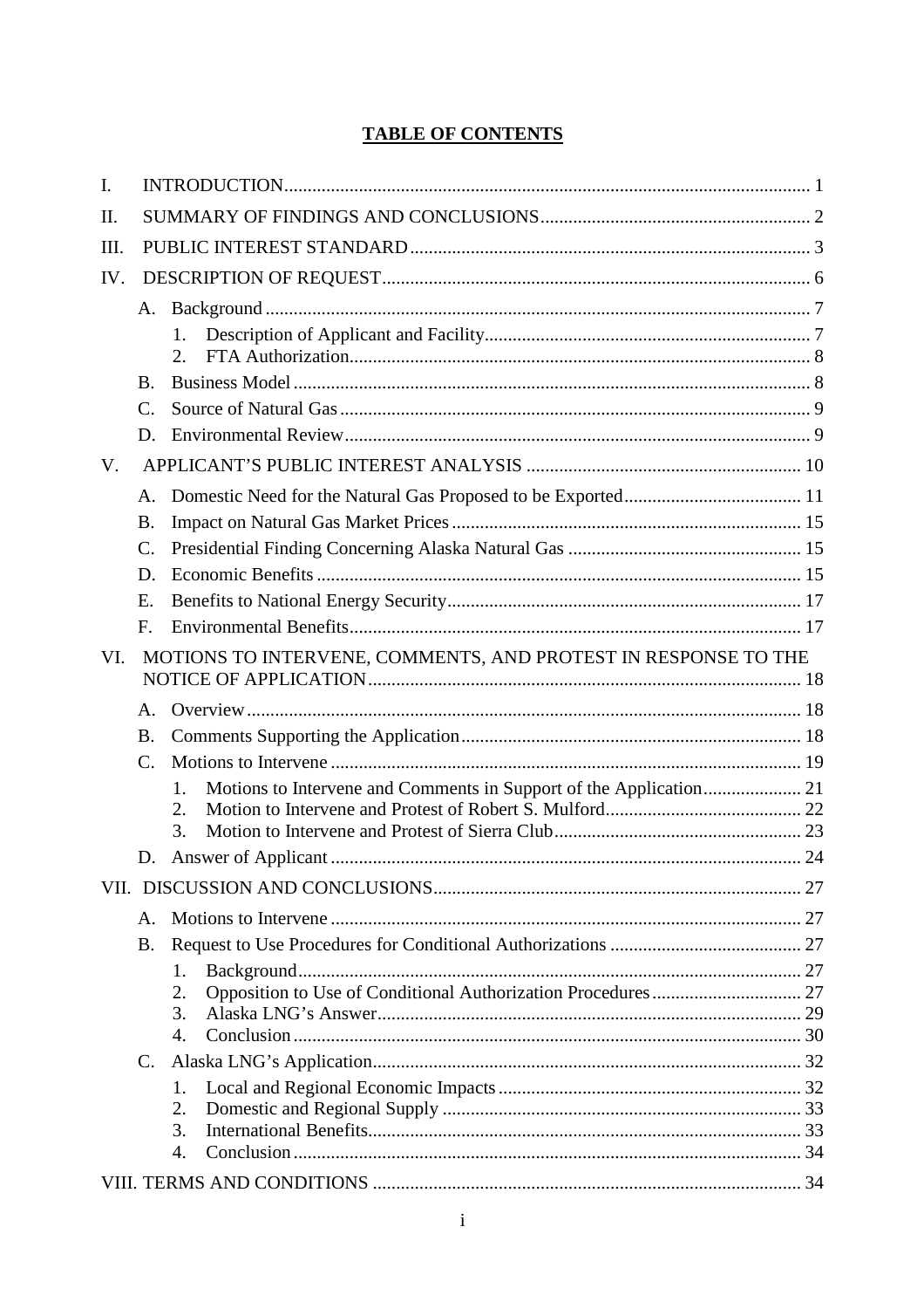# TABLE OF CONTENTS

I. INTRODUCTION ........................................................................................................ 1

II. SUMMARY OF FINDINGS AND CONCLUSIONS ......................................................... 2

III. PUBLIC INTEREST STANDARD ................................................................................ 3

IV. DESCRIPTION OF REQUEST ..................................................................................... 6

- A. Background ........................................................................................................ 7
  - 1. Description of Applicant and Facility ................................................................ 7
  - 2. FTA Authorization ............................................................................................ 8
- B. Business Model ................................................................................................... 8
- C. Source of Natural Gas ......................................................................................... 9
- D. Environmental Review ........................................................................................ 9

V. APPLICANT'S PUBLIC INTEREST ANALYSIS ........................................................... 10

- A. Domestic Need for the Natural Gas Proposed to be Exported ............................ 11
- B. Impact on Natural Gas Market Prices ................................................................ 15
- C. Presidential Finding Concerning Alaska Natural Gas ........................................ 15
- D. Economic Benefits ............................................................................................. 15
- E. Benefits to National Energy Security ................................................................. 17
- F. Environmental Benefits ...................................................................................... 17

VI. MOTIONS TO INTERVENE, COMMENTS, AND PROTEST IN RESPONSE TO THE NOTICE OF APPLICATION ........................................................................................ 18

- A. Overview ............................................................................................................ 18
- B. Comments Supporting the Application ............................................................... 18
- C. Motions to Intervene .......................................................................................... 19
  - 1. Motions to Intervene and Comments in Support of the Application ................. 21
  - 2. Motion to Intervene and Protest of Robert S. Mulford ....................................... 22
  - 3. Motion to Intervene and Protest of Sierra Club ................................................. 23
- D. Answer of Applicant ........................................................................................... 24

VII. DISCUSSION AND CONCLUSIONS ........................................................................ 27

- A. Motions to Intervene .......................................................................................... 27
- B. Request to Use Procedures for Conditional Authorizations ................................ 27
  - 1. Background ...................................................................................................... 27
  - 2. Opposition to Use of Conditional Authorization Procedures ............................. 27
  - 3. Alaska LNG's Answer ....................................................................................... 29
  - 4. Conclusion ....................................................................................................... 30
- C. Alaska LNG's Application ................................................................................... 32
  - 1. Local and Regional Economic Impacts ............................................................. 32
  - 2. Domestic and Regional Supply ......................................................................... 33
  - 3. International Benefits ....................................................................................... 33
  - 4. Conclusion ....................................................................................................... 34

VIII. TERMS AND CONDITIONS .................................................................................... 34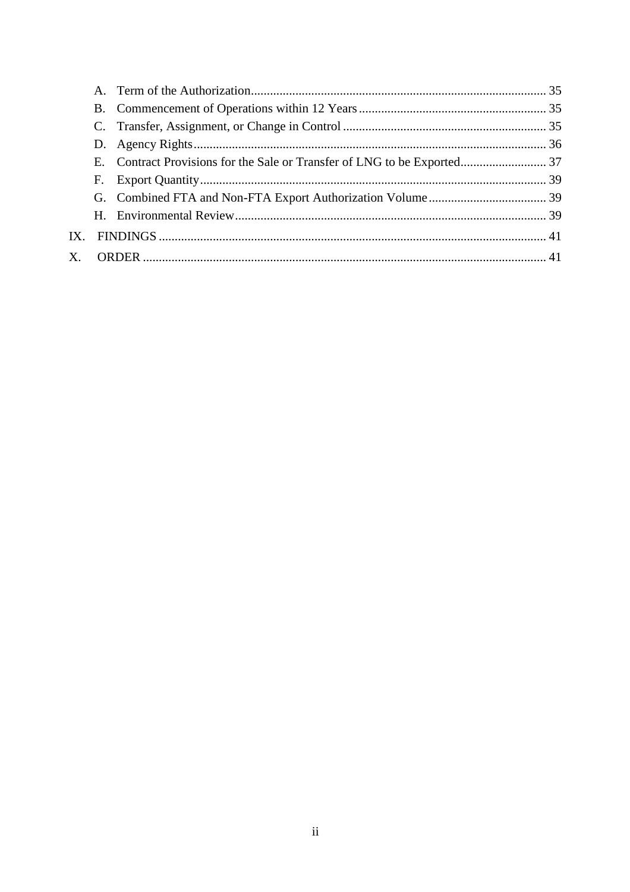- A. Term of the Authorization ... 35
- B. Commencement of Operations within 12 Years ... 35
- C. Transfer, Assignment, or Change in Control ... 35
- D. Agency Rights ... 36
- E. Contract Provisions for the Sale or Transfer of LNG to be Exported ... 37
- F. Export Quantity ... 39
- G. Combined FTA and Non-FTA Export Authorization Volume ... 39
- H. Environmental Review ... 39

IX. FINDINGS ... 41

X. ORDER ... 41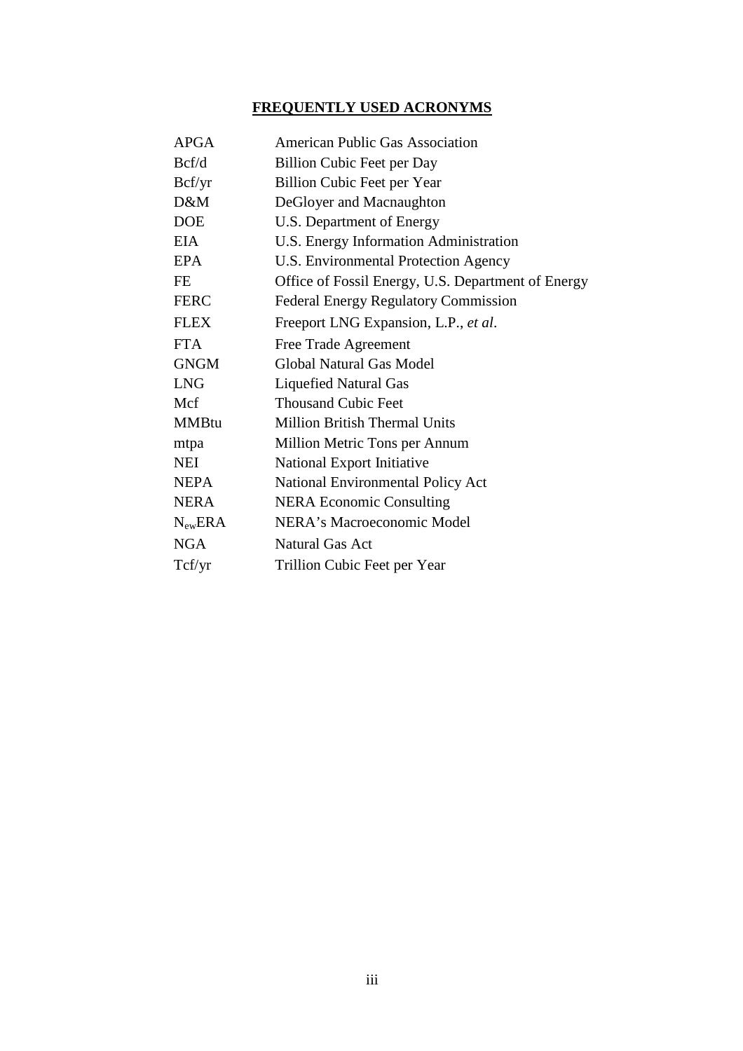## FREQUENTLY USED ACRONYMS

| | |
|---|---|
| APGA | American Public Gas Association |
| Bcf/d | Billion Cubic Feet per Day |
| Bcf/yr | Billion Cubic Feet per Year |
| D&M | DeGloyer and Macnaughton |
| DOE | U.S. Department of Energy |
| EIA | U.S. Energy Information Administration |
| EPA | U.S. Environmental Protection Agency |
| FE | Office of Fossil Energy, U.S. Department of Energy |
| FERC | Federal Energy Regulatory Commission |
| FLEX | Freeport LNG Expansion, L.P., *et al*. |
| FTA | Free Trade Agreement |
| GNGM | Global Natural Gas Model |
| LNG | Liquefied Natural Gas |
| Mcf | Thousand Cubic Feet |
| MMBtu | Million British Thermal Units |
| mtpa | Million Metric Tons per Annum |
| NEI | National Export Initiative |
| NEPA | National Environmental Policy Act |
| NERA | NERA Economic Consulting |
| $N_{ew}$ERA | NERA's Macroeconomic Model |
| NGA | Natural Gas Act |
| Tcf/yr | Trillion Cubic Feet per Year |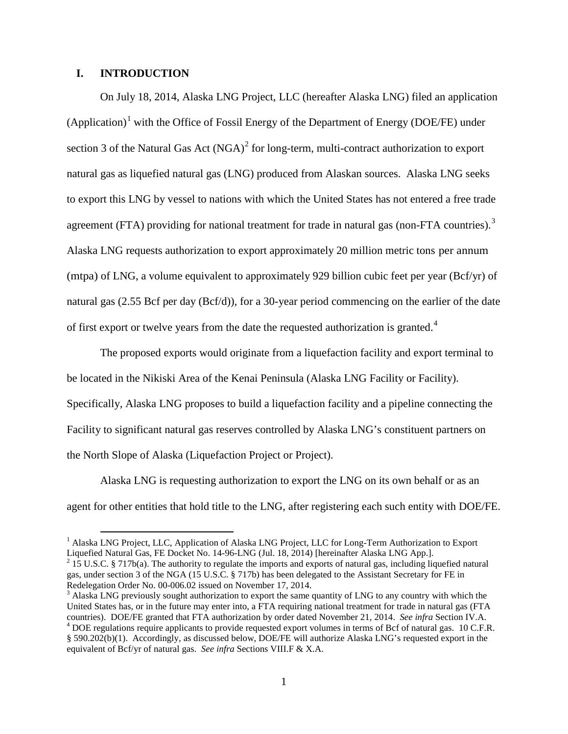## I. INTRODUCTION

On July 18, 2014, Alaska LNG Project, LLC (hereafter Alaska LNG) filed an application (Application)[1] with the Office of Fossil Energy of the Department of Energy (DOE/FE) under section 3 of the Natural Gas Act (NGA)[2] for long-term, multi-contract authorization to export natural gas as liquefied natural gas (LNG) produced from Alaskan sources. Alaska LNG seeks to export this LNG by vessel to nations with which the United States has not entered a free trade agreement (FTA) providing for national treatment for trade in natural gas (non-FTA countries).[3] Alaska LNG requests authorization to export approximately 20 million metric tons per annum (mtpa) of LNG, a volume equivalent to approximately 929 billion cubic feet per year (Bcf/yr) of natural gas (2.55 Bcf per day (Bcf/d)), for a 30-year period commencing on the earlier of the date of first export or twelve years from the date the requested authorization is granted.[4]

The proposed exports would originate from a liquefaction facility and export terminal to be located in the Nikiski Area of the Kenai Peninsula (Alaska LNG Facility or Facility). Specifically, Alaska LNG proposes to build a liquefaction facility and a pipeline connecting the Facility to significant natural gas reserves controlled by Alaska LNG's constituent partners on the North Slope of Alaska (Liquefaction Project or Project).

Alaska LNG is requesting authorization to export the LNG on its own behalf or as an agent for other entities that hold title to the LNG, after registering each such entity with DOE/FE.

---

[1] Alaska LNG Project, LLC, Application of Alaska LNG Project, LLC for Long-Term Authorization to Export Liquefied Natural Gas, FE Docket No. 14-96-LNG (Jul. 18, 2014) [hereinafter Alaska LNG App.].

[2] 15 U.S.C. § 717b(a). The authority to regulate the imports and exports of natural gas, including liquefied natural gas, under section 3 of the NGA (15 U.S.C. § 717b) has been delegated to the Assistant Secretary for FE in Redelegation Order No. 00-006.02 issued on November 17, 2014.

[3] Alaska LNG previously sought authorization to export the same quantity of LNG to any country with which the United States has, or in the future may enter into, a FTA requiring national treatment for trade in natural gas (FTA countries). DOE/FE granted that FTA authorization by order dated November 21, 2014. *See infra* Section IV.A.

[4] DOE regulations require applicants to provide requested export volumes in terms of Bcf of natural gas. 10 C.F.R. § 590.202(b)(1). Accordingly, as discussed below, DOE/FE will authorize Alaska LNG's requested export in the equivalent of Bcf/yr of natural gas. *See infra* Sections VIII.F & X.A.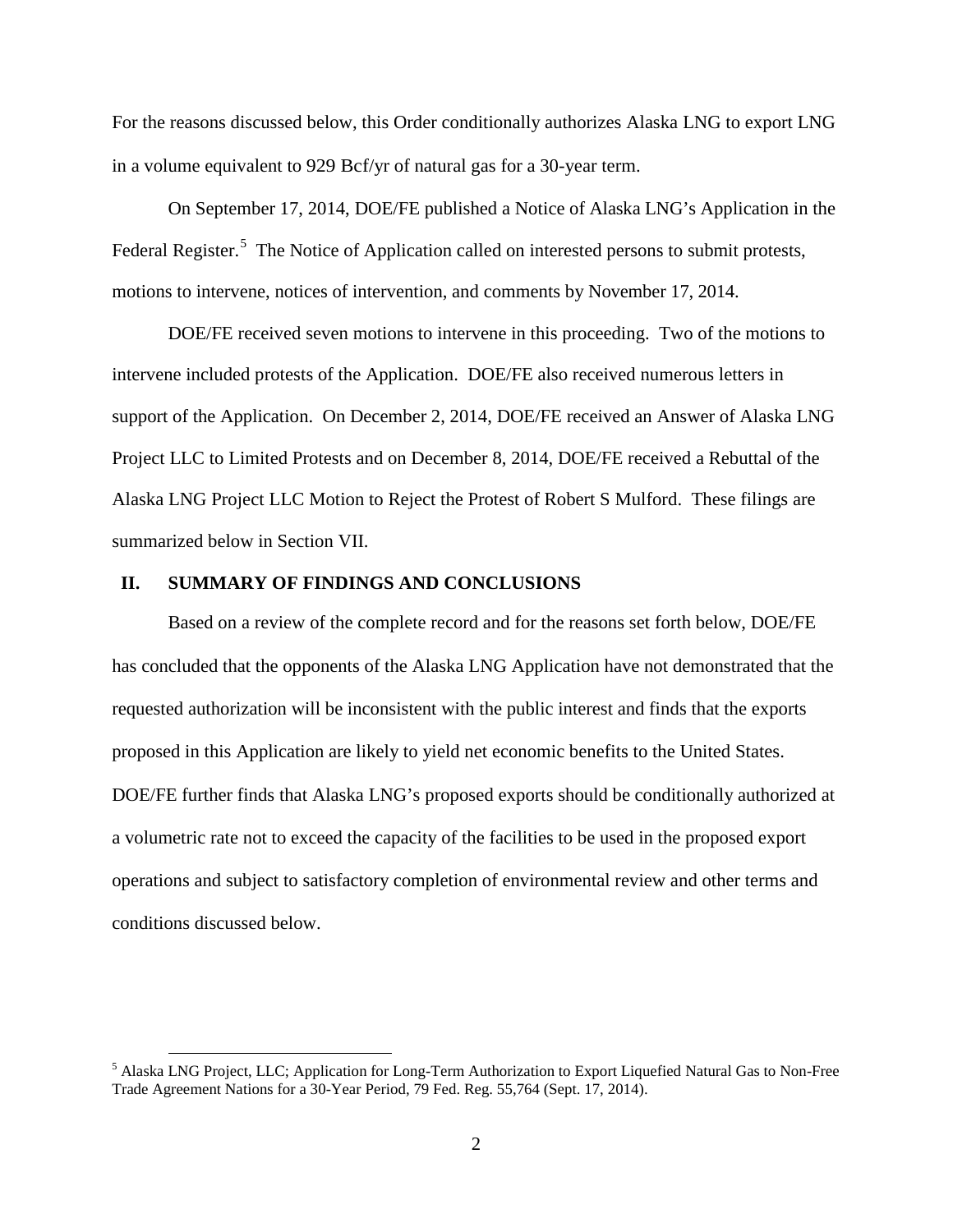For the reasons discussed below, this Order conditionally authorizes Alaska LNG to export LNG in a volume equivalent to 929 Bcf/yr of natural gas for a 30-year term.

On September 17, 2014, DOE/FE published a Notice of Alaska LNG's Application in the Federal Register.[5] The Notice of Application called on interested persons to submit protests, motions to intervene, notices of intervention, and comments by November 17, 2014.

DOE/FE received seven motions to intervene in this proceeding. Two of the motions to intervene included protests of the Application. DOE/FE also received numerous letters in support of the Application. On December 2, 2014, DOE/FE received an Answer of Alaska LNG Project LLC to Limited Protests and on December 8, 2014, DOE/FE received a Rebuttal of the Alaska LNG Project LLC Motion to Reject the Protest of Robert S Mulford. These filings are summarized below in Section VII.

## II. SUMMARY OF FINDINGS AND CONCLUSIONS

Based on a review of the complete record and for the reasons set forth below, DOE/FE has concluded that the opponents of the Alaska LNG Application have not demonstrated that the requested authorization will be inconsistent with the public interest and finds that the exports proposed in this Application are likely to yield net economic benefits to the United States. DOE/FE further finds that Alaska LNG's proposed exports should be conditionally authorized at a volumetric rate not to exceed the capacity of the facilities to be used in the proposed export operations and subject to satisfactory completion of environmental review and other terms and conditions discussed below.

[5] Alaska LNG Project, LLC; Application for Long-Term Authorization to Export Liquefied Natural Gas to Non-Free Trade Agreement Nations for a 30-Year Period, 79 Fed. Reg. 55,764 (Sept. 17, 2014).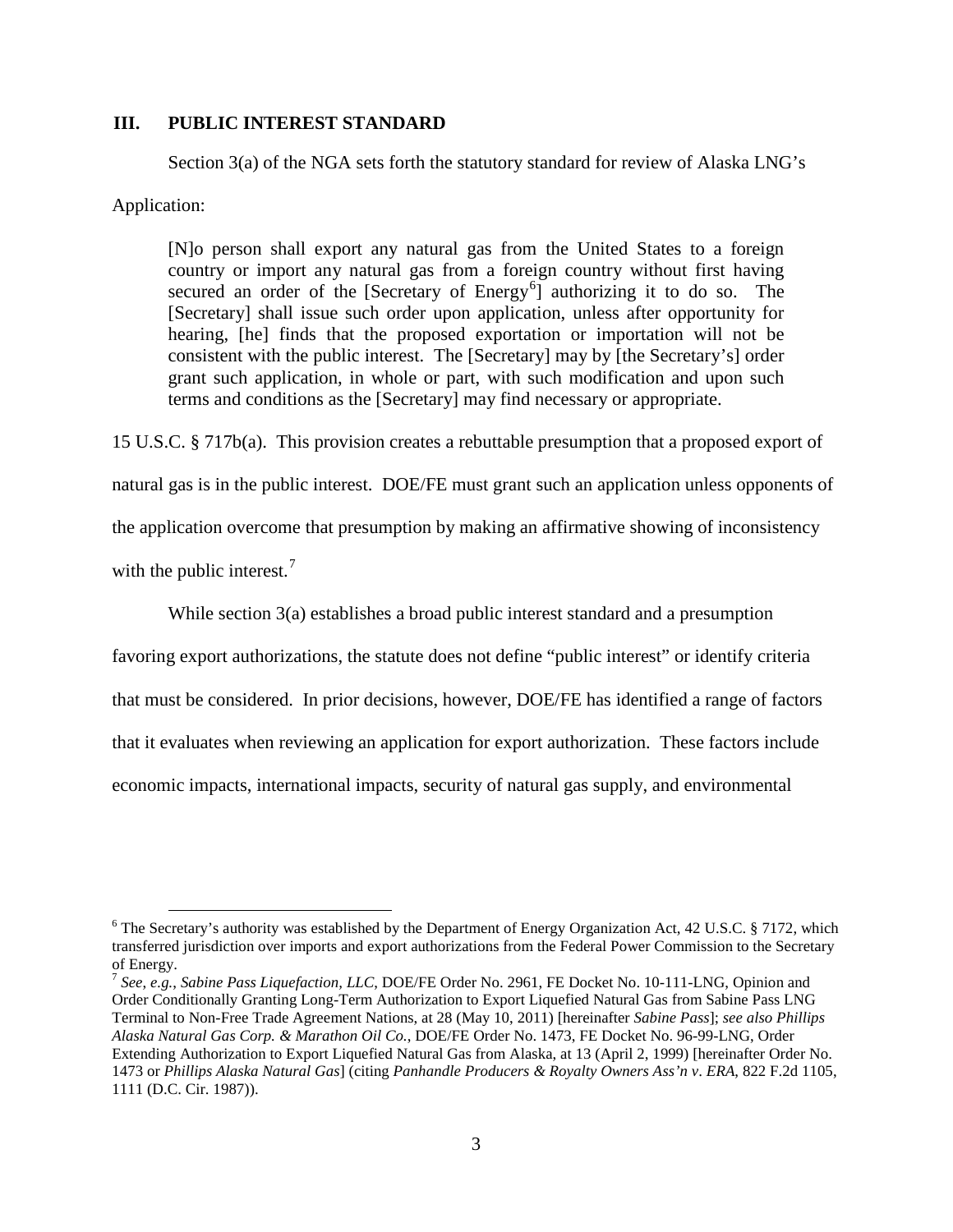## III. PUBLIC INTEREST STANDARD

Section 3(a) of the NGA sets forth the statutory standard for review of Alaska LNG's Application:

> [N]o person shall export any natural gas from the United States to a foreign country or import any natural gas from a foreign country without first having secured an order of the [Secretary of Energy[6]] authorizing it to do so. The [Secretary] shall issue such order upon application, unless after opportunity for hearing, [he] finds that the proposed exportation or importation will not be consistent with the public interest. The [Secretary] may by [the Secretary's] order grant such application, in whole or part, with such modification and upon such terms and conditions as the [Secretary] may find necessary or appropriate.

15 U.S.C. § 717b(a). This provision creates a rebuttable presumption that a proposed export of natural gas is in the public interest. DOE/FE must grant such an application unless opponents of the application overcome that presumption by making an affirmative showing of inconsistency with the public interest.[7]

While section 3(a) establishes a broad public interest standard and a presumption favoring export authorizations, the statute does not define "public interest" or identify criteria that must be considered. In prior decisions, however, DOE/FE has identified a range of factors that it evaluates when reviewing an application for export authorization. These factors include economic impacts, international impacts, security of natural gas supply, and environmental

---

[6] The Secretary's authority was established by the Department of Energy Organization Act, 42 U.S.C. § 7172, which transferred jurisdiction over imports and export authorizations from the Federal Power Commission to the Secretary of Energy.

[7] *See, e.g.*, *Sabine Pass Liquefaction, LLC*, DOE/FE Order No. 2961, FE Docket No. 10-111-LNG, Opinion and Order Conditionally Granting Long-Term Authorization to Export Liquefied Natural Gas from Sabine Pass LNG Terminal to Non-Free Trade Agreement Nations, at 28 (May 10, 2011) [hereinafter *Sabine Pass*]; *see also Phillips Alaska Natural Gas Corp. & Marathon Oil Co.*, DOE/FE Order No. 1473, FE Docket No. 96-99-LNG, Order Extending Authorization to Export Liquefied Natural Gas from Alaska, at 13 (April 2, 1999) [hereinafter Order No. 1473 or *Phillips Alaska Natural Gas*] (citing *Panhandle Producers & Royalty Owners Ass'n v. ERA*, 822 F.2d 1105, 1111 (D.C. Cir. 1987)).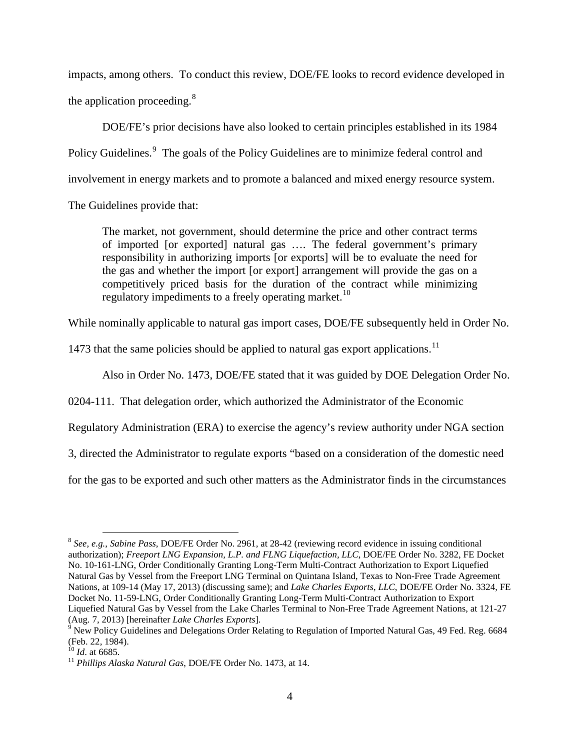impacts, among others. To conduct this review, DOE/FE looks to record evidence developed in the application proceeding.[8]

DOE/FE's prior decisions have also looked to certain principles established in its 1984 Policy Guidelines.[9] The goals of the Policy Guidelines are to minimize federal control and involvement in energy markets and to promote a balanced and mixed energy resource system. The Guidelines provide that:

> The market, not government, should determine the price and other contract terms of imported [or exported] natural gas …. The federal government's primary responsibility in authorizing imports [or exports] will be to evaluate the need for the gas and whether the import [or export] arrangement will provide the gas on a competitively priced basis for the duration of the contract while minimizing regulatory impediments to a freely operating market.[10]

While nominally applicable to natural gas import cases, DOE/FE subsequently held in Order No. 1473 that the same policies should be applied to natural gas export applications.[11]

Also in Order No. 1473, DOE/FE stated that it was guided by DOE Delegation Order No. 0204-111. That delegation order, which authorized the Administrator of the Economic Regulatory Administration (ERA) to exercise the agency's review authority under NGA section 3, directed the Administrator to regulate exports "based on a consideration of the domestic need for the gas to be exported and such other matters as the Administrator finds in the circumstances

---

[8] *See, e.g.*, *Sabine Pass*, DOE/FE Order No. 2961, at 28-42 (reviewing record evidence in issuing conditional authorization); *Freeport LNG Expansion, L.P. and FLNG Liquefaction, LLC*, DOE/FE Order No. 3282, FE Docket No. 10-161-LNG, Order Conditionally Granting Long-Term Multi-Contract Authorization to Export Liquefied Natural Gas by Vessel from the Freeport LNG Terminal on Quintana Island, Texas to Non-Free Trade Agreement Nations, at 109-14 (May 17, 2013) (discussing same); and *Lake Charles Exports, LLC*, DOE/FE Order No. 3324, FE Docket No. 11-59-LNG, Order Conditionally Granting Long-Term Multi-Contract Authorization to Export Liquefied Natural Gas by Vessel from the Lake Charles Terminal to Non-Free Trade Agreement Nations, at 121-27 (Aug. 7, 2013) [hereinafter *Lake Charles Exports*].

[9] New Policy Guidelines and Delegations Order Relating to Regulation of Imported Natural Gas, 49 Fed. Reg. 6684 (Feb. 22, 1984).

[10] *Id.* at 6685.

[11] *Phillips Alaska Natural Gas*, DOE/FE Order No. 1473, at 14.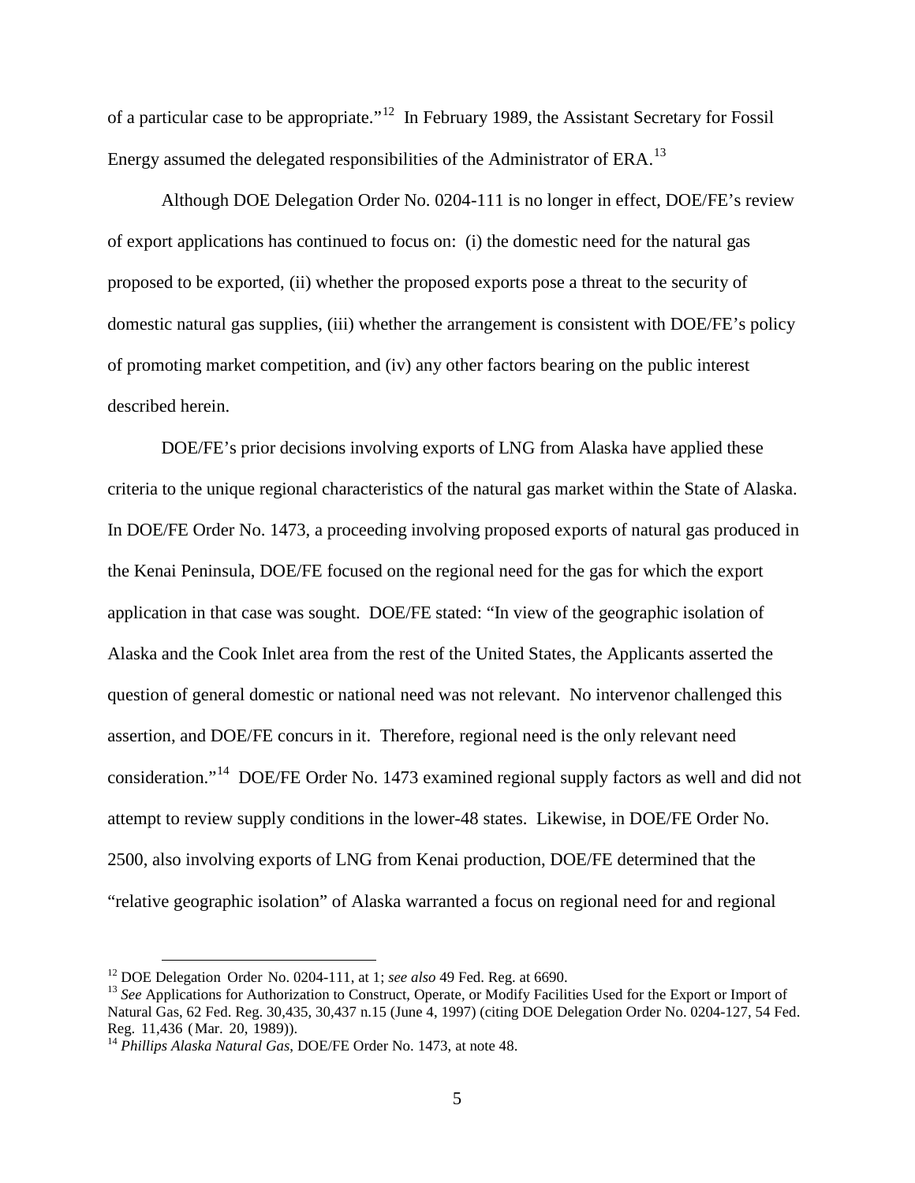of a particular case to be appropriate."[12] In February 1989, the Assistant Secretary for Fossil Energy assumed the delegated responsibilities of the Administrator of ERA.[13]

Although DOE Delegation Order No. 0204-111 is no longer in effect, DOE/FE's review of export applications has continued to focus on: (i) the domestic need for the natural gas proposed to be exported, (ii) whether the proposed exports pose a threat to the security of domestic natural gas supplies, (iii) whether the arrangement is consistent with DOE/FE's policy of promoting market competition, and (iv) any other factors bearing on the public interest described herein.

DOE/FE's prior decisions involving exports of LNG from Alaska have applied these criteria to the unique regional characteristics of the natural gas market within the State of Alaska. In DOE/FE Order No. 1473, a proceeding involving proposed exports of natural gas produced in the Kenai Peninsula, DOE/FE focused on the regional need for the gas for which the export application in that case was sought. DOE/FE stated: "In view of the geographic isolation of Alaska and the Cook Inlet area from the rest of the United States, the Applicants asserted the question of general domestic or national need was not relevant. No intervenor challenged this assertion, and DOE/FE concurs in it. Therefore, regional need is the only relevant need consideration."[14] DOE/FE Order No. 1473 examined regional supply factors as well and did not attempt to review supply conditions in the lower-48 states. Likewise, in DOE/FE Order No. 2500, also involving exports of LNG from Kenai production, DOE/FE determined that the "relative geographic isolation" of Alaska warranted a focus on regional need for and regional

[12] DOE Delegation Order No. 0204-111, at 1; *see also* 49 Fed. Reg. at 6690.

[13] *See* Applications for Authorization to Construct, Operate, or Modify Facilities Used for the Export or Import of Natural Gas, 62 Fed. Reg. 30,435, 30,437 n.15 (June 4, 1997) (citing DOE Delegation Order No. 0204-127, 54 Fed. Reg. 11,436 (Mar. 20, 1989)).

[14] *Phillips Alaska Natural Gas*, DOE/FE Order No. 1473, at note 48.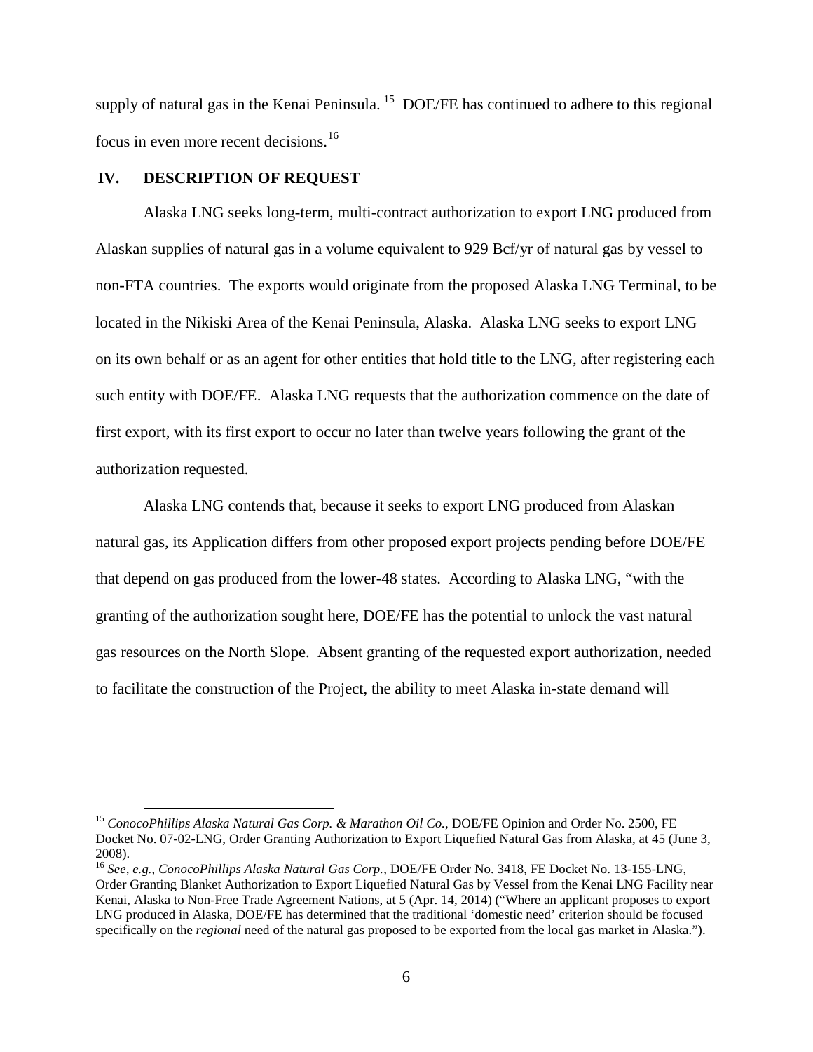supply of natural gas in the Kenai Peninsula.[15] DOE/FE has continued to adhere to this regional focus in even more recent decisions.[16]

## IV. DESCRIPTION OF REQUEST

Alaska LNG seeks long-term, multi-contract authorization to export LNG produced from Alaskan supplies of natural gas in a volume equivalent to 929 Bcf/yr of natural gas by vessel to non-FTA countries. The exports would originate from the proposed Alaska LNG Terminal, to be located in the Nikiski Area of the Kenai Peninsula, Alaska. Alaska LNG seeks to export LNG on its own behalf or as an agent for other entities that hold title to the LNG, after registering each such entity with DOE/FE. Alaska LNG requests that the authorization commence on the date of first export, with its first export to occur no later than twelve years following the grant of the authorization requested.

Alaska LNG contends that, because it seeks to export LNG produced from Alaskan natural gas, its Application differs from other proposed export projects pending before DOE/FE that depend on gas produced from the lower-48 states. According to Alaska LNG, "with the granting of the authorization sought here, DOE/FE has the potential to unlock the vast natural gas resources on the North Slope. Absent granting of the requested export authorization, needed to facilitate the construction of the Project, the ability to meet Alaska in-state demand will

---

[15] *ConocoPhillips Alaska Natural Gas Corp. & Marathon Oil Co.*, DOE/FE Opinion and Order No. 2500, FE Docket No. 07-02-LNG, Order Granting Authorization to Export Liquefied Natural Gas from Alaska, at 45 (June 3, 2008).

[16] *See, e.g.*, *ConocoPhillips Alaska Natural Gas Corp.*, DOE/FE Order No. 3418, FE Docket No. 13-155-LNG, Order Granting Blanket Authorization to Export Liquefied Natural Gas by Vessel from the Kenai LNG Facility near Kenai, Alaska to Non-Free Trade Agreement Nations, at 5 (Apr. 14, 2014) ("Where an applicant proposes to export LNG produced in Alaska, DOE/FE has determined that the traditional 'domestic need' criterion should be focused specifically on the *regional* need of the natural gas proposed to be exported from the local gas market in Alaska.").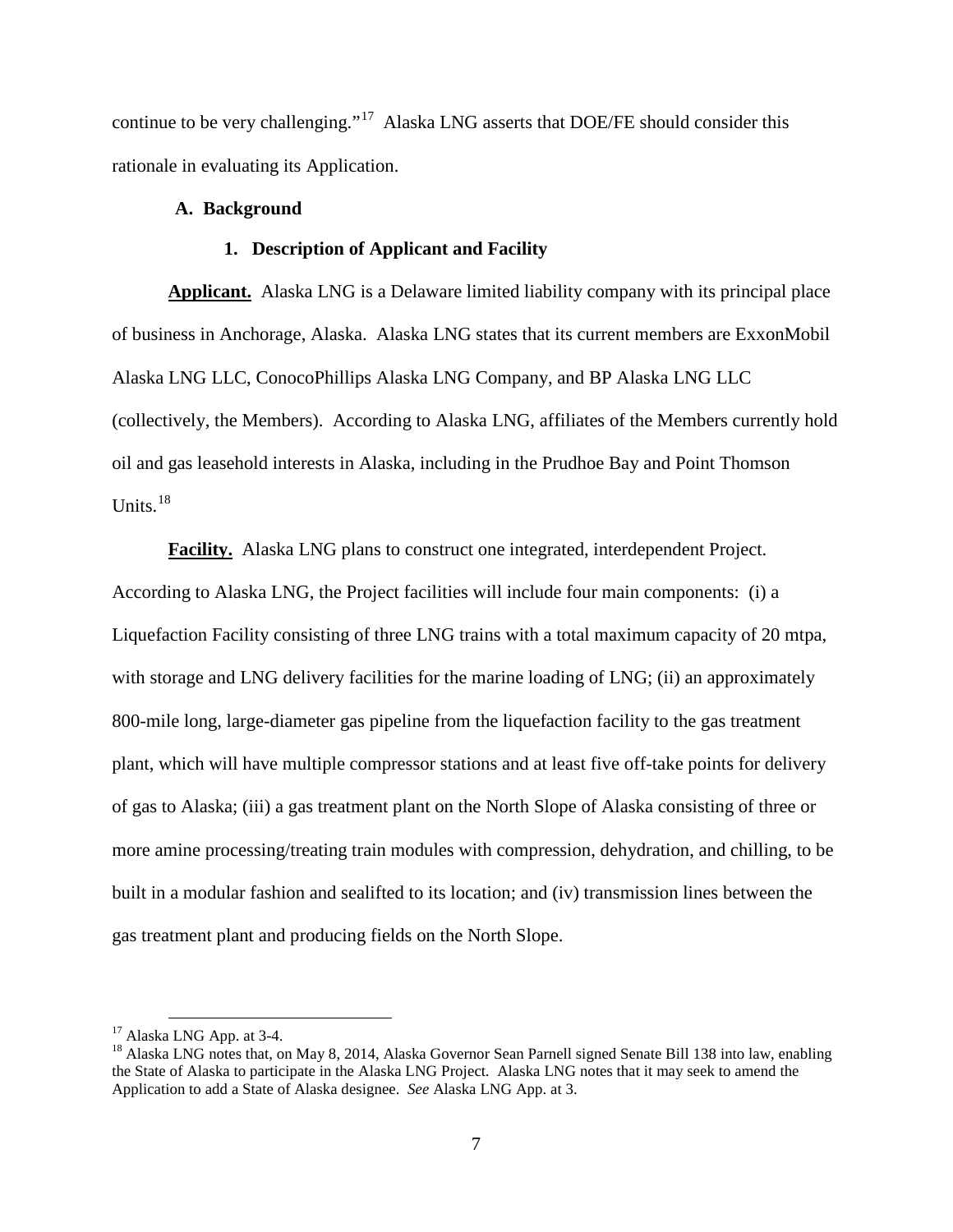continue to be very challenging."[17] Alaska LNG asserts that DOE/FE should consider this rationale in evaluating its Application.

### A. Background

#### 1. Description of Applicant and Facility

**Applicant.** Alaska LNG is a Delaware limited liability company with its principal place of business in Anchorage, Alaska. Alaska LNG states that its current members are ExxonMobil Alaska LNG LLC, ConocoPhillips Alaska LNG Company, and BP Alaska LNG LLC (collectively, the Members). According to Alaska LNG, affiliates of the Members currently hold oil and gas leasehold interests in Alaska, including in the Prudhoe Bay and Point Thomson Units.[18]

**Facility.** Alaska LNG plans to construct one integrated, interdependent Project. According to Alaska LNG, the Project facilities will include four main components: (i) a Liquefaction Facility consisting of three LNG trains with a total maximum capacity of 20 mtpa, with storage and LNG delivery facilities for the marine loading of LNG; (ii) an approximately 800-mile long, large-diameter gas pipeline from the liquefaction facility to the gas treatment plant, which will have multiple compressor stations and at least five off-take points for delivery of gas to Alaska; (iii) a gas treatment plant on the North Slope of Alaska consisting of three or more amine processing/treating train modules with compression, dehydration, and chilling, to be built in a modular fashion and sealifted to its location; and (iv) transmission lines between the gas treatment plant and producing fields on the North Slope.

---

[17] Alaska LNG App. at 3-4.

[18] Alaska LNG notes that, on May 8, 2014, Alaska Governor Sean Parnell signed Senate Bill 138 into law, enabling the State of Alaska to participate in the Alaska LNG Project. Alaska LNG notes that it may seek to amend the Application to add a State of Alaska designee. *See* Alaska LNG App. at 3.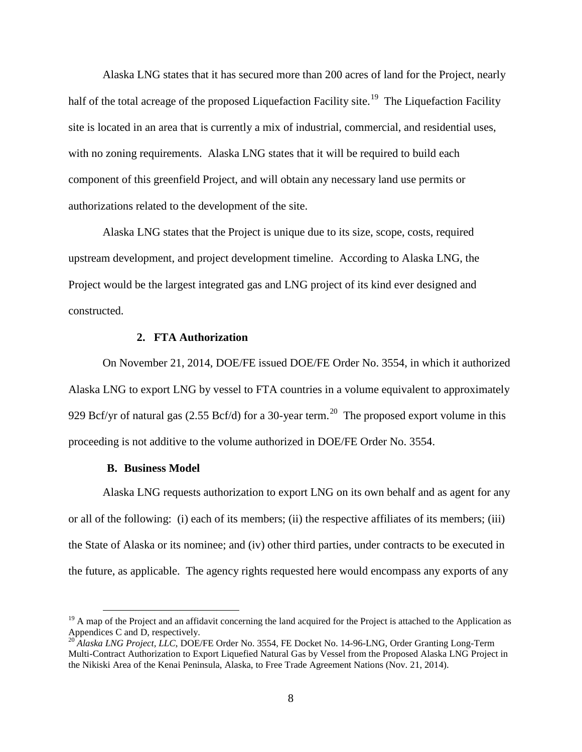Alaska LNG states that it has secured more than 200 acres of land for the Project, nearly half of the total acreage of the proposed Liquefaction Facility site.[19] The Liquefaction Facility site is located in an area that is currently a mix of industrial, commercial, and residential uses, with no zoning requirements. Alaska LNG states that it will be required to build each component of this greenfield Project, and will obtain any necessary land use permits or authorizations related to the development of the site.

Alaska LNG states that the Project is unique due to its size, scope, costs, required upstream development, and project development timeline. According to Alaska LNG, the Project would be the largest integrated gas and LNG project of its kind ever designed and constructed.

### 2. FTA Authorization

On November 21, 2014, DOE/FE issued DOE/FE Order No. 3554, in which it authorized Alaska LNG to export LNG by vessel to FTA countries in a volume equivalent to approximately 929 Bcf/yr of natural gas (2.55 Bcf/d) for a 30-year term.[20] The proposed export volume in this proceeding is not additive to the volume authorized in DOE/FE Order No. 3554.

## B. Business Model

Alaska LNG requests authorization to export LNG on its own behalf and as agent for any or all of the following: (i) each of its members; (ii) the respective affiliates of its members; (iii) the State of Alaska or its nominee; and (iv) other third parties, under contracts to be executed in the future, as applicable. The agency rights requested here would encompass any exports of any

---

[19] A map of the Project and an affidavit concerning the land acquired for the Project is attached to the Application as Appendices C and D, respectively.

[20] *Alaska LNG Project, LLC*, DOE/FE Order No. 3554, FE Docket No. 14-96-LNG, Order Granting Long-Term Multi-Contract Authorization to Export Liquefied Natural Gas by Vessel from the Proposed Alaska LNG Project in the Nikiski Area of the Kenai Peninsula, Alaska, to Free Trade Agreement Nations (Nov. 21, 2014).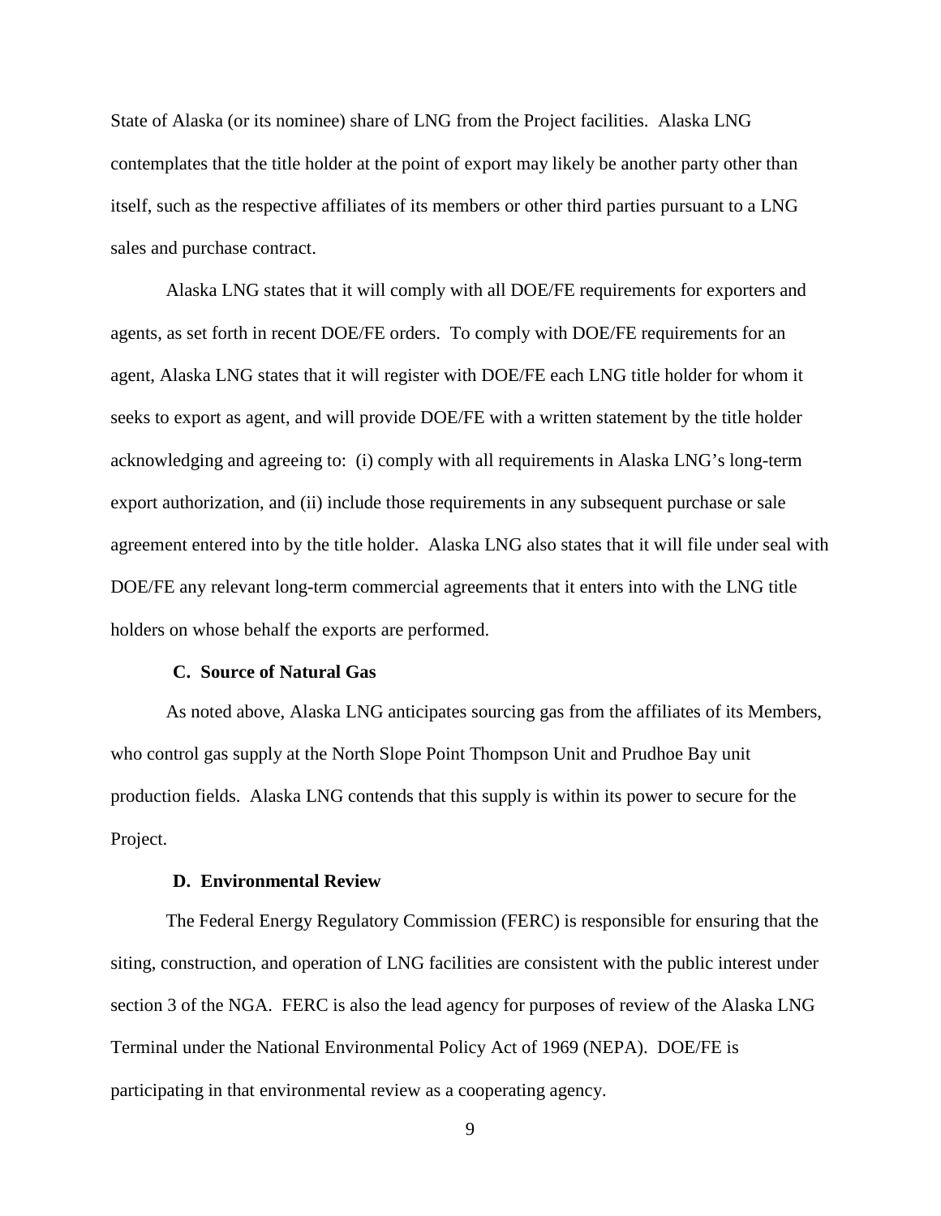State of Alaska (or its nominee) share of LNG from the Project facilities. Alaska LNG contemplates that the title holder at the point of export may likely be another party other than itself, such as the respective affiliates of its members or other third parties pursuant to a LNG sales and purchase contract.

Alaska LNG states that it will comply with all DOE/FE requirements for exporters and agents, as set forth in recent DOE/FE orders. To comply with DOE/FE requirements for an agent, Alaska LNG states that it will register with DOE/FE each LNG title holder for whom it seeks to export as agent, and will provide DOE/FE with a written statement by the title holder acknowledging and agreeing to: (i) comply with all requirements in Alaska LNG's long-term export authorization, and (ii) include those requirements in any subsequent purchase or sale agreement entered into by the title holder. Alaska LNG also states that it will file under seal with DOE/FE any relevant long-term commercial agreements that it enters into with the LNG title holders on whose behalf the exports are performed.

### C. Source of Natural Gas

As noted above, Alaska LNG anticipates sourcing gas from the affiliates of its Members, who control gas supply at the North Slope Point Thompson Unit and Prudhoe Bay unit production fields. Alaska LNG contends that this supply is within its power to secure for the Project.

### D. Environmental Review

The Federal Energy Regulatory Commission (FERC) is responsible for ensuring that the siting, construction, and operation of LNG facilities are consistent with the public interest under section 3 of the NGA. FERC is also the lead agency for purposes of review of the Alaska LNG Terminal under the National Environmental Policy Act of 1969 (NEPA). DOE/FE is participating in that environmental review as a cooperating agency.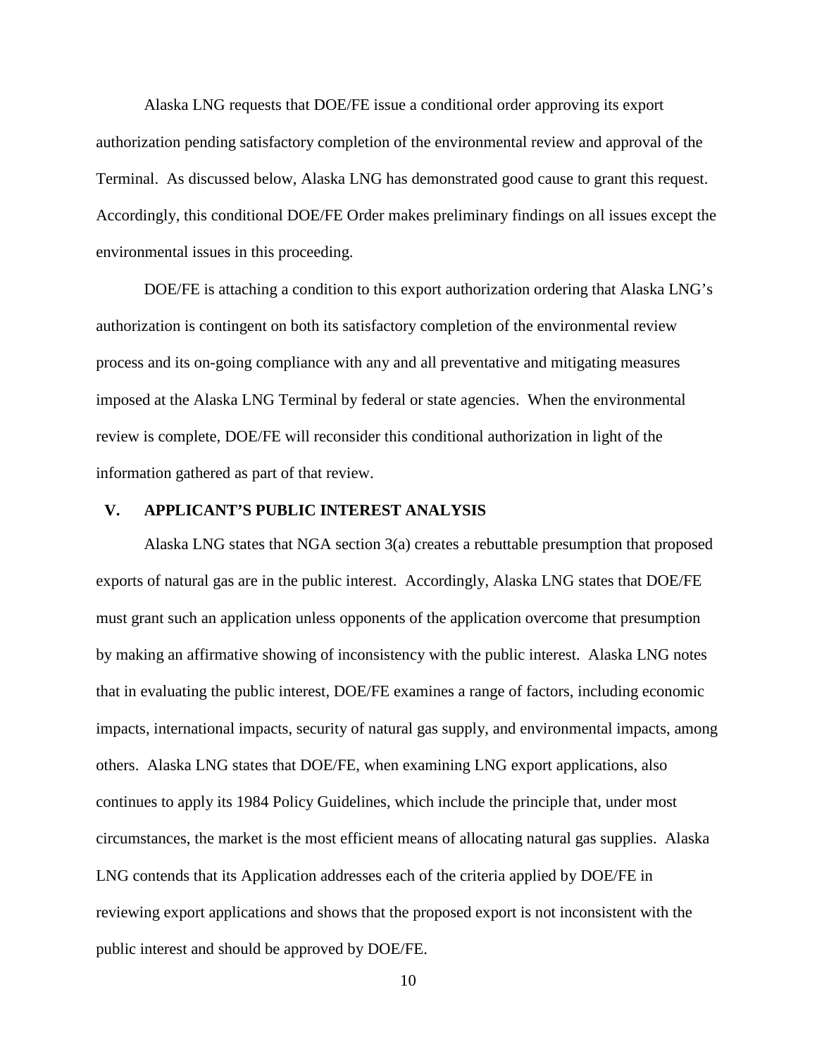Alaska LNG requests that DOE/FE issue a conditional order approving its export authorization pending satisfactory completion of the environmental review and approval of the Terminal. As discussed below, Alaska LNG has demonstrated good cause to grant this request. Accordingly, this conditional DOE/FE Order makes preliminary findings on all issues except the environmental issues in this proceeding.

DOE/FE is attaching a condition to this export authorization ordering that Alaska LNG's authorization is contingent on both its satisfactory completion of the environmental review process and its on-going compliance with any and all preventative and mitigating measures imposed at the Alaska LNG Terminal by federal or state agencies. When the environmental review is complete, DOE/FE will reconsider this conditional authorization in light of the information gathered as part of that review.

## V. APPLICANT'S PUBLIC INTEREST ANALYSIS

Alaska LNG states that NGA section 3(a) creates a rebuttable presumption that proposed exports of natural gas are in the public interest. Accordingly, Alaska LNG states that DOE/FE must grant such an application unless opponents of the application overcome that presumption by making an affirmative showing of inconsistency with the public interest. Alaska LNG notes that in evaluating the public interest, DOE/FE examines a range of factors, including economic impacts, international impacts, security of natural gas supply, and environmental impacts, among others. Alaska LNG states that DOE/FE, when examining LNG export applications, also continues to apply its 1984 Policy Guidelines, which include the principle that, under most circumstances, the market is the most efficient means of allocating natural gas supplies. Alaska LNG contends that its Application addresses each of the criteria applied by DOE/FE in reviewing export applications and shows that the proposed export is not inconsistent with the public interest and should be approved by DOE/FE.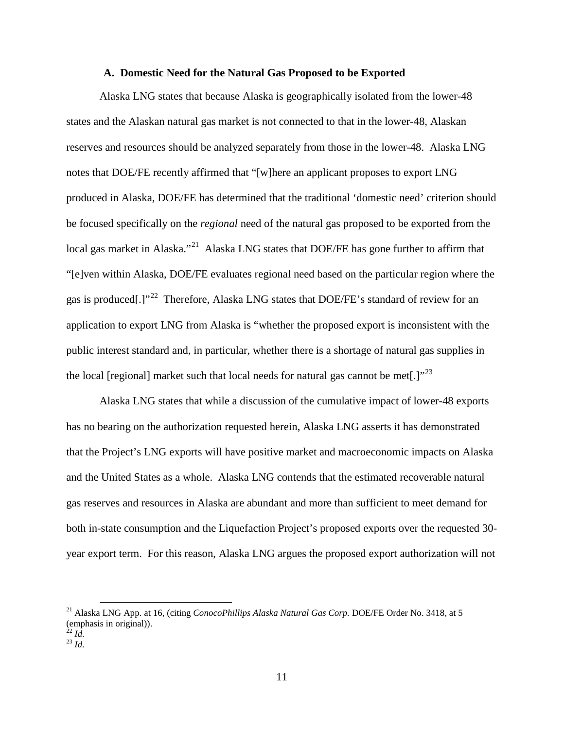### A. Domestic Need for the Natural Gas Proposed to be Exported

Alaska LNG states that because Alaska is geographically isolated from the lower-48 states and the Alaskan natural gas market is not connected to that in the lower-48, Alaskan reserves and resources should be analyzed separately from those in the lower-48. Alaska LNG notes that DOE/FE recently affirmed that "[w]here an applicant proposes to export LNG produced in Alaska, DOE/FE has determined that the traditional 'domestic need' criterion should be focused specifically on the *regional* need of the natural gas proposed to be exported from the local gas market in Alaska."[21] Alaska LNG states that DOE/FE has gone further to affirm that "[e]ven within Alaska, DOE/FE evaluates regional need based on the particular region where the gas is produced[.]"[22] Therefore, Alaska LNG states that DOE/FE's standard of review for an application to export LNG from Alaska is "whether the proposed export is inconsistent with the public interest standard and, in particular, whether there is a shortage of natural gas supplies in the local [regional] market such that local needs for natural gas cannot be met[.]"[23]

Alaska LNG states that while a discussion of the cumulative impact of lower-48 exports has no bearing on the authorization requested herein, Alaska LNG asserts it has demonstrated that the Project's LNG exports will have positive market and macroeconomic impacts on Alaska and the United States as a whole. Alaska LNG contends that the estimated recoverable natural gas reserves and resources in Alaska are abundant and more than sufficient to meet demand for both in-state consumption and the Liquefaction Project's proposed exports over the requested 30-year export term. For this reason, Alaska LNG argues the proposed export authorization will not

---

[21] Alaska LNG App. at 16, (citing *ConocoPhillips Alaska Natural Gas Corp.* DOE/FE Order No. 3418, at 5 (emphasis in original)).

[22] *Id.*

[23] *Id.*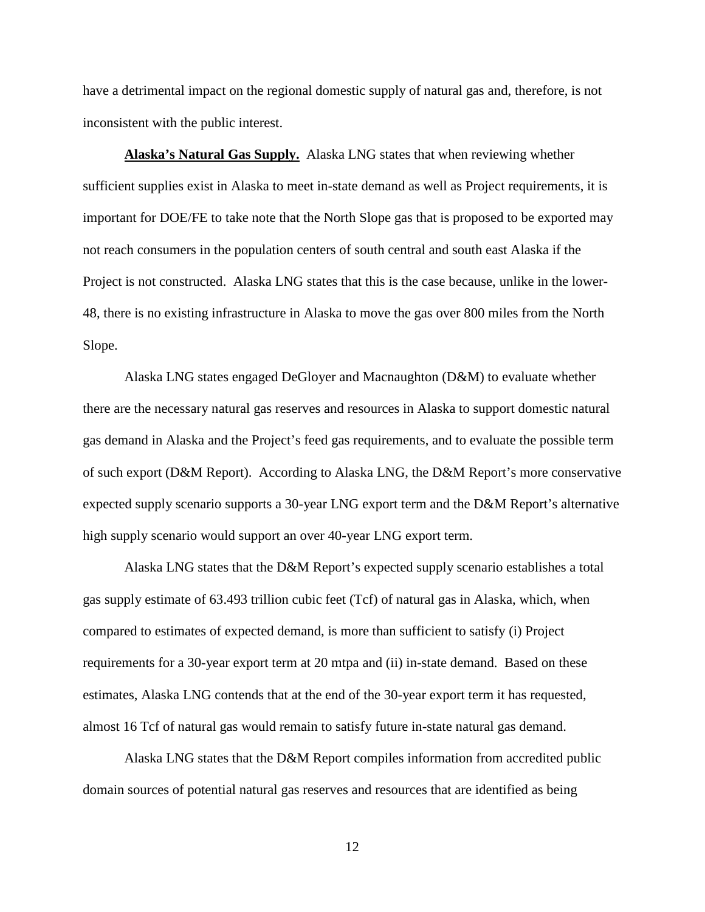have a detrimental impact on the regional domestic supply of natural gas and, therefore, is not inconsistent with the public interest.

**Alaska's Natural Gas Supply.** Alaska LNG states that when reviewing whether sufficient supplies exist in Alaska to meet in-state demand as well as Project requirements, it is important for DOE/FE to take note that the North Slope gas that is proposed to be exported may not reach consumers in the population centers of south central and south east Alaska if the Project is not constructed. Alaska LNG states that this is the case because, unlike in the lower-48, there is no existing infrastructure in Alaska to move the gas over 800 miles from the North Slope.

Alaska LNG states engaged DeGloyer and Macnaughton (D&M) to evaluate whether there are the necessary natural gas reserves and resources in Alaska to support domestic natural gas demand in Alaska and the Project's feed gas requirements, and to evaluate the possible term of such export (D&M Report). According to Alaska LNG, the D&M Report's more conservative expected supply scenario supports a 30-year LNG export term and the D&M Report's alternative high supply scenario would support an over 40-year LNG export term.

Alaska LNG states that the D&M Report's expected supply scenario establishes a total gas supply estimate of 63.493 trillion cubic feet (Tcf) of natural gas in Alaska, which, when compared to estimates of expected demand, is more than sufficient to satisfy (i) Project requirements for a 30-year export term at 20 mtpa and (ii) in-state demand. Based on these estimates, Alaska LNG contends that at the end of the 30-year export term it has requested, almost 16 Tcf of natural gas would remain to satisfy future in-state natural gas demand.

Alaska LNG states that the D&M Report compiles information from accredited public domain sources of potential natural gas reserves and resources that are identified as being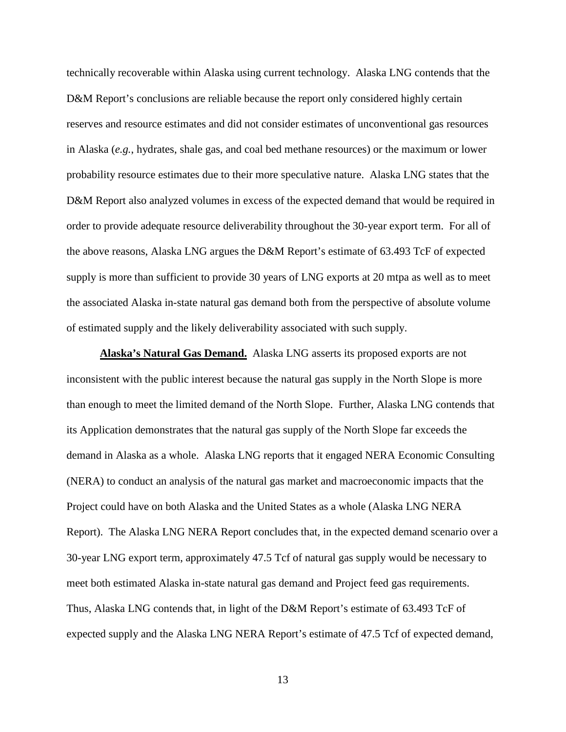technically recoverable within Alaska using current technology. Alaska LNG contends that the D&M Report's conclusions are reliable because the report only considered highly certain reserves and resource estimates and did not consider estimates of unconventional gas resources in Alaska (*e.g.*, hydrates, shale gas, and coal bed methane resources) or the maximum or lower probability resource estimates due to their more speculative nature. Alaska LNG states that the D&M Report also analyzed volumes in excess of the expected demand that would be required in order to provide adequate resource deliverability throughout the 30-year export term. For all of the above reasons, Alaska LNG argues the D&M Report's estimate of 63.493 TcF of expected supply is more than sufficient to provide 30 years of LNG exports at 20 mtpa as well as to meet the associated Alaska in-state natural gas demand both from the perspective of absolute volume of estimated supply and the likely deliverability associated with such supply.

**Alaska's Natural Gas Demand.** Alaska LNG asserts its proposed exports are not inconsistent with the public interest because the natural gas supply in the North Slope is more than enough to meet the limited demand of the North Slope. Further, Alaska LNG contends that its Application demonstrates that the natural gas supply of the North Slope far exceeds the demand in Alaska as a whole. Alaska LNG reports that it engaged NERA Economic Consulting (NERA) to conduct an analysis of the natural gas market and macroeconomic impacts that the Project could have on both Alaska and the United States as a whole (Alaska LNG NERA Report). The Alaska LNG NERA Report concludes that, in the expected demand scenario over a 30-year LNG export term, approximately 47.5 Tcf of natural gas supply would be necessary to meet both estimated Alaska in-state natural gas demand and Project feed gas requirements. Thus, Alaska LNG contends that, in light of the D&M Report's estimate of 63.493 TcF of expected supply and the Alaska LNG NERA Report's estimate of 47.5 Tcf of expected demand,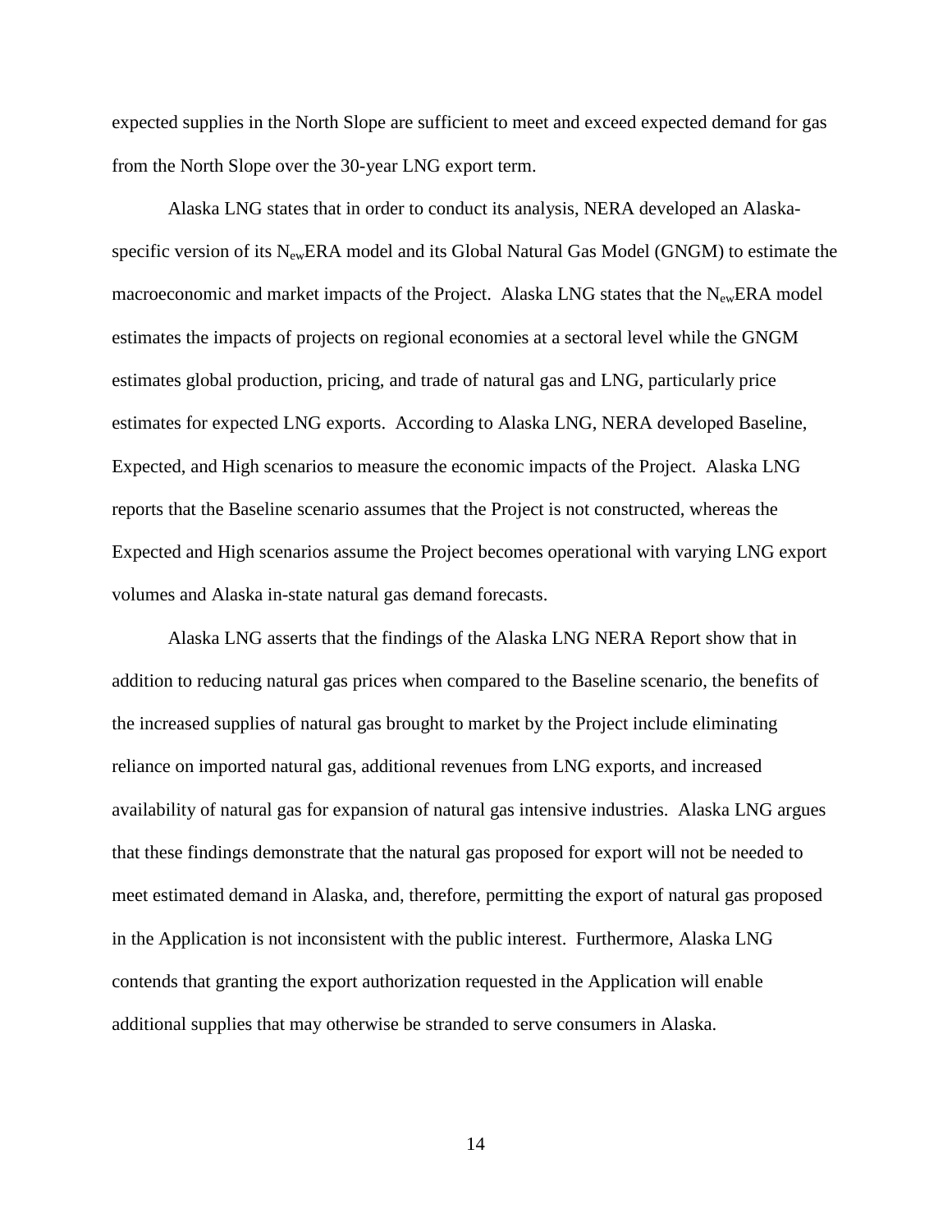expected supplies in the North Slope are sufficient to meet and exceed expected demand for gas from the North Slope over the 30-year LNG export term.

Alaska LNG states that in order to conduct its analysis, NERA developed an Alaska-specific version of its $N_{ew}$ERA model and its Global Natural Gas Model (GNGM) to estimate the macroeconomic and market impacts of the Project. Alaska LNG states that the $N_{ew}$ERA model estimates the impacts of projects on regional economies at a sectoral level while the GNGM estimates global production, pricing, and trade of natural gas and LNG, particularly price estimates for expected LNG exports. According to Alaska LNG, NERA developed Baseline, Expected, and High scenarios to measure the economic impacts of the Project. Alaska LNG reports that the Baseline scenario assumes that the Project is not constructed, whereas the Expected and High scenarios assume the Project becomes operational with varying LNG export volumes and Alaska in-state natural gas demand forecasts.

Alaska LNG asserts that the findings of the Alaska LNG NERA Report show that in addition to reducing natural gas prices when compared to the Baseline scenario, the benefits of the increased supplies of natural gas brought to market by the Project include eliminating reliance on imported natural gas, additional revenues from LNG exports, and increased availability of natural gas for expansion of natural gas intensive industries. Alaska LNG argues that these findings demonstrate that the natural gas proposed for export will not be needed to meet estimated demand in Alaska, and, therefore, permitting the export of natural gas proposed in the Application is not inconsistent with the public interest. Furthermore, Alaska LNG contends that granting the export authorization requested in the Application will enable additional supplies that may otherwise be stranded to serve consumers in Alaska.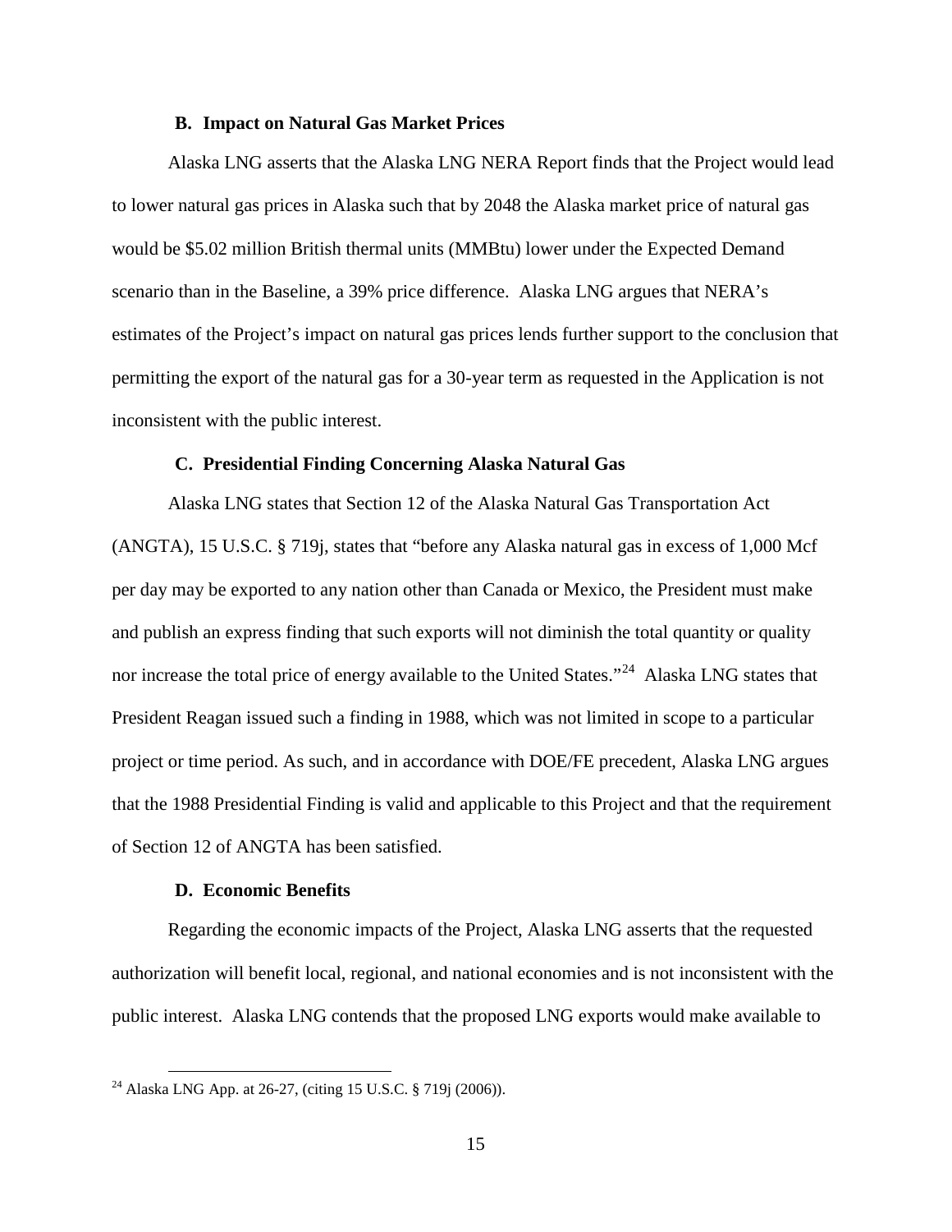### B. Impact on Natural Gas Market Prices

Alaska LNG asserts that the Alaska LNG NERA Report finds that the Project would lead to lower natural gas prices in Alaska such that by 2048 the Alaska market price of natural gas would be \$5.02 million British thermal units (MMBtu) lower under the Expected Demand scenario than in the Baseline, a 39% price difference. Alaska LNG argues that NERA's estimates of the Project's impact on natural gas prices lends further support to the conclusion that permitting the export of the natural gas for a 30-year term as requested in the Application is not inconsistent with the public interest.

### C. Presidential Finding Concerning Alaska Natural Gas

Alaska LNG states that Section 12 of the Alaska Natural Gas Transportation Act (ANGTA), 15 U.S.C. § 719j, states that "before any Alaska natural gas in excess of 1,000 Mcf per day may be exported to any nation other than Canada or Mexico, the President must make and publish an express finding that such exports will not diminish the total quantity or quality nor increase the total price of energy available to the United States."[24] Alaska LNG states that President Reagan issued such a finding in 1988, which was not limited in scope to a particular project or time period. As such, and in accordance with DOE/FE precedent, Alaska LNG argues that the 1988 Presidential Finding is valid and applicable to this Project and that the requirement of Section 12 of ANGTA has been satisfied.

### D. Economic Benefits

Regarding the economic impacts of the Project, Alaska LNG asserts that the requested authorization will benefit local, regional, and national economies and is not inconsistent with the public interest. Alaska LNG contends that the proposed LNG exports would make available to

---

[24] Alaska LNG App. at 26-27, (citing 15 U.S.C. § 719j (2006)).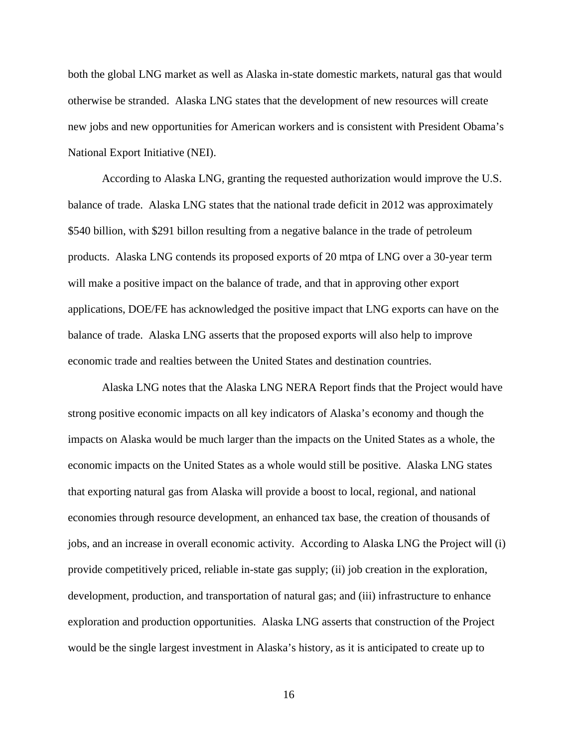both the global LNG market as well as Alaska in-state domestic markets, natural gas that would otherwise be stranded. Alaska LNG states that the development of new resources will create new jobs and new opportunities for American workers and is consistent with President Obama's National Export Initiative (NEI).

According to Alaska LNG, granting the requested authorization would improve the U.S. balance of trade. Alaska LNG states that the national trade deficit in 2012 was approximately $540 billion, with $291 billon resulting from a negative balance in the trade of petroleum products. Alaska LNG contends its proposed exports of 20 mtpa of LNG over a 30-year term will make a positive impact on the balance of trade, and that in approving other export applications, DOE/FE has acknowledged the positive impact that LNG exports can have on the balance of trade. Alaska LNG asserts that the proposed exports will also help to improve economic trade and realties between the United States and destination countries.

Alaska LNG notes that the Alaska LNG NERA Report finds that the Project would have strong positive economic impacts on all key indicators of Alaska's economy and though the impacts on Alaska would be much larger than the impacts on the United States as a whole, the economic impacts on the United States as a whole would still be positive. Alaska LNG states that exporting natural gas from Alaska will provide a boost to local, regional, and national economies through resource development, an enhanced tax base, the creation of thousands of jobs, and an increase in overall economic activity. According to Alaska LNG the Project will (i) provide competitively priced, reliable in-state gas supply; (ii) job creation in the exploration, development, production, and transportation of natural gas; and (iii) infrastructure to enhance exploration and production opportunities. Alaska LNG asserts that construction of the Project would be the single largest investment in Alaska's history, as it is anticipated to create up to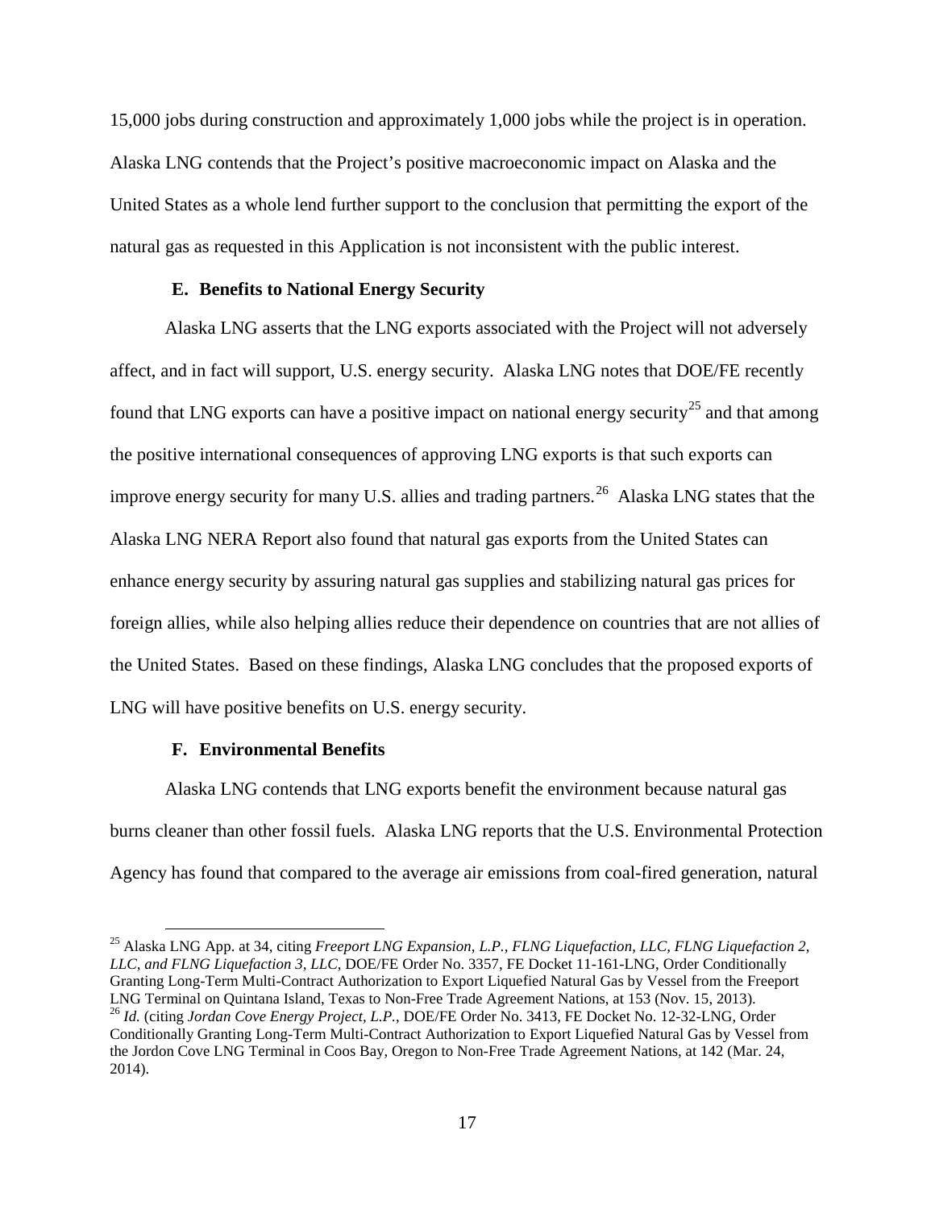15,000 jobs during construction and approximately 1,000 jobs while the project is in operation. Alaska LNG contends that the Project's positive macroeconomic impact on Alaska and the United States as a whole lend further support to the conclusion that permitting the export of the natural gas as requested in this Application is not inconsistent with the public interest.

### E. Benefits to National Energy Security

Alaska LNG asserts that the LNG exports associated with the Project will not adversely affect, and in fact will support, U.S. energy security. Alaska LNG notes that DOE/FE recently found that LNG exports can have a positive impact on national energy security[25] and that among the positive international consequences of approving LNG exports is that such exports can improve energy security for many U.S. allies and trading partners.[26] Alaska LNG states that the Alaska LNG NERA Report also found that natural gas exports from the United States can enhance energy security by assuring natural gas supplies and stabilizing natural gas prices for foreign allies, while also helping allies reduce their dependence on countries that are not allies of the United States. Based on these findings, Alaska LNG concludes that the proposed exports of LNG will have positive benefits on U.S. energy security.

### F. Environmental Benefits

Alaska LNG contends that LNG exports benefit the environment because natural gas burns cleaner than other fossil fuels. Alaska LNG reports that the U.S. Environmental Protection Agency has found that compared to the average air emissions from coal-fired generation, natural

---

[25] Alaska LNG App. at 34, citing *Freeport LNG Expansion, L.P., FLNG Liquefaction, LLC, FLNG Liquefaction 2, LLC, and FLNG Liquefaction 3, LLC*, DOE/FE Order No. 3357, FE Docket 11-161-LNG, Order Conditionally Granting Long-Term Multi-Contract Authorization to Export Liquefied Natural Gas by Vessel from the Freeport LNG Terminal on Quintana Island, Texas to Non-Free Trade Agreement Nations, at 153 (Nov. 15, 2013).

[26] *Id.* (citing *Jordan Cove Energy Project, L.P.*, DOE/FE Order No. 3413, FE Docket No. 12-32-LNG, Order Conditionally Granting Long-Term Multi-Contract Authorization to Export Liquefied Natural Gas by Vessel from the Jordon Cove LNG Terminal in Coos Bay, Oregon to Non-Free Trade Agreement Nations, at 142 (Mar. 24, 2014).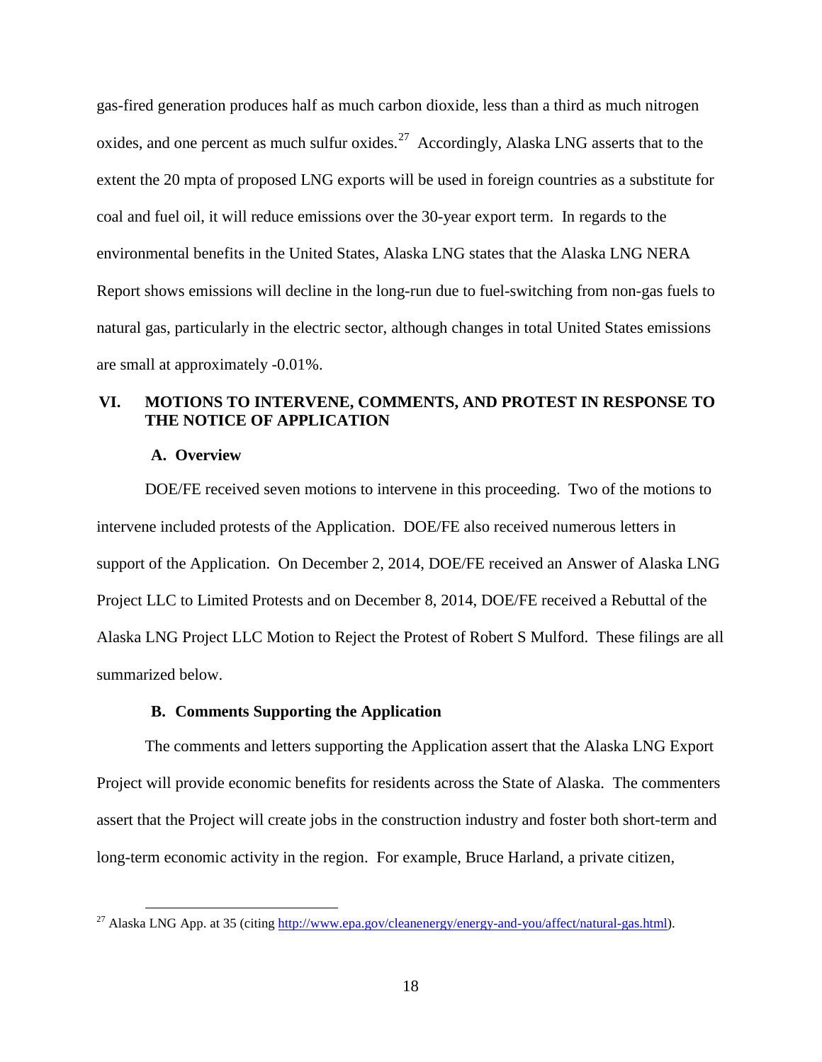gas-fired generation produces half as much carbon dioxide, less than a third as much nitrogen oxides, and one percent as much sulfur oxides.[27] Accordingly, Alaska LNG asserts that to the extent the 20 mpta of proposed LNG exports will be used in foreign countries as a substitute for coal and fuel oil, it will reduce emissions over the 30-year export term. In regards to the environmental benefits in the United States, Alaska LNG states that the Alaska LNG NERA Report shows emissions will decline in the long-run due to fuel-switching from non-gas fuels to natural gas, particularly in the electric sector, although changes in total United States emissions are small at approximately -0.01%.

## VI. MOTIONS TO INTERVENE, COMMENTS, AND PROTEST IN RESPONSE TO THE NOTICE OF APPLICATION

### A. Overview

DOE/FE received seven motions to intervene in this proceeding. Two of the motions to intervene included protests of the Application. DOE/FE also received numerous letters in support of the Application. On December 2, 2014, DOE/FE received an Answer of Alaska LNG Project LLC to Limited Protests and on December 8, 2014, DOE/FE received a Rebuttal of the Alaska LNG Project LLC Motion to Reject the Protest of Robert S Mulford. These filings are all summarized below.

### B. Comments Supporting the Application

The comments and letters supporting the Application assert that the Alaska LNG Export Project will provide economic benefits for residents across the State of Alaska. The commenters assert that the Project will create jobs in the construction industry and foster both short-term and long-term economic activity in the region. For example, Bruce Harland, a private citizen,

[27] Alaska LNG App. at 35 (citing http://www.epa.gov/cleanenergy/energy-and-you/affect/natural-gas.html).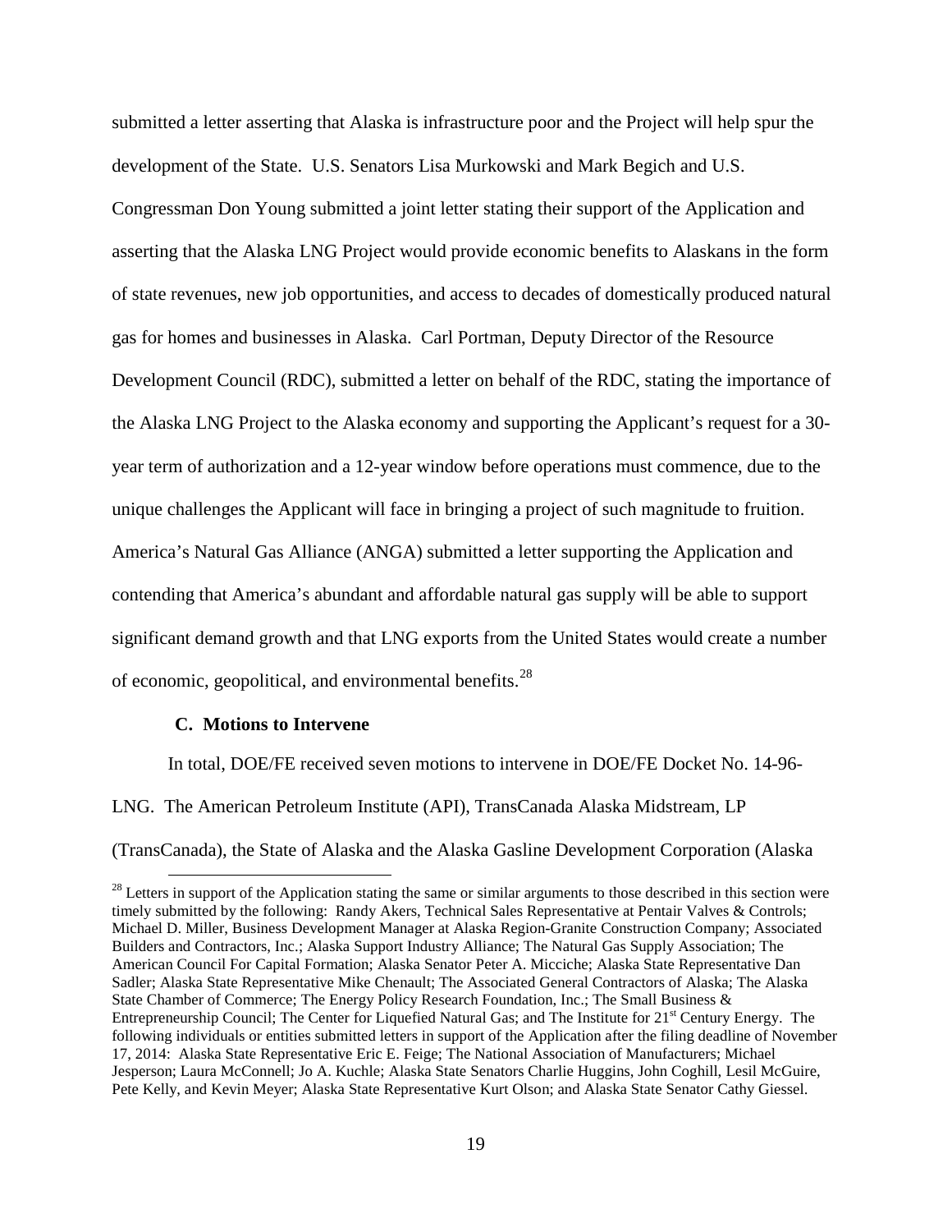submitted a letter asserting that Alaska is infrastructure poor and the Project will help spur the development of the State. U.S. Senators Lisa Murkowski and Mark Begich and U.S. Congressman Don Young submitted a joint letter stating their support of the Application and asserting that the Alaska LNG Project would provide economic benefits to Alaskans in the form of state revenues, new job opportunities, and access to decades of domestically produced natural gas for homes and businesses in Alaska. Carl Portman, Deputy Director of the Resource Development Council (RDC), submitted a letter on behalf of the RDC, stating the importance of the Alaska LNG Project to the Alaska economy and supporting the Applicant's request for a 30-year term of authorization and a 12-year window before operations must commence, due to the unique challenges the Applicant will face in bringing a project of such magnitude to fruition. America's Natural Gas Alliance (ANGA) submitted a letter supporting the Application and contending that America's abundant and affordable natural gas supply will be able to support significant demand growth and that LNG exports from the United States would create a number of economic, geopolitical, and environmental benefits.[28]

### C. Motions to Intervene

In total, DOE/FE received seven motions to intervene in DOE/FE Docket No. 14-96-LNG. The American Petroleum Institute (API), TransCanada Alaska Midstream, LP (TransCanada), the State of Alaska and the Alaska Gasline Development Corporation (Alaska

[28] Letters in support of the Application stating the same or similar arguments to those described in this section were timely submitted by the following: Randy Akers, Technical Sales Representative at Pentair Valves & Controls; Michael D. Miller, Business Development Manager at Alaska Region-Granite Construction Company; Associated Builders and Contractors, Inc.; Alaska Support Industry Alliance; The Natural Gas Supply Association; The American Council For Capital Formation; Alaska Senator Peter A. Micciche; Alaska State Representative Dan Sadler; Alaska State Representative Mike Chenault; The Associated General Contractors of Alaska; The Alaska State Chamber of Commerce; The Energy Policy Research Foundation, Inc.; The Small Business & Entrepreneurship Council; The Center for Liquefied Natural Gas; and The Institute for 21st Century Energy. The following individuals or entities submitted letters in support of the Application after the filing deadline of November 17, 2014: Alaska State Representative Eric E. Feige; The National Association of Manufacturers; Michael Jesperson; Laura McConnell; Jo A. Kuchle; Alaska State Senators Charlie Huggins, John Coghill, Lesil McGuire, Pete Kelly, and Kevin Meyer; Alaska State Representative Kurt Olson; and Alaska State Senator Cathy Giessel.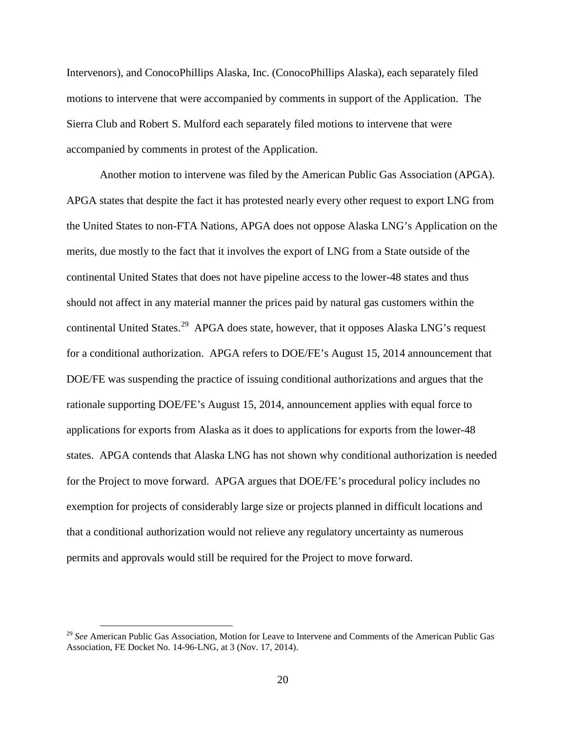Intervenors), and ConocoPhillips Alaska, Inc. (ConocoPhillips Alaska), each separately filed motions to intervene that were accompanied by comments in support of the Application. The Sierra Club and Robert S. Mulford each separately filed motions to intervene that were accompanied by comments in protest of the Application.

Another motion to intervene was filed by the American Public Gas Association (APGA). APGA states that despite the fact it has protested nearly every other request to export LNG from the United States to non-FTA Nations, APGA does not oppose Alaska LNG's Application on the merits, due mostly to the fact that it involves the export of LNG from a State outside of the continental United States that does not have pipeline access to the lower-48 states and thus should not affect in any material manner the prices paid by natural gas customers within the continental United States.[29] APGA does state, however, that it opposes Alaska LNG's request for a conditional authorization. APGA refers to DOE/FE's August 15, 2014 announcement that DOE/FE was suspending the practice of issuing conditional authorizations and argues that the rationale supporting DOE/FE's August 15, 2014, announcement applies with equal force to applications for exports from Alaska as it does to applications for exports from the lower-48 states. APGA contends that Alaska LNG has not shown why conditional authorization is needed for the Project to move forward. APGA argues that DOE/FE's procedural policy includes no exemption for projects of considerably large size or projects planned in difficult locations and that a conditional authorization would not relieve any regulatory uncertainty as numerous permits and approvals would still be required for the Project to move forward.

[29] *See* American Public Gas Association, Motion for Leave to Intervene and Comments of the American Public Gas Association, FE Docket No. 14-96-LNG, at 3 (Nov. 17, 2014).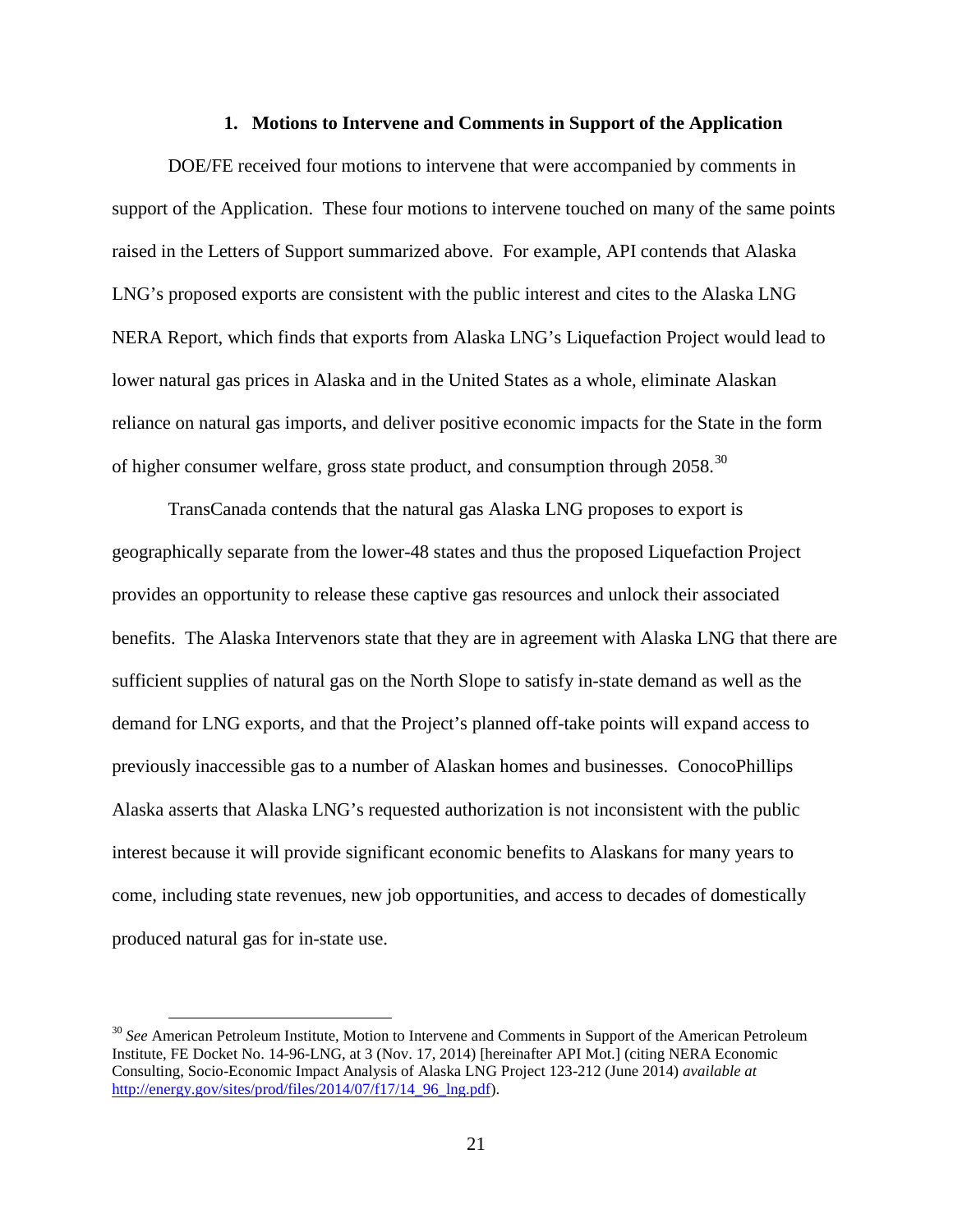### 1. Motions to Intervene and Comments in Support of the Application

DOE/FE received four motions to intervene that were accompanied by comments in support of the Application. These four motions to intervene touched on many of the same points raised in the Letters of Support summarized above. For example, API contends that Alaska LNG's proposed exports are consistent with the public interest and cites to the Alaska LNG NERA Report, which finds that exports from Alaska LNG's Liquefaction Project would lead to lower natural gas prices in Alaska and in the United States as a whole, eliminate Alaskan reliance on natural gas imports, and deliver positive economic impacts for the State in the form of higher consumer welfare, gross state product, and consumption through 2058.[30]

TransCanada contends that the natural gas Alaska LNG proposes to export is geographically separate from the lower-48 states and thus the proposed Liquefaction Project provides an opportunity to release these captive gas resources and unlock their associated benefits. The Alaska Intervenors state that they are in agreement with Alaska LNG that there are sufficient supplies of natural gas on the North Slope to satisfy in-state demand as well as the demand for LNG exports, and that the Project's planned off-take points will expand access to previously inaccessible gas to a number of Alaskan homes and businesses. ConocoPhillips Alaska asserts that Alaska LNG's requested authorization is not inconsistent with the public interest because it will provide significant economic benefits to Alaskans for many years to come, including state revenues, new job opportunities, and access to decades of domestically produced natural gas for in-state use.

---

[30] *See* American Petroleum Institute, Motion to Intervene and Comments in Support of the American Petroleum Institute, FE Docket No. 14-96-LNG, at 3 (Nov. 17, 2014) [hereinafter API Mot.] (citing NERA Economic Consulting, Socio-Economic Impact Analysis of Alaska LNG Project 123-212 (June 2014) *available at* http://energy.gov/sites/prod/files/2014/07/f17/14_96_lng.pdf).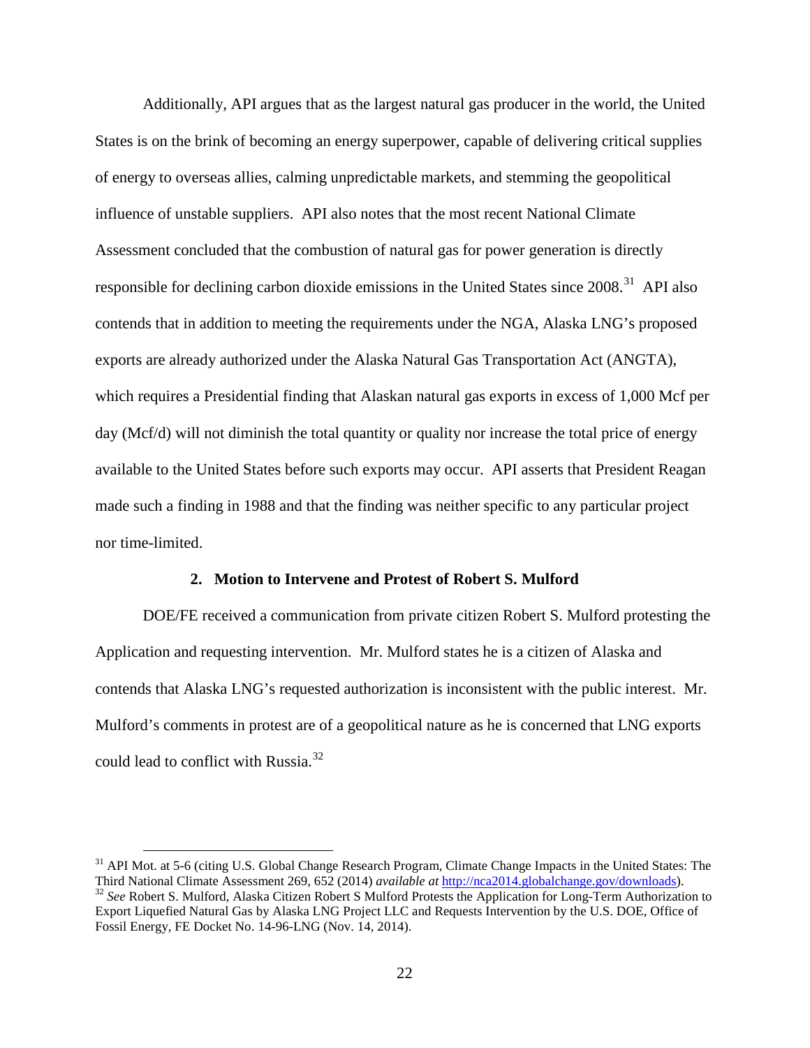Additionally, API argues that as the largest natural gas producer in the world, the United States is on the brink of becoming an energy superpower, capable of delivering critical supplies of energy to overseas allies, calming unpredictable markets, and stemming the geopolitical influence of unstable suppliers. API also notes that the most recent National Climate Assessment concluded that the combustion of natural gas for power generation is directly responsible for declining carbon dioxide emissions in the United States since 2008.[31] API also contends that in addition to meeting the requirements under the NGA, Alaska LNG's proposed exports are already authorized under the Alaska Natural Gas Transportation Act (ANGTA), which requires a Presidential finding that Alaskan natural gas exports in excess of 1,000 Mcf per day (Mcf/d) will not diminish the total quantity or quality nor increase the total price of energy available to the United States before such exports may occur. API asserts that President Reagan made such a finding in 1988 and that the finding was neither specific to any particular project nor time-limited.

### 2. Motion to Intervene and Protest of Robert S. Mulford

DOE/FE received a communication from private citizen Robert S. Mulford protesting the Application and requesting intervention. Mr. Mulford states he is a citizen of Alaska and contends that Alaska LNG's requested authorization is inconsistent with the public interest. Mr. Mulford's comments in protest are of a geopolitical nature as he is concerned that LNG exports could lead to conflict with Russia.[32]

---

[31] API Mot. at 5-6 (citing U.S. Global Change Research Program, Climate Change Impacts in the United States: The Third National Climate Assessment 269, 652 (2014) *available at* http://nca2014.globalchange.gov/downloads).

[32] *See* Robert S. Mulford, Alaska Citizen Robert S Mulford Protests the Application for Long-Term Authorization to Export Liquefied Natural Gas by Alaska LNG Project LLC and Requests Intervention by the U.S. DOE, Office of Fossil Energy, FE Docket No. 14-96-LNG (Nov. 14, 2014).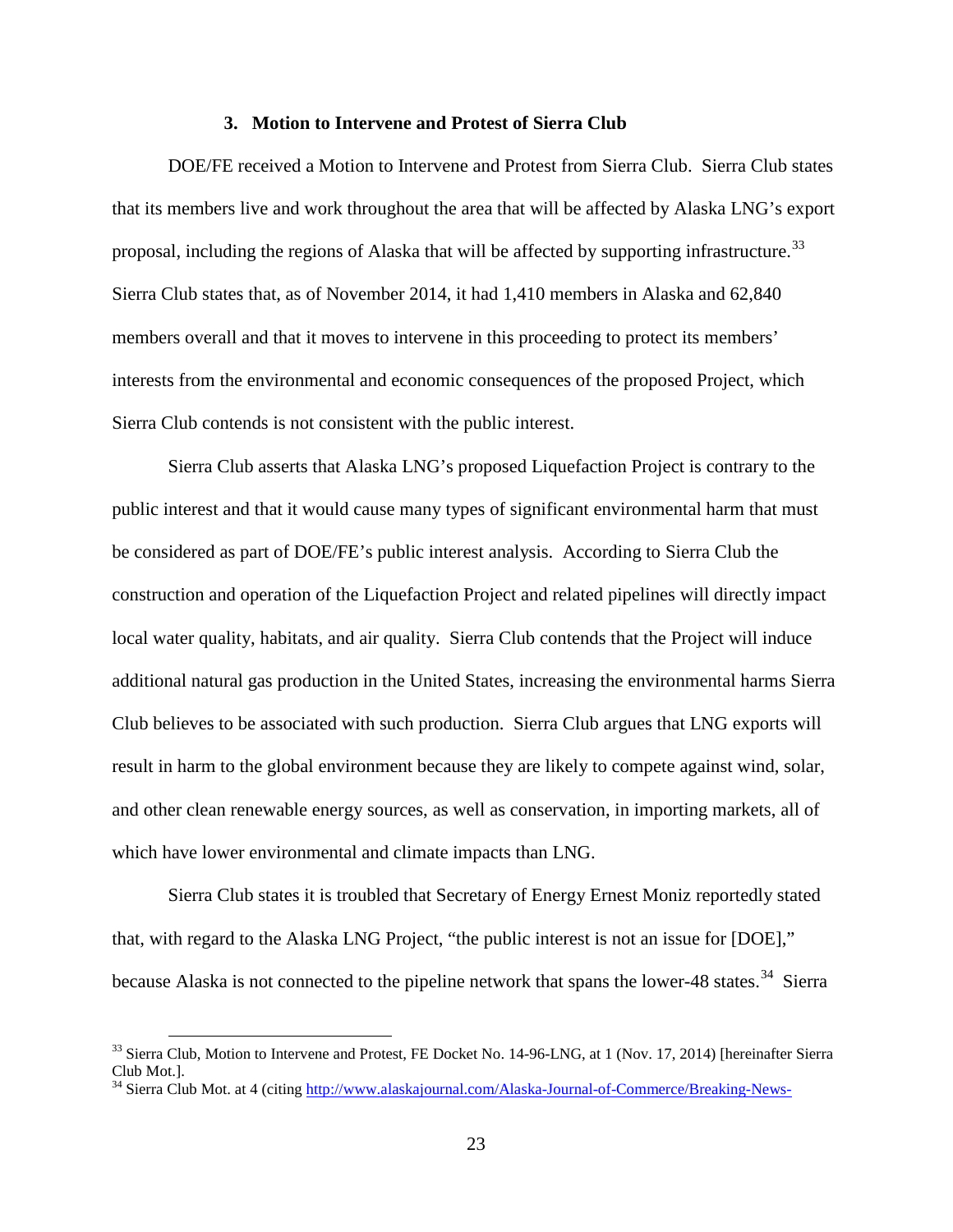### 3. Motion to Intervene and Protest of Sierra Club

DOE/FE received a Motion to Intervene and Protest from Sierra Club. Sierra Club states that its members live and work throughout the area that will be affected by Alaska LNG's export proposal, including the regions of Alaska that will be affected by supporting infrastructure.[33] Sierra Club states that, as of November 2014, it had 1,410 members in Alaska and 62,840 members overall and that it moves to intervene in this proceeding to protect its members' interests from the environmental and economic consequences of the proposed Project, which Sierra Club contends is not consistent with the public interest.

Sierra Club asserts that Alaska LNG's proposed Liquefaction Project is contrary to the public interest and that it would cause many types of significant environmental harm that must be considered as part of DOE/FE's public interest analysis. According to Sierra Club the construction and operation of the Liquefaction Project and related pipelines will directly impact local water quality, habitats, and air quality. Sierra Club contends that the Project will induce additional natural gas production in the United States, increasing the environmental harms Sierra Club believes to be associated with such production. Sierra Club argues that LNG exports will result in harm to the global environment because they are likely to compete against wind, solar, and other clean renewable energy sources, as well as conservation, in importing markets, all of which have lower environmental and climate impacts than LNG.

Sierra Club states it is troubled that Secretary of Energy Ernest Moniz reportedly stated that, with regard to the Alaska LNG Project, "the public interest is not an issue for [DOE]," because Alaska is not connected to the pipeline network that spans the lower-48 states.[34] Sierra

---

[33] Sierra Club, Motion to Intervene and Protest, FE Docket No. 14-96-LNG, at 1 (Nov. 17, 2014) [hereinafter Sierra Club Mot.].

[34] Sierra Club Mot. at 4 (citing http://www.alaskajournal.com/Alaska-Journal-of-Commerce/Breaking-News-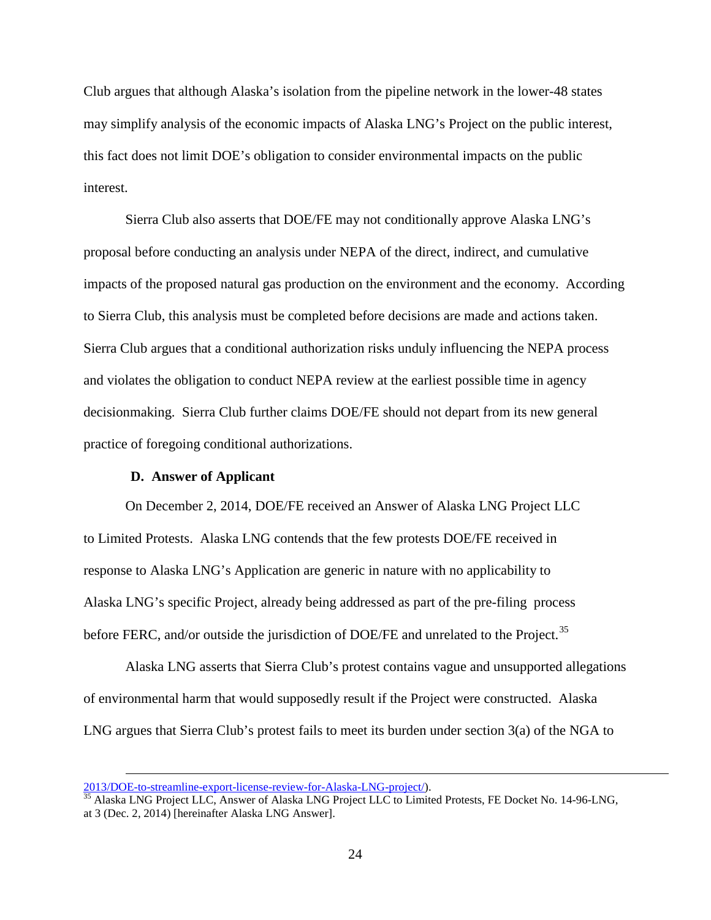Club argues that although Alaska's isolation from the pipeline network in the lower-48 states may simplify analysis of the economic impacts of Alaska LNG's Project on the public interest, this fact does not limit DOE's obligation to consider environmental impacts on the public interest.

Sierra Club also asserts that DOE/FE may not conditionally approve Alaska LNG's proposal before conducting an analysis under NEPA of the direct, indirect, and cumulative impacts of the proposed natural gas production on the environment and the economy. According to Sierra Club, this analysis must be completed before decisions are made and actions taken. Sierra Club argues that a conditional authorization risks unduly influencing the NEPA process and violates the obligation to conduct NEPA review at the earliest possible time in agency decisionmaking. Sierra Club further claims DOE/FE should not depart from its new general practice of foregoing conditional authorizations.

### D. Answer of Applicant

On December 2, 2014, DOE/FE received an Answer of Alaska LNG Project LLC to Limited Protests. Alaska LNG contends that the few protests DOE/FE received in response to Alaska LNG's Application are generic in nature with no applicability to Alaska LNG's specific Project, already being addressed as part of the pre-filing process before FERC, and/or outside the jurisdiction of DOE/FE and unrelated to the Project.[35]

Alaska LNG asserts that Sierra Club's protest contains vague and unsupported allegations of environmental harm that would supposedly result if the Project were constructed. Alaska LNG argues that Sierra Club's protest fails to meet its burden under section 3(a) of the NGA to

---

2013/DOE-to-streamline-export-license-review-for-Alaska-LNG-project/).

[35] Alaska LNG Project LLC, Answer of Alaska LNG Project LLC to Limited Protests, FE Docket No. 14-96-LNG, at 3 (Dec. 2, 2014) [hereinafter Alaska LNG Answer].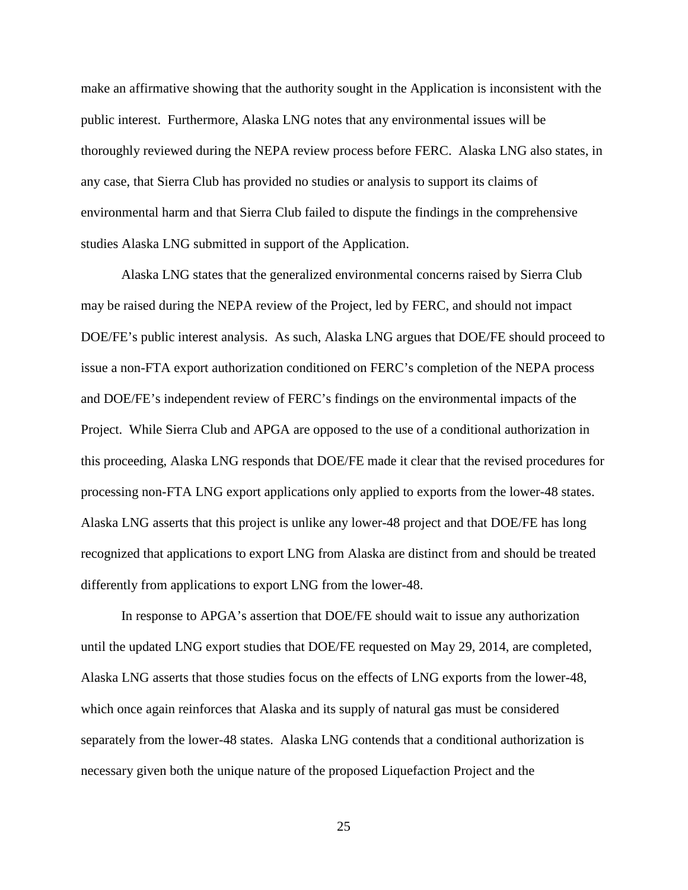make an affirmative showing that the authority sought in the Application is inconsistent with the public interest. Furthermore, Alaska LNG notes that any environmental issues will be thoroughly reviewed during the NEPA review process before FERC. Alaska LNG also states, in any case, that Sierra Club has provided no studies or analysis to support its claims of environmental harm and that Sierra Club failed to dispute the findings in the comprehensive studies Alaska LNG submitted in support of the Application.

Alaska LNG states that the generalized environmental concerns raised by Sierra Club may be raised during the NEPA review of the Project, led by FERC, and should not impact DOE/FE's public interest analysis. As such, Alaska LNG argues that DOE/FE should proceed to issue a non-FTA export authorization conditioned on FERC's completion of the NEPA process and DOE/FE's independent review of FERC's findings on the environmental impacts of the Project. While Sierra Club and APGA are opposed to the use of a conditional authorization in this proceeding, Alaska LNG responds that DOE/FE made it clear that the revised procedures for processing non-FTA LNG export applications only applied to exports from the lower-48 states. Alaska LNG asserts that this project is unlike any lower-48 project and that DOE/FE has long recognized that applications to export LNG from Alaska are distinct from and should be treated differently from applications to export LNG from the lower-48.

In response to APGA's assertion that DOE/FE should wait to issue any authorization until the updated LNG export studies that DOE/FE requested on May 29, 2014, are completed, Alaska LNG asserts that those studies focus on the effects of LNG exports from the lower-48, which once again reinforces that Alaska and its supply of natural gas must be considered separately from the lower-48 states. Alaska LNG contends that a conditional authorization is necessary given both the unique nature of the proposed Liquefaction Project and the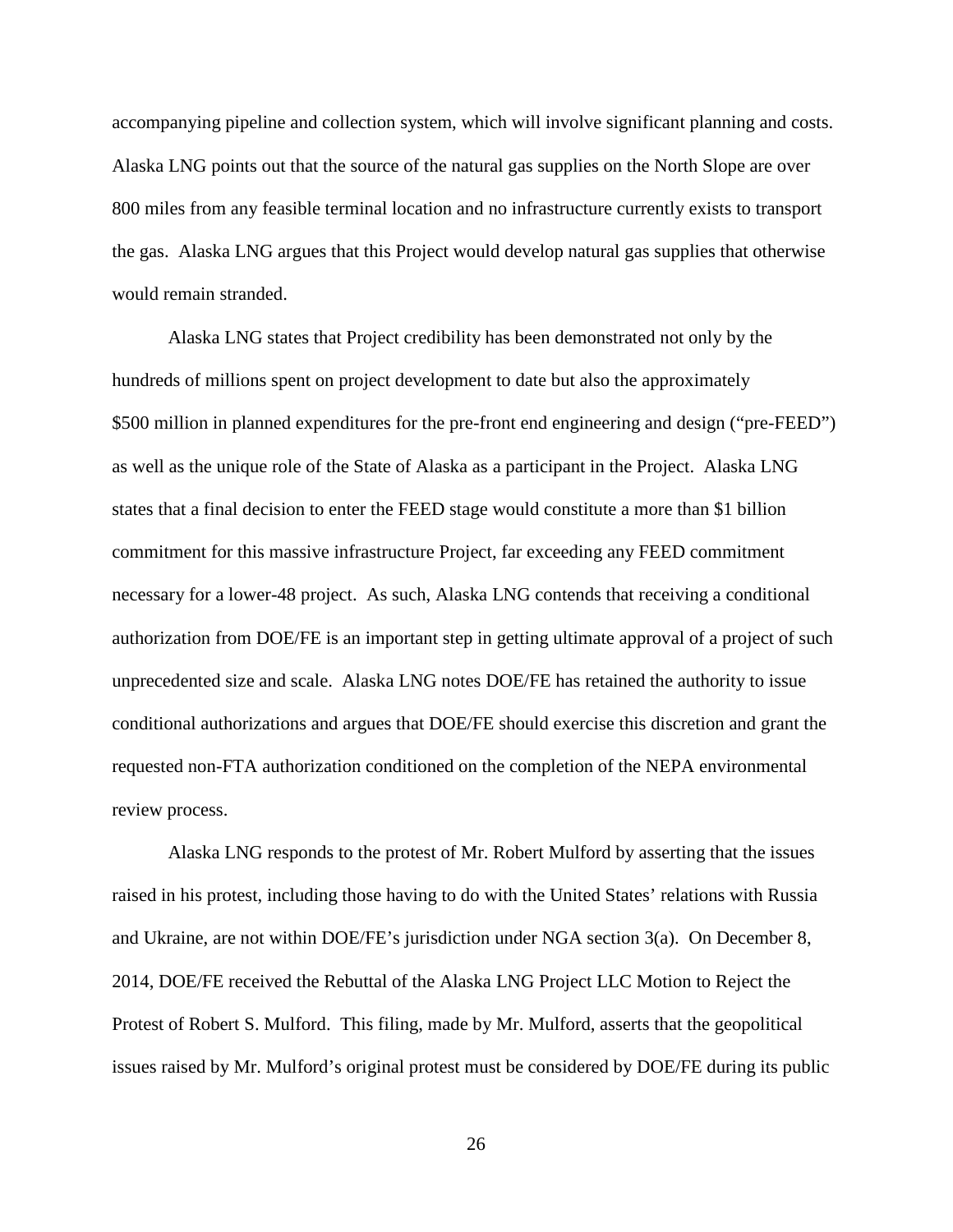accompanying pipeline and collection system, which will involve significant planning and costs. Alaska LNG points out that the source of the natural gas supplies on the North Slope are over 800 miles from any feasible terminal location and no infrastructure currently exists to transport the gas. Alaska LNG argues that this Project would develop natural gas supplies that otherwise would remain stranded.

Alaska LNG states that Project credibility has been demonstrated not only by the hundreds of millions spent on project development to date but also the approximately $500 million in planned expenditures for the pre-front end engineering and design ("pre-FEED") as well as the unique role of the State of Alaska as a participant in the Project. Alaska LNG states that a final decision to enter the FEED stage would constitute a more than $1 billion commitment for this massive infrastructure Project, far exceeding any FEED commitment necessary for a lower-48 project. As such, Alaska LNG contends that receiving a conditional authorization from DOE/FE is an important step in getting ultimate approval of a project of such unprecedented size and scale. Alaska LNG notes DOE/FE has retained the authority to issue conditional authorizations and argues that DOE/FE should exercise this discretion and grant the requested non-FTA authorization conditioned on the completion of the NEPA environmental review process.

Alaska LNG responds to the protest of Mr. Robert Mulford by asserting that the issues raised in his protest, including those having to do with the United States' relations with Russia and Ukraine, are not within DOE/FE's jurisdiction under NGA section 3(a). On December 8, 2014, DOE/FE received the Rebuttal of the Alaska LNG Project LLC Motion to Reject the Protest of Robert S. Mulford. This filing, made by Mr. Mulford, asserts that the geopolitical issues raised by Mr. Mulford's original protest must be considered by DOE/FE during its public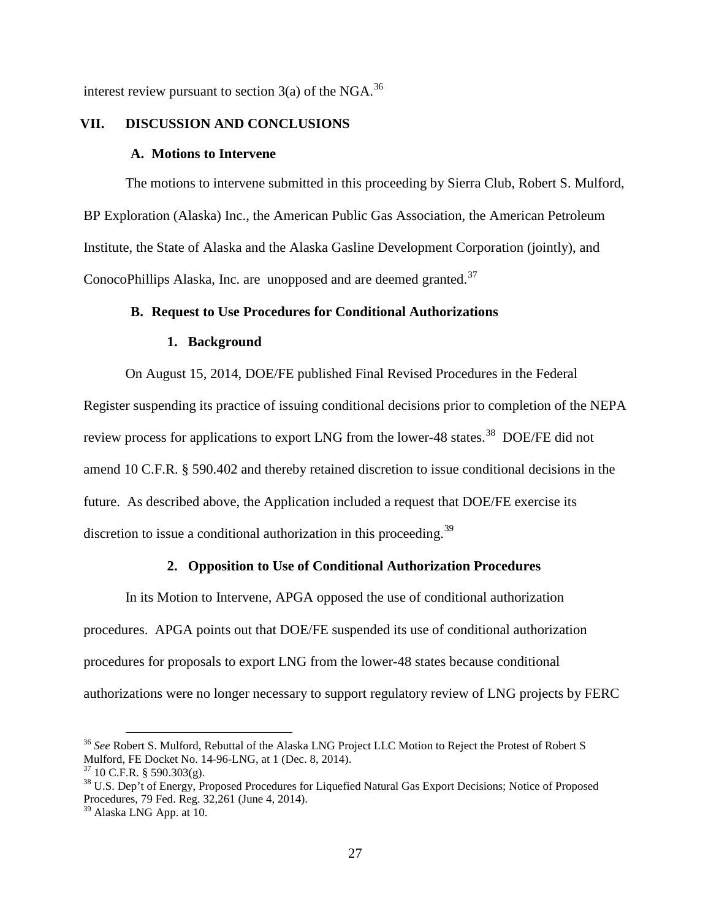interest review pursuant to section 3(a) of the NGA.[36]

## VII. DISCUSSION AND CONCLUSIONS

### A. Motions to Intervene

The motions to intervene submitted in this proceeding by Sierra Club, Robert S. Mulford, BP Exploration (Alaska) Inc., the American Public Gas Association, the American Petroleum Institute, the State of Alaska and the Alaska Gasline Development Corporation (jointly), and ConocoPhillips Alaska, Inc. are unopposed and are deemed granted.[37]

### B. Request to Use Procedures for Conditional Authorizations

#### 1. Background

On August 15, 2014, DOE/FE published Final Revised Procedures in the Federal Register suspending its practice of issuing conditional decisions prior to completion of the NEPA review process for applications to export LNG from the lower-48 states.[38] DOE/FE did not amend 10 C.F.R. § 590.402 and thereby retained discretion to issue conditional decisions in the future. As described above, the Application included a request that DOE/FE exercise its discretion to issue a conditional authorization in this proceeding.[39]

#### 2. Opposition to Use of Conditional Authorization Procedures

In its Motion to Intervene, APGA opposed the use of conditional authorization procedures. APGA points out that DOE/FE suspended its use of conditional authorization procedures for proposals to export LNG from the lower-48 states because conditional authorizations were no longer necessary to support regulatory review of LNG projects by FERC

---

[36] *See* Robert S. Mulford, Rebuttal of the Alaska LNG Project LLC Motion to Reject the Protest of Robert S Mulford, FE Docket No. 14-96-LNG, at 1 (Dec. 8, 2014).

[37] 10 C.F.R. § 590.303(g).

[38] U.S. Dep't of Energy, Proposed Procedures for Liquefied Natural Gas Export Decisions; Notice of Proposed Procedures, 79 Fed. Reg. 32,261 (June 4, 2014).

[39] Alaska LNG App. at 10.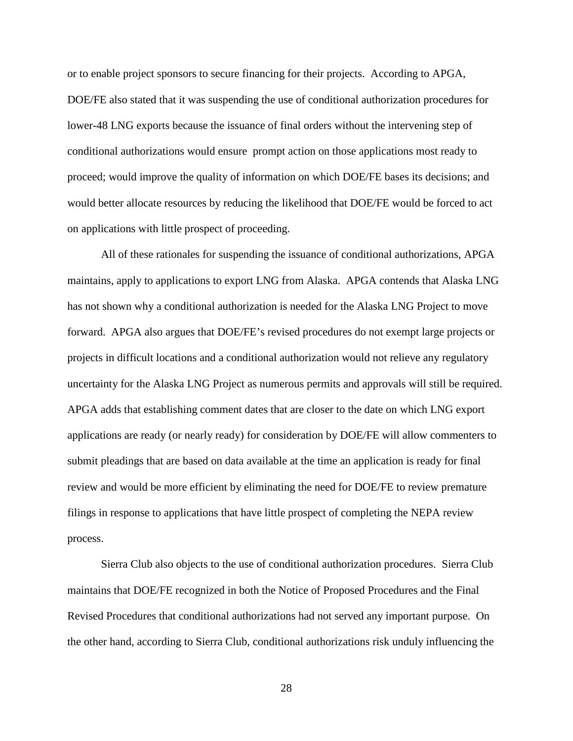or to enable project sponsors to secure financing for their projects. According to APGA, DOE/FE also stated that it was suspending the use of conditional authorization procedures for lower-48 LNG exports because the issuance of final orders without the intervening step of conditional authorizations would ensure prompt action on those applications most ready to proceed; would improve the quality of information on which DOE/FE bases its decisions; and would better allocate resources by reducing the likelihood that DOE/FE would be forced to act on applications with little prospect of proceeding.

All of these rationales for suspending the issuance of conditional authorizations, APGA maintains, apply to applications to export LNG from Alaska. APGA contends that Alaska LNG has not shown why a conditional authorization is needed for the Alaska LNG Project to move forward. APGA also argues that DOE/FE's revised procedures do not exempt large projects or projects in difficult locations and a conditional authorization would not relieve any regulatory uncertainty for the Alaska LNG Project as numerous permits and approvals will still be required. APGA adds that establishing comment dates that are closer to the date on which LNG export applications are ready (or nearly ready) for consideration by DOE/FE will allow commenters to submit pleadings that are based on data available at the time an application is ready for final review and would be more efficient by eliminating the need for DOE/FE to review premature filings in response to applications that have little prospect of completing the NEPA review process.

Sierra Club also objects to the use of conditional authorization procedures. Sierra Club maintains that DOE/FE recognized in both the Notice of Proposed Procedures and the Final Revised Procedures that conditional authorizations had not served any important purpose. On the other hand, according to Sierra Club, conditional authorizations risk unduly influencing the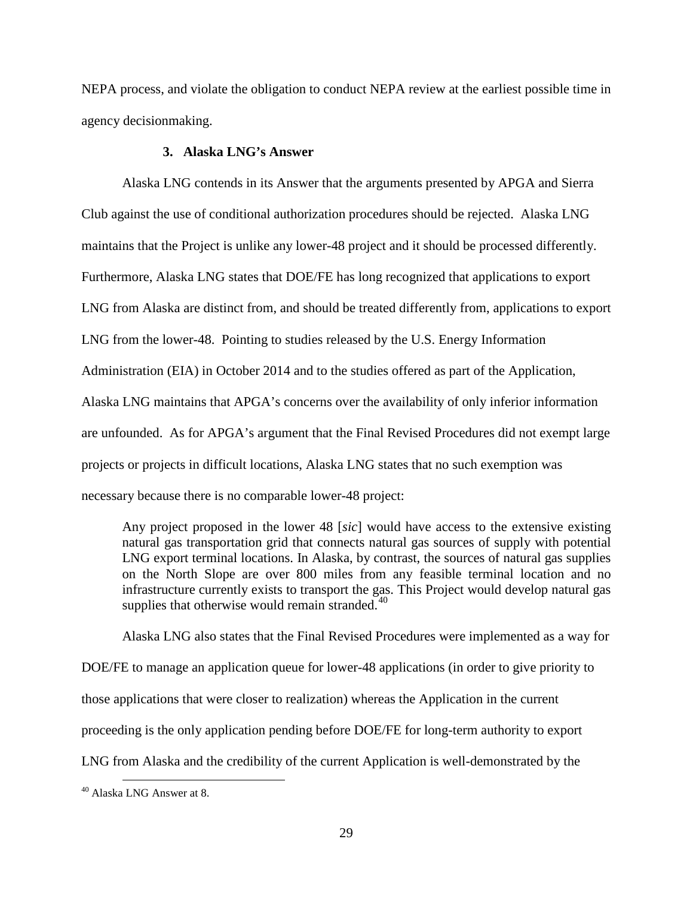NEPA process, and violate the obligation to conduct NEPA review at the earliest possible time in agency decisionmaking.

### 3. Alaska LNG's Answer

Alaska LNG contends in its Answer that the arguments presented by APGA and Sierra Club against the use of conditional authorization procedures should be rejected. Alaska LNG maintains that the Project is unlike any lower-48 project and it should be processed differently. Furthermore, Alaska LNG states that DOE/FE has long recognized that applications to export LNG from Alaska are distinct from, and should be treated differently from, applications to export LNG from the lower-48. Pointing to studies released by the U.S. Energy Information Administration (EIA) in October 2014 and to the studies offered as part of the Application, Alaska LNG maintains that APGA's concerns over the availability of only inferior information are unfounded. As for APGA's argument that the Final Revised Procedures did not exempt large projects or projects in difficult locations, Alaska LNG states that no such exemption was necessary because there is no comparable lower-48 project:

> Any project proposed in the lower 48 [*sic*] would have access to the extensive existing natural gas transportation grid that connects natural gas sources of supply with potential LNG export terminal locations. In Alaska, by contrast, the sources of natural gas supplies on the North Slope are over 800 miles from any feasible terminal location and no infrastructure currently exists to transport the gas. This Project would develop natural gas supplies that otherwise would remain stranded.[40]

Alaska LNG also states that the Final Revised Procedures were implemented as a way for DOE/FE to manage an application queue for lower-48 applications (in order to give priority to those applications that were closer to realization) whereas the Application in the current proceeding is the only application pending before DOE/FE for long-term authority to export LNG from Alaska and the credibility of the current Application is well-demonstrated by the

[40] Alaska LNG Answer at 8.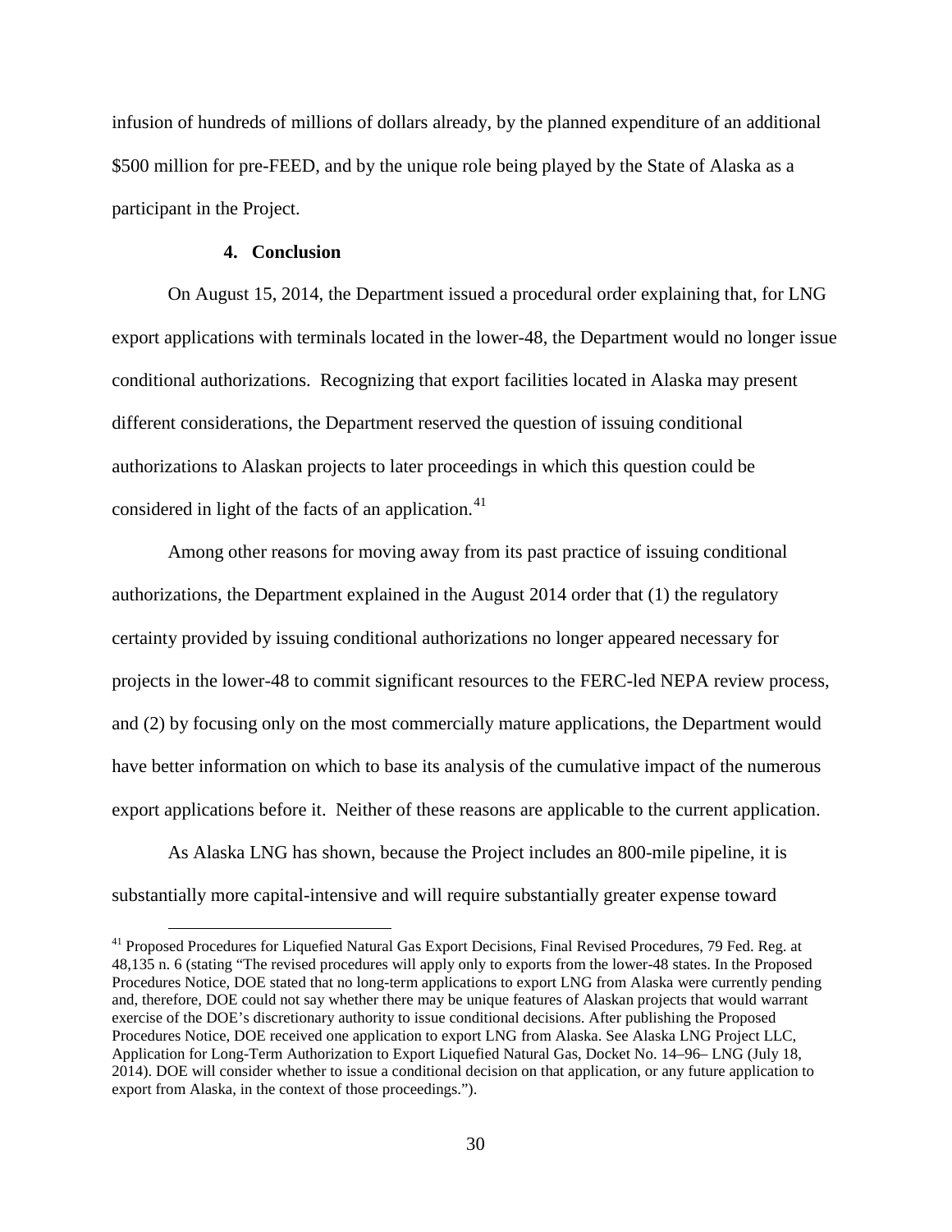infusion of hundreds of millions of dollars already, by the planned expenditure of an additional $500 million for pre-FEED, and by the unique role being played by the State of Alaska as a participant in the Project.

### 4. Conclusion

On August 15, 2014, the Department issued a procedural order explaining that, for LNG export applications with terminals located in the lower-48, the Department would no longer issue conditional authorizations. Recognizing that export facilities located in Alaska may present different considerations, the Department reserved the question of issuing conditional authorizations to Alaskan projects to later proceedings in which this question could be considered in light of the facts of an application.[41]

Among other reasons for moving away from its past practice of issuing conditional authorizations, the Department explained in the August 2014 order that (1) the regulatory certainty provided by issuing conditional authorizations no longer appeared necessary for projects in the lower-48 to commit significant resources to the FERC-led NEPA review process, and (2) by focusing only on the most commercially mature applications, the Department would have better information on which to base its analysis of the cumulative impact of the numerous export applications before it. Neither of these reasons are applicable to the current application.

As Alaska LNG has shown, because the Project includes an 800-mile pipeline, it is substantially more capital-intensive and will require substantially greater expense toward

[41] Proposed Procedures for Liquefied Natural Gas Export Decisions, Final Revised Procedures, 79 Fed. Reg. at 48,135 n. 6 (stating "The revised procedures will apply only to exports from the lower-48 states. In the Proposed Procedures Notice, DOE stated that no long-term applications to export LNG from Alaska were currently pending and, therefore, DOE could not say whether there may be unique features of Alaskan projects that would warrant exercise of the DOE's discretionary authority to issue conditional decisions. After publishing the Proposed Procedures Notice, DOE received one application to export LNG from Alaska. See Alaska LNG Project LLC, Application for Long-Term Authorization to Export Liquefied Natural Gas, Docket No. 14–96– LNG (July 18, 2014). DOE will consider whether to issue a conditional decision on that application, or any future application to export from Alaska, in the context of those proceedings.").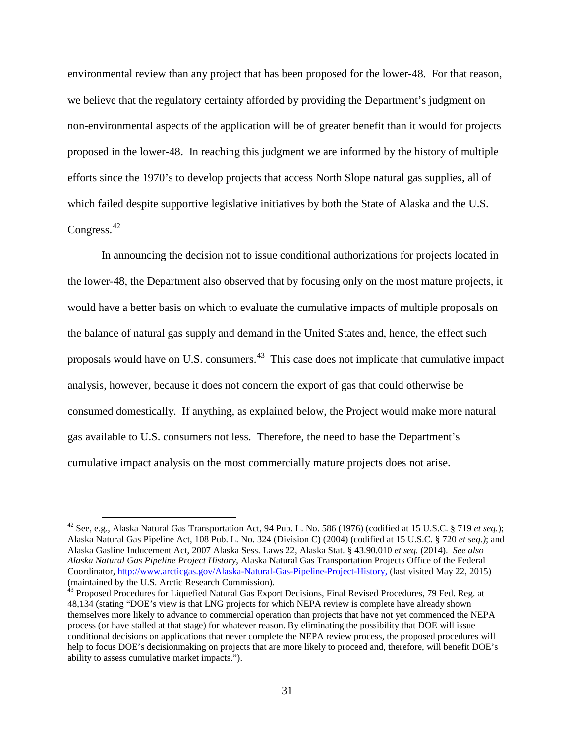environmental review than any project that has been proposed for the lower-48. For that reason, we believe that the regulatory certainty afforded by providing the Department's judgment on non-environmental aspects of the application will be of greater benefit than it would for projects proposed in the lower-48. In reaching this judgment we are informed by the history of multiple efforts since the 1970's to develop projects that access North Slope natural gas supplies, all of which failed despite supportive legislative initiatives by both the State of Alaska and the U.S. Congress.[42]

In announcing the decision not to issue conditional authorizations for projects located in the lower-48, the Department also observed that by focusing only on the most mature projects, it would have a better basis on which to evaluate the cumulative impacts of multiple proposals on the balance of natural gas supply and demand in the United States and, hence, the effect such proposals would have on U.S. consumers.[43] This case does not implicate that cumulative impact analysis, however, because it does not concern the export of gas that could otherwise be consumed domestically. If anything, as explained below, the Project would make more natural gas available to U.S. consumers not less. Therefore, the need to base the Department's cumulative impact analysis on the most commercially mature projects does not arise.

---

[42] See, e.g., Alaska Natural Gas Transportation Act, 94 Pub. L. No. 586 (1976) (codified at 15 U.S.C. § 719 *et seq.*); Alaska Natural Gas Pipeline Act, 108 Pub. L. No. 324 (Division C) (2004) (codified at 15 U.S.C. § 720 *et seq.)*; and Alaska Gasline Inducement Act, 2007 Alaska Sess. Laws 22, Alaska Stat. § 43.90.010 *et seq.* (2014). *See also Alaska Natural Gas Pipeline Project History*, Alaska Natural Gas Transportation Projects Office of the Federal Coordinator, http://www.arcticgas.gov/Alaska-Natural-Gas-Pipeline-Project-History, (last visited May 22, 2015) (maintained by the U.S. Arctic Research Commission).

[43] Proposed Procedures for Liquefied Natural Gas Export Decisions, Final Revised Procedures, 79 Fed. Reg. at 48,134 (stating "DOE's view is that LNG projects for which NEPA review is complete have already shown themselves more likely to advance to commercial operation than projects that have not yet commenced the NEPA process (or have stalled at that stage) for whatever reason. By eliminating the possibility that DOE will issue conditional decisions on applications that never complete the NEPA review process, the proposed procedures will help to focus DOE's decisionmaking on projects that are more likely to proceed and, therefore, will benefit DOE's ability to assess cumulative market impacts.").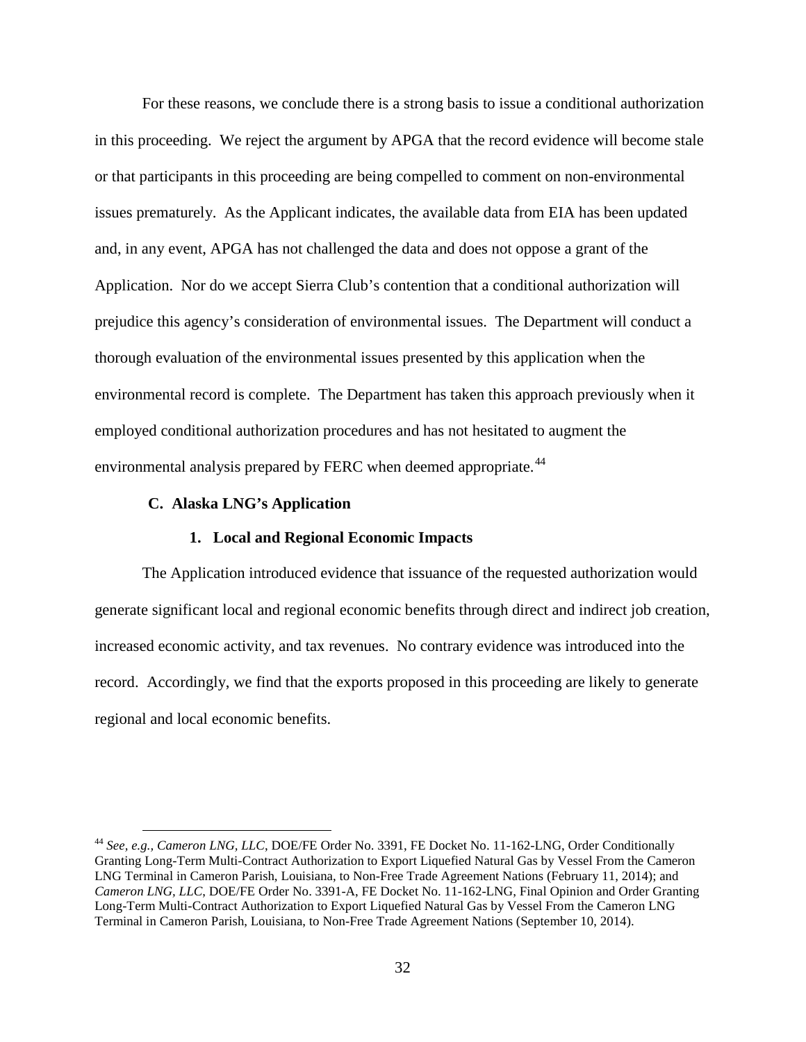For these reasons, we conclude there is a strong basis to issue a conditional authorization in this proceeding. We reject the argument by APGA that the record evidence will become stale or that participants in this proceeding are being compelled to comment on non-environmental issues prematurely. As the Applicant indicates, the available data from EIA has been updated and, in any event, APGA has not challenged the data and does not oppose a grant of the Application. Nor do we accept Sierra Club's contention that a conditional authorization will prejudice this agency's consideration of environmental issues. The Department will conduct a thorough evaluation of the environmental issues presented by this application when the environmental record is complete. The Department has taken this approach previously when it employed conditional authorization procedures and has not hesitated to augment the environmental analysis prepared by FERC when deemed appropriate.[44]

### C. Alaska LNG's Application

#### 1. Local and Regional Economic Impacts

The Application introduced evidence that issuance of the requested authorization would generate significant local and regional economic benefits through direct and indirect job creation, increased economic activity, and tax revenues. No contrary evidence was introduced into the record. Accordingly, we find that the exports proposed in this proceeding are likely to generate regional and local economic benefits.

---

[44] *See, e.g., Cameron LNG, LLC*, DOE/FE Order No. 3391, FE Docket No. 11-162-LNG, Order Conditionally Granting Long-Term Multi-Contract Authorization to Export Liquefied Natural Gas by Vessel From the Cameron LNG Terminal in Cameron Parish, Louisiana, to Non-Free Trade Agreement Nations (February 11, 2014); and *Cameron LNG, LLC*, DOE/FE Order No. 3391-A, FE Docket No. 11-162-LNG, Final Opinion and Order Granting Long-Term Multi-Contract Authorization to Export Liquefied Natural Gas by Vessel From the Cameron LNG Terminal in Cameron Parish, Louisiana, to Non-Free Trade Agreement Nations (September 10, 2014).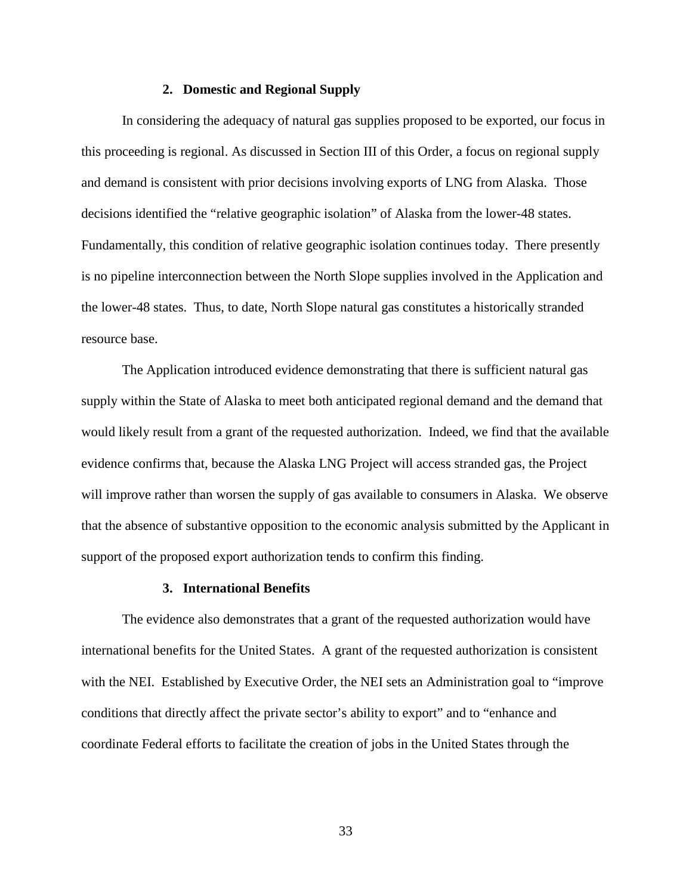### 2. Domestic and Regional Supply

In considering the adequacy of natural gas supplies proposed to be exported, our focus in this proceeding is regional. As discussed in Section III of this Order, a focus on regional supply and demand is consistent with prior decisions involving exports of LNG from Alaska. Those decisions identified the "relative geographic isolation" of Alaska from the lower-48 states. Fundamentally, this condition of relative geographic isolation continues today. There presently is no pipeline interconnection between the North Slope supplies involved in the Application and the lower-48 states. Thus, to date, North Slope natural gas constitutes a historically stranded resource base.

The Application introduced evidence demonstrating that there is sufficient natural gas supply within the State of Alaska to meet both anticipated regional demand and the demand that would likely result from a grant of the requested authorization. Indeed, we find that the available evidence confirms that, because the Alaska LNG Project will access stranded gas, the Project will improve rather than worsen the supply of gas available to consumers in Alaska. We observe that the absence of substantive opposition to the economic analysis submitted by the Applicant in support of the proposed export authorization tends to confirm this finding.

### 3. International Benefits

The evidence also demonstrates that a grant of the requested authorization would have international benefits for the United States. A grant of the requested authorization is consistent with the NEI. Established by Executive Order, the NEI sets an Administration goal to "improve conditions that directly affect the private sector's ability to export" and to "enhance and coordinate Federal efforts to facilitate the creation of jobs in the United States through the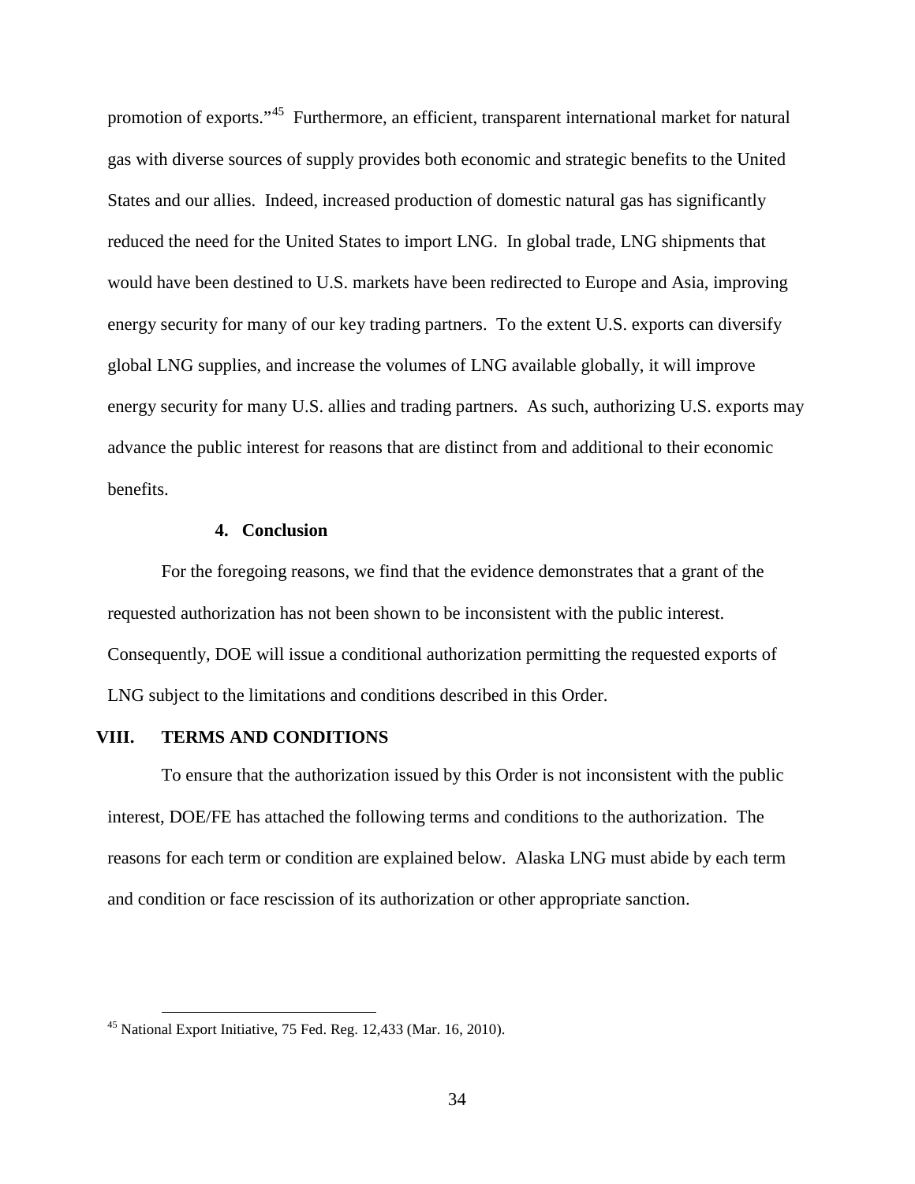promotion of exports."[45] Furthermore, an efficient, transparent international market for natural gas with diverse sources of supply provides both economic and strategic benefits to the United States and our allies. Indeed, increased production of domestic natural gas has significantly reduced the need for the United States to import LNG. In global trade, LNG shipments that would have been destined to U.S. markets have been redirected to Europe and Asia, improving energy security for many of our key trading partners. To the extent U.S. exports can diversify global LNG supplies, and increase the volumes of LNG available globally, it will improve energy security for many U.S. allies and trading partners. As such, authorizing U.S. exports may advance the public interest for reasons that are distinct from and additional to their economic benefits.

#### 4. Conclusion

For the foregoing reasons, we find that the evidence demonstrates that a grant of the requested authorization has not been shown to be inconsistent with the public interest. Consequently, DOE will issue a conditional authorization permitting the requested exports of LNG subject to the limitations and conditions described in this Order.

## VIII. TERMS AND CONDITIONS

To ensure that the authorization issued by this Order is not inconsistent with the public interest, DOE/FE has attached the following terms and conditions to the authorization. The reasons for each term or condition are explained below. Alaska LNG must abide by each term and condition or face rescission of its authorization or other appropriate sanction.

[45] National Export Initiative, 75 Fed. Reg. 12,433 (Mar. 16, 2010).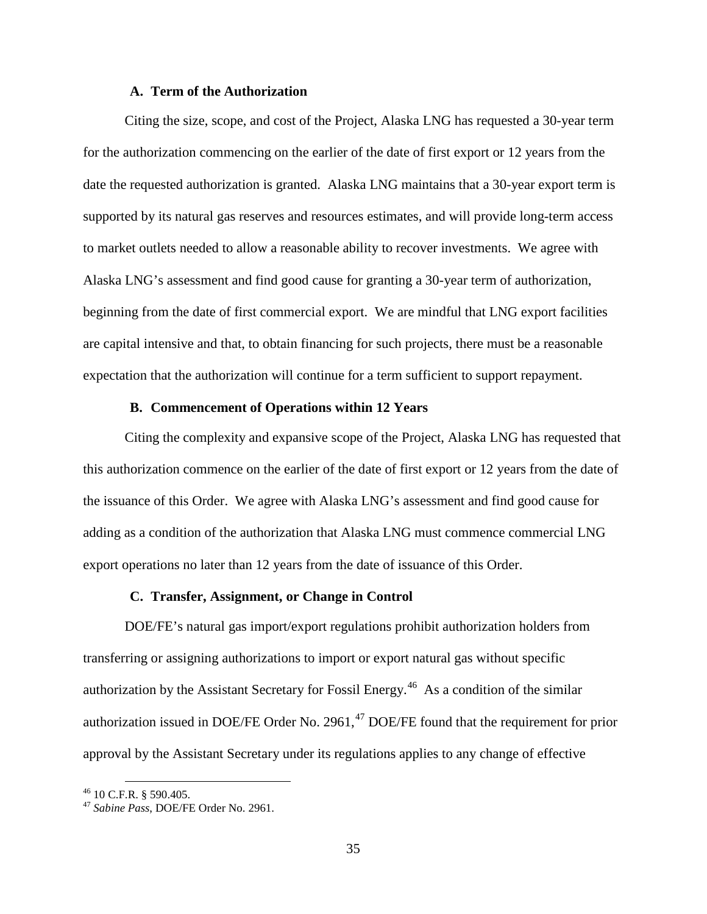### A. Term of the Authorization

Citing the size, scope, and cost of the Project, Alaska LNG has requested a 30-year term for the authorization commencing on the earlier of the date of first export or 12 years from the date the requested authorization is granted. Alaska LNG maintains that a 30-year export term is supported by its natural gas reserves and resources estimates, and will provide long-term access to market outlets needed to allow a reasonable ability to recover investments. We agree with Alaska LNG's assessment and find good cause for granting a 30-year term of authorization, beginning from the date of first commercial export. We are mindful that LNG export facilities are capital intensive and that, to obtain financing for such projects, there must be a reasonable expectation that the authorization will continue for a term sufficient to support repayment.

### B. Commencement of Operations within 12 Years

Citing the complexity and expansive scope of the Project, Alaska LNG has requested that this authorization commence on the earlier of the date of first export or 12 years from the date of the issuance of this Order. We agree with Alaska LNG's assessment and find good cause for adding as a condition of the authorization that Alaska LNG must commence commercial LNG export operations no later than 12 years from the date of issuance of this Order.

### C. Transfer, Assignment, or Change in Control

DOE/FE's natural gas import/export regulations prohibit authorization holders from transferring or assigning authorizations to import or export natural gas without specific authorization by the Assistant Secretary for Fossil Energy.[46] As a condition of the similar authorization issued in DOE/FE Order No. 2961,[47] DOE/FE found that the requirement for prior approval by the Assistant Secretary under its regulations applies to any change of effective

[46] 10 C.F.R. § 590.405.

[47] *Sabine Pass*, DOE/FE Order No. 2961.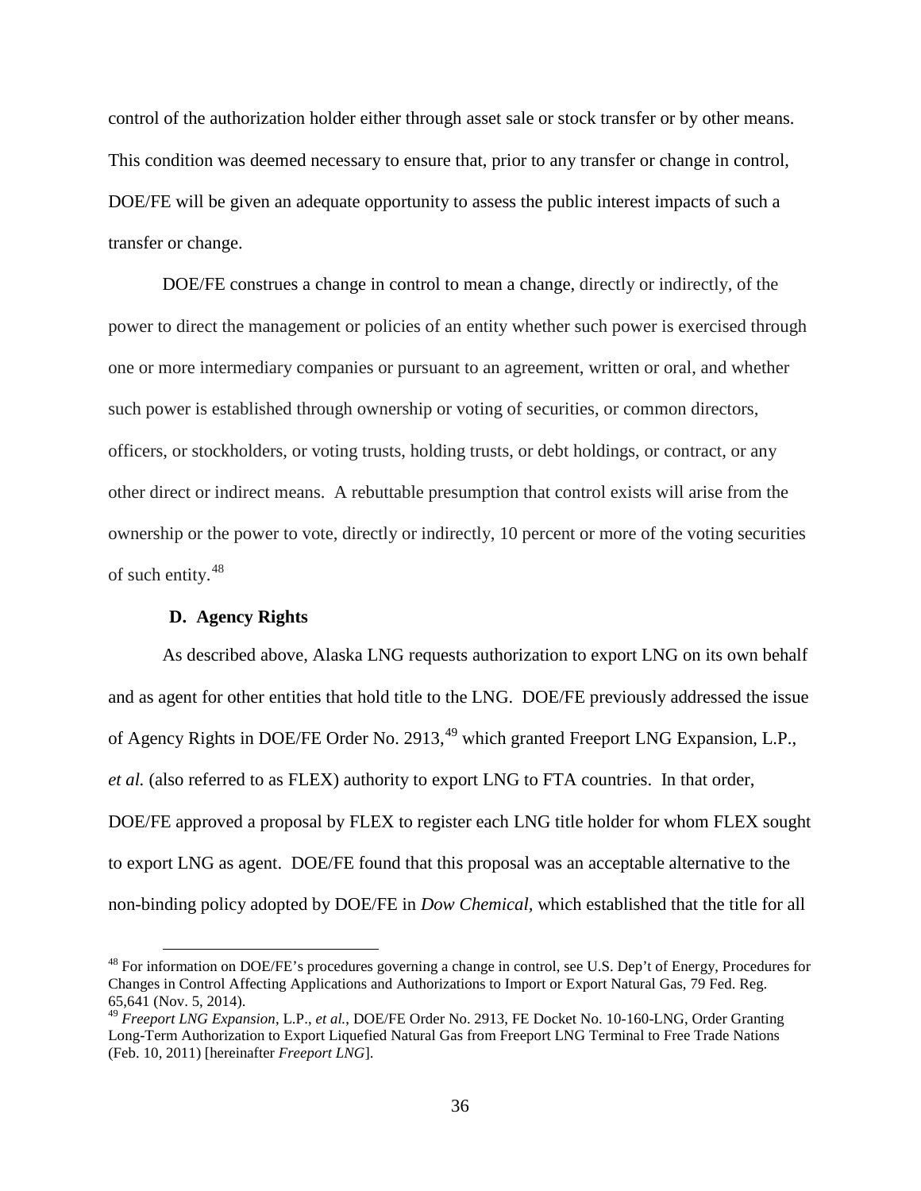control of the authorization holder either through asset sale or stock transfer or by other means. This condition was deemed necessary to ensure that, prior to any transfer or change in control, DOE/FE will be given an adequate opportunity to assess the public interest impacts of such a transfer or change.

DOE/FE construes a change in control to mean a change, directly or indirectly, of the power to direct the management or policies of an entity whether such power is exercised through one or more intermediary companies or pursuant to an agreement, written or oral, and whether such power is established through ownership or voting of securities, or common directors, officers, or stockholders, or voting trusts, holding trusts, or debt holdings, or contract, or any other direct or indirect means. A rebuttable presumption that control exists will arise from the ownership or the power to vote, directly or indirectly, 10 percent or more of the voting securities of such entity.[48]

### D. Agency Rights

As described above, Alaska LNG requests authorization to export LNG on its own behalf and as agent for other entities that hold title to the LNG. DOE/FE previously addressed the issue of Agency Rights in DOE/FE Order No. 2913,[49] which granted Freeport LNG Expansion, L.P., *et al.* (also referred to as FLEX) authority to export LNG to FTA countries. In that order, DOE/FE approved a proposal by FLEX to register each LNG title holder for whom FLEX sought to export LNG as agent. DOE/FE found that this proposal was an acceptable alternative to the non-binding policy adopted by DOE/FE in *Dow Chemical*, which established that the title for all

---

[48] For information on DOE/FE's procedures governing a change in control, see U.S. Dep't of Energy, Procedures for Changes in Control Affecting Applications and Authorizations to Import or Export Natural Gas, 79 Fed. Reg. 65,641 (Nov. 5, 2014).

[49] *Freeport LNG Expansion*, L.P., *et al.*, DOE/FE Order No. 2913, FE Docket No. 10-160-LNG, Order Granting Long-Term Authorization to Export Liquefied Natural Gas from Freeport LNG Terminal to Free Trade Nations (Feb. 10, 2011) [hereinafter *Freeport LNG*].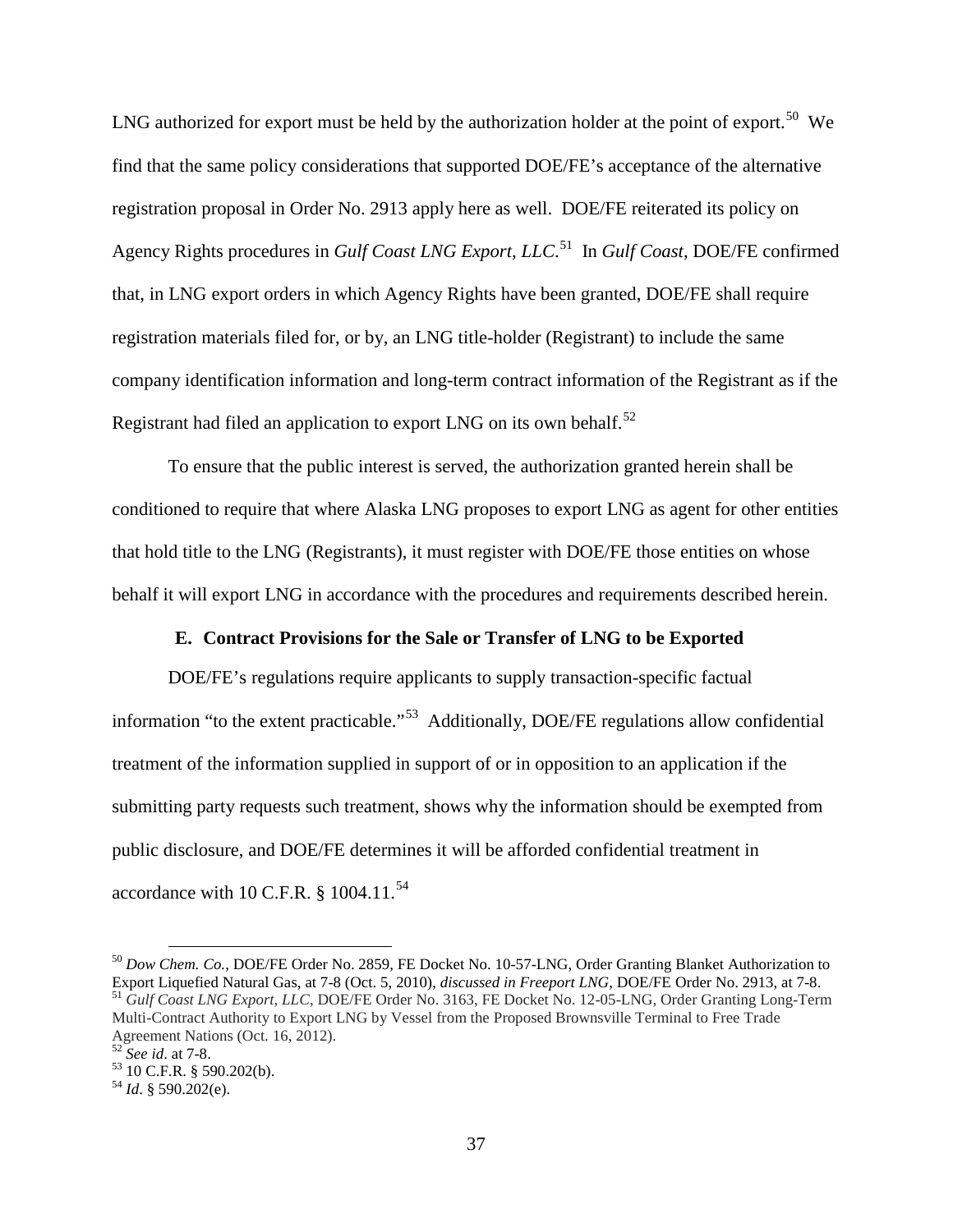LNG authorized for export must be held by the authorization holder at the point of export.[50] We find that the same policy considerations that supported DOE/FE's acceptance of the alternative registration proposal in Order No. 2913 apply here as well. DOE/FE reiterated its policy on Agency Rights procedures in *Gulf Coast LNG Export, LLC*.[51] In *Gulf Coast*, DOE/FE confirmed that, in LNG export orders in which Agency Rights have been granted, DOE/FE shall require registration materials filed for, or by, an LNG title-holder (Registrant) to include the same company identification information and long-term contract information of the Registrant as if the Registrant had filed an application to export LNG on its own behalf.[52]

To ensure that the public interest is served, the authorization granted herein shall be conditioned to require that where Alaska LNG proposes to export LNG as agent for other entities that hold title to the LNG (Registrants), it must register with DOE/FE those entities on whose behalf it will export LNG in accordance with the procedures and requirements described herein.

### E. Contract Provisions for the Sale or Transfer of LNG to be Exported

DOE/FE's regulations require applicants to supply transaction-specific factual information "to the extent practicable."[53] Additionally, DOE/FE regulations allow confidential treatment of the information supplied in support of or in opposition to an application if the submitting party requests such treatment, shows why the information should be exempted from public disclosure, and DOE/FE determines it will be afforded confidential treatment in accordance with 10 C.F.R. § 1004.11.[54]

---

[50] *Dow Chem. Co.*, DOE/FE Order No. 2859, FE Docket No. 10-57-LNG, Order Granting Blanket Authorization to Export Liquefied Natural Gas, at 7-8 (Oct. 5, 2010), *discussed in Freeport LNG*, DOE/FE Order No. 2913, at 7-8.

[51] *Gulf Coast LNG Export, LLC*, DOE/FE Order No. 3163, FE Docket No. 12-05-LNG, Order Granting Long-Term Multi-Contract Authority to Export LNG by Vessel from the Proposed Brownsville Terminal to Free Trade Agreement Nations (Oct. 16, 2012).

[52] *See id*. at 7-8.

[53] 10 C.F.R. § 590.202(b).

[54] *Id*. § 590.202(e).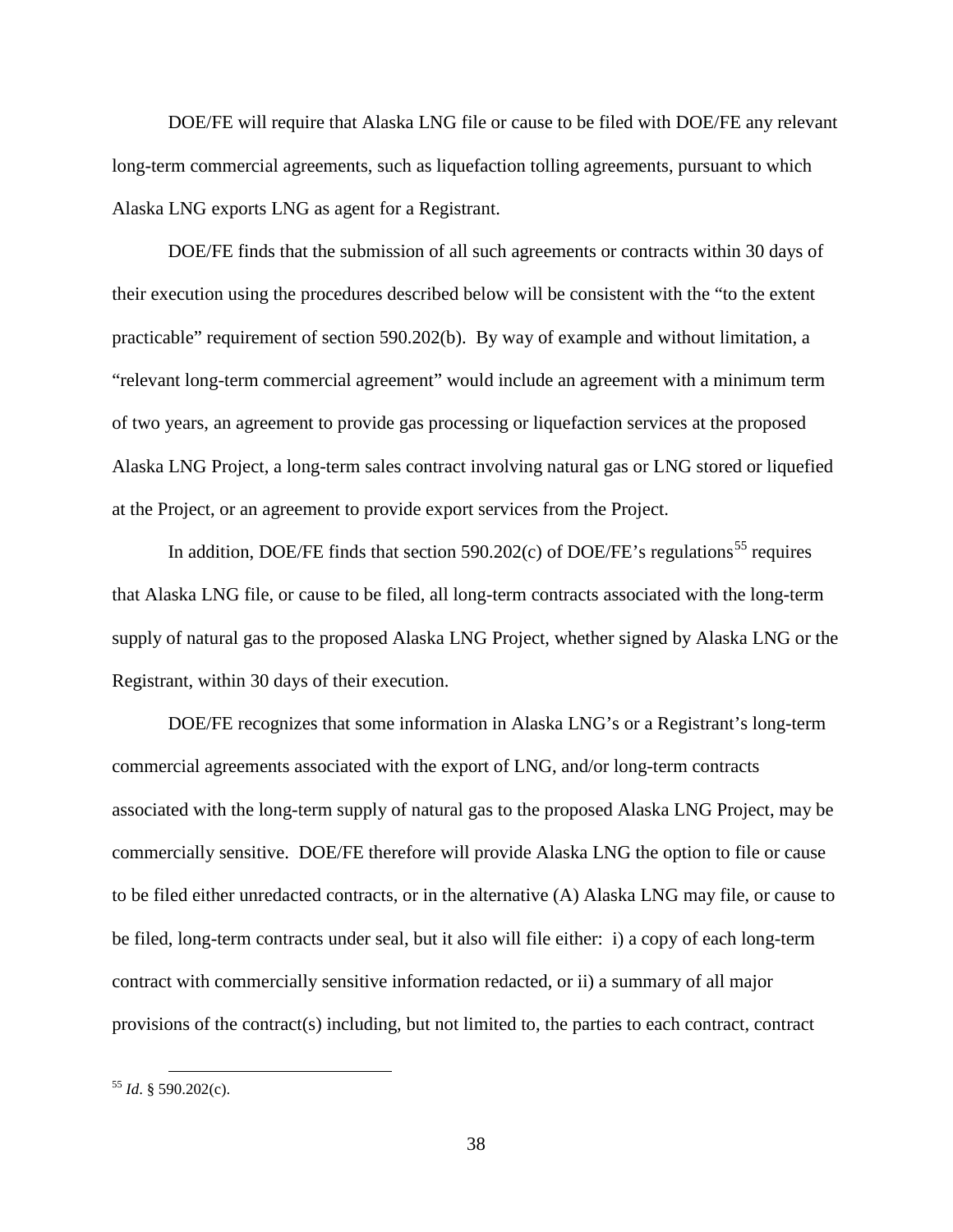DOE/FE will require that Alaska LNG file or cause to be filed with DOE/FE any relevant long-term commercial agreements, such as liquefaction tolling agreements, pursuant to which Alaska LNG exports LNG as agent for a Registrant.

DOE/FE finds that the submission of all such agreements or contracts within 30 days of their execution using the procedures described below will be consistent with the "to the extent practicable" requirement of section 590.202(b). By way of example and without limitation, a "relevant long-term commercial agreement" would include an agreement with a minimum term of two years, an agreement to provide gas processing or liquefaction services at the proposed Alaska LNG Project, a long-term sales contract involving natural gas or LNG stored or liquefied at the Project, or an agreement to provide export services from the Project.

In addition, DOE/FE finds that section 590.202(c) of DOE/FE's regulations[55] requires that Alaska LNG file, or cause to be filed, all long-term contracts associated with the long-term supply of natural gas to the proposed Alaska LNG Project, whether signed by Alaska LNG or the Registrant, within 30 days of their execution.

DOE/FE recognizes that some information in Alaska LNG's or a Registrant's long-term commercial agreements associated with the export of LNG, and/or long-term contracts associated with the long-term supply of natural gas to the proposed Alaska LNG Project, may be commercially sensitive. DOE/FE therefore will provide Alaska LNG the option to file or cause to be filed either unredacted contracts, or in the alternative (A) Alaska LNG may file, or cause to be filed, long-term contracts under seal, but it also will file either: i) a copy of each long-term contract with commercially sensitive information redacted, or ii) a summary of all major provisions of the contract(s) including, but not limited to, the parties to each contract, contract

---

[55] *Id*. § 590.202(c).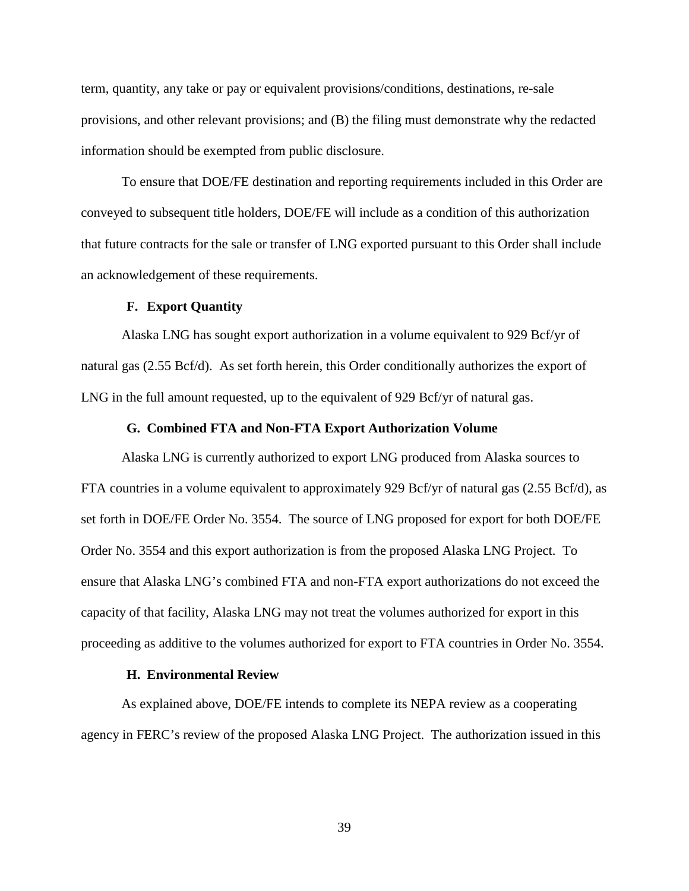term, quantity, any take or pay or equivalent provisions/conditions, destinations, re-sale provisions, and other relevant provisions; and (B) the filing must demonstrate why the redacted information should be exempted from public disclosure.

To ensure that DOE/FE destination and reporting requirements included in this Order are conveyed to subsequent title holders, DOE/FE will include as a condition of this authorization that future contracts for the sale or transfer of LNG exported pursuant to this Order shall include an acknowledgement of these requirements.

### F. Export Quantity

Alaska LNG has sought export authorization in a volume equivalent to 929 Bcf/yr of natural gas (2.55 Bcf/d). As set forth herein, this Order conditionally authorizes the export of LNG in the full amount requested, up to the equivalent of 929 Bcf/yr of natural gas.

### G. Combined FTA and Non-FTA Export Authorization Volume

Alaska LNG is currently authorized to export LNG produced from Alaska sources to FTA countries in a volume equivalent to approximately 929 Bcf/yr of natural gas (2.55 Bcf/d), as set forth in DOE/FE Order No. 3554. The source of LNG proposed for export for both DOE/FE Order No. 3554 and this export authorization is from the proposed Alaska LNG Project. To ensure that Alaska LNG's combined FTA and non-FTA export authorizations do not exceed the capacity of that facility, Alaska LNG may not treat the volumes authorized for export in this proceeding as additive to the volumes authorized for export to FTA countries in Order No. 3554.

### H. Environmental Review

As explained above, DOE/FE intends to complete its NEPA review as a cooperating agency in FERC's review of the proposed Alaska LNG Project. The authorization issued in this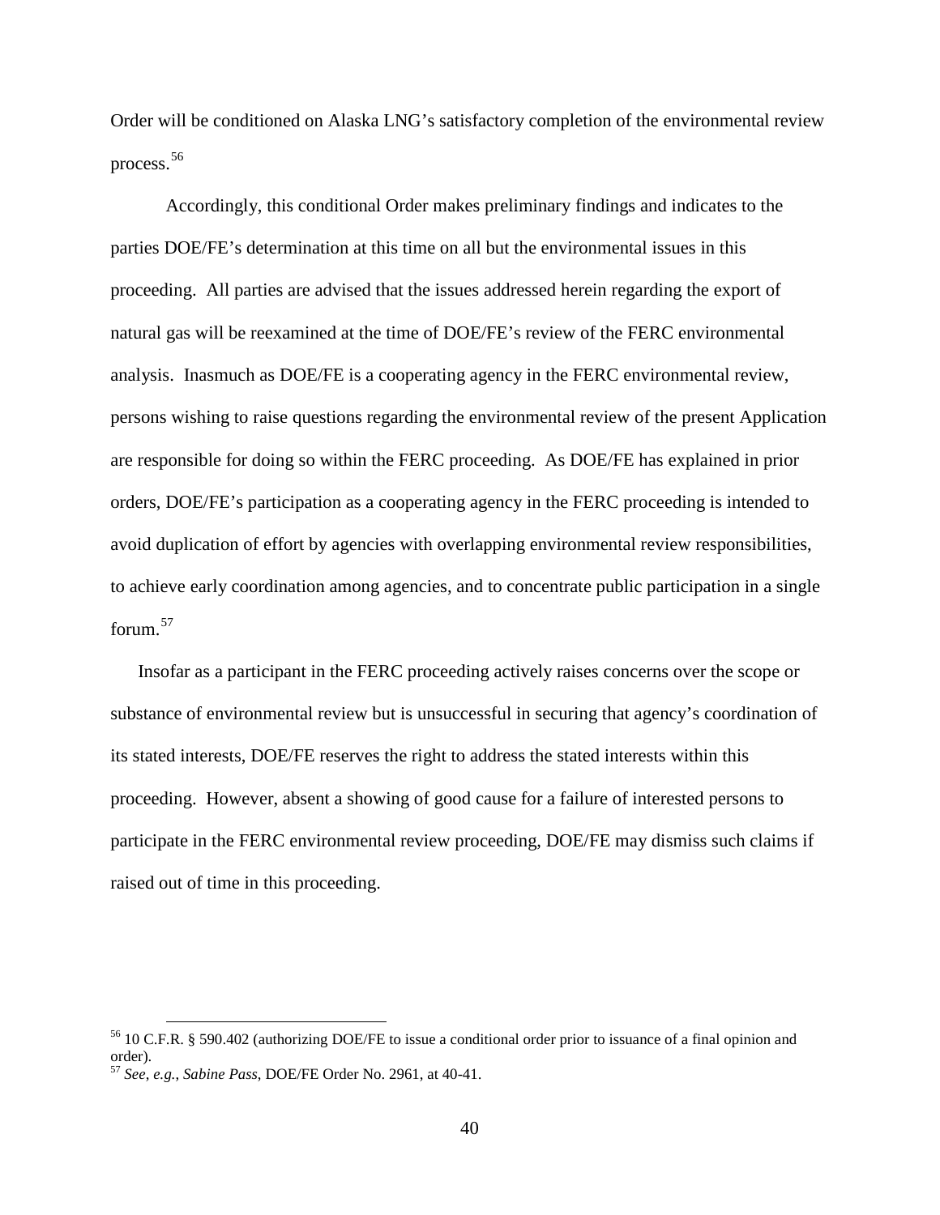Order will be conditioned on Alaska LNG's satisfactory completion of the environmental review process.[56]

Accordingly, this conditional Order makes preliminary findings and indicates to the parties DOE/FE's determination at this time on all but the environmental issues in this proceeding. All parties are advised that the issues addressed herein regarding the export of natural gas will be reexamined at the time of DOE/FE's review of the FERC environmental analysis. Inasmuch as DOE/FE is a cooperating agency in the FERC environmental review, persons wishing to raise questions regarding the environmental review of the present Application are responsible for doing so within the FERC proceeding. As DOE/FE has explained in prior orders, DOE/FE's participation as a cooperating agency in the FERC proceeding is intended to avoid duplication of effort by agencies with overlapping environmental review responsibilities, to achieve early coordination among agencies, and to concentrate public participation in a single forum.[57]

Insofar as a participant in the FERC proceeding actively raises concerns over the scope or substance of environmental review but is unsuccessful in securing that agency's coordination of its stated interests, DOE/FE reserves the right to address the stated interests within this proceeding. However, absent a showing of good cause for a failure of interested persons to participate in the FERC environmental review proceeding, DOE/FE may dismiss such claims if raised out of time in this proceeding.

---

[56] 10 C.F.R. § 590.402 (authorizing DOE/FE to issue a conditional order prior to issuance of a final opinion and order).

[57] *See*, *e.g.*, *Sabine Pass*, DOE/FE Order No. 2961, at 40-41.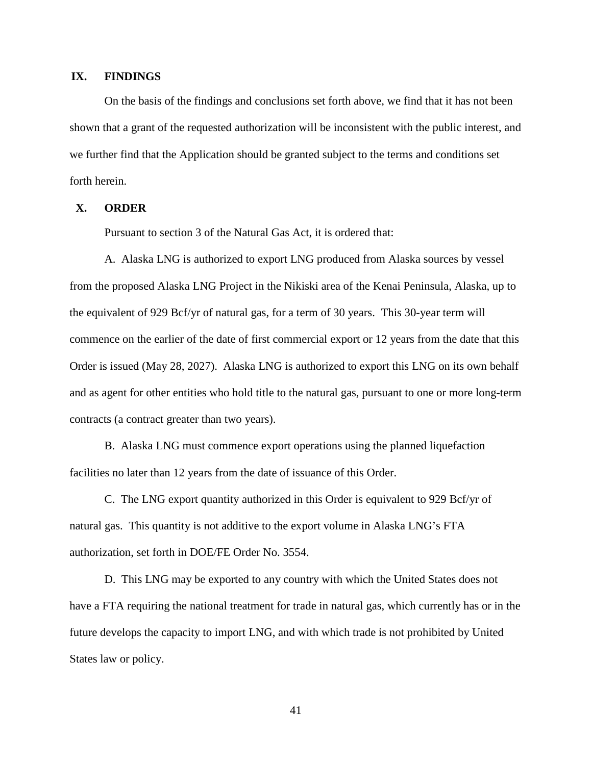## IX. FINDINGS

On the basis of the findings and conclusions set forth above, we find that it has not been shown that a grant of the requested authorization will be inconsistent with the public interest, and we further find that the Application should be granted subject to the terms and conditions set forth herein.

## X. ORDER

Pursuant to section 3 of the Natural Gas Act, it is ordered that:

A. Alaska LNG is authorized to export LNG produced from Alaska sources by vessel from the proposed Alaska LNG Project in the Nikiski area of the Kenai Peninsula, Alaska, up to the equivalent of 929 Bcf/yr of natural gas, for a term of 30 years. This 30-year term will commence on the earlier of the date of first commercial export or 12 years from the date that this Order is issued (May 28, 2027). Alaska LNG is authorized to export this LNG on its own behalf and as agent for other entities who hold title to the natural gas, pursuant to one or more long-term contracts (a contract greater than two years).

B. Alaska LNG must commence export operations using the planned liquefaction facilities no later than 12 years from the date of issuance of this Order.

C. The LNG export quantity authorized in this Order is equivalent to 929 Bcf/yr of natural gas. This quantity is not additive to the export volume in Alaska LNG's FTA authorization, set forth in DOE/FE Order No. 3554.

D. This LNG may be exported to any country with which the United States does not have a FTA requiring the national treatment for trade in natural gas, which currently has or in the future develops the capacity to import LNG, and with which trade is not prohibited by United States law or policy.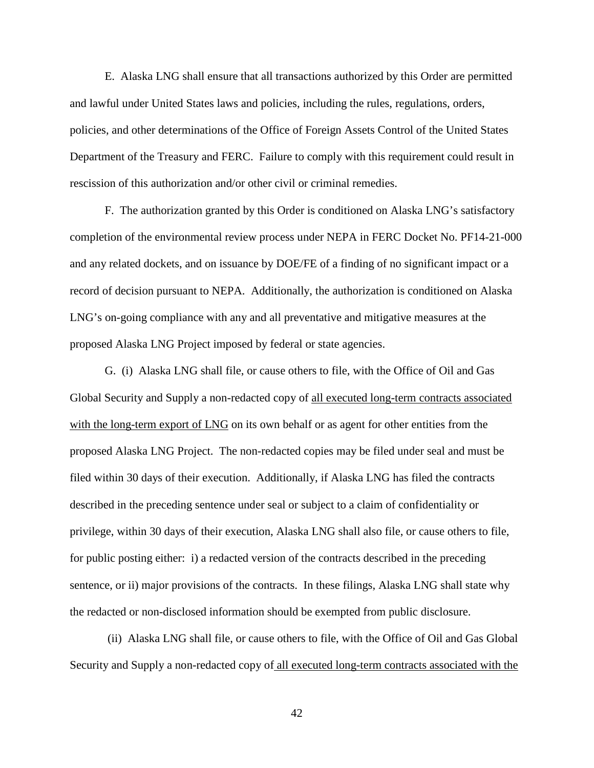E. Alaska LNG shall ensure that all transactions authorized by this Order are permitted and lawful under United States laws and policies, including the rules, regulations, orders, policies, and other determinations of the Office of Foreign Assets Control of the United States Department of the Treasury and FERC. Failure to comply with this requirement could result in rescission of this authorization and/or other civil or criminal remedies.

F. The authorization granted by this Order is conditioned on Alaska LNG's satisfactory completion of the environmental review process under NEPA in FERC Docket No. PF14-21-000 and any related dockets, and on issuance by DOE/FE of a finding of no significant impact or a record of decision pursuant to NEPA. Additionally, the authorization is conditioned on Alaska LNG's on-going compliance with any and all preventative and mitigative measures at the proposed Alaska LNG Project imposed by federal or state agencies.

G. (i) Alaska LNG shall file, or cause others to file, with the Office of Oil and Gas Global Security and Supply a non-redacted copy of <u>all executed long-term contracts associated with the long-term export of LNG</u> on its own behalf or as agent for other entities from the proposed Alaska LNG Project. The non-redacted copies may be filed under seal and must be filed within 30 days of their execution. Additionally, if Alaska LNG has filed the contracts described in the preceding sentence under seal or subject to a claim of confidentiality or privilege, within 30 days of their execution, Alaska LNG shall also file, or cause others to file, for public posting either: i) a redacted version of the contracts described in the preceding sentence, or ii) major provisions of the contracts. In these filings, Alaska LNG shall state why the redacted or non-disclosed information should be exempted from public disclosure.

(ii) Alaska LNG shall file, or cause others to file, with the Office of Oil and Gas Global Security and Supply a non-redacted copy of <u>all executed long-term contracts associated with the</u>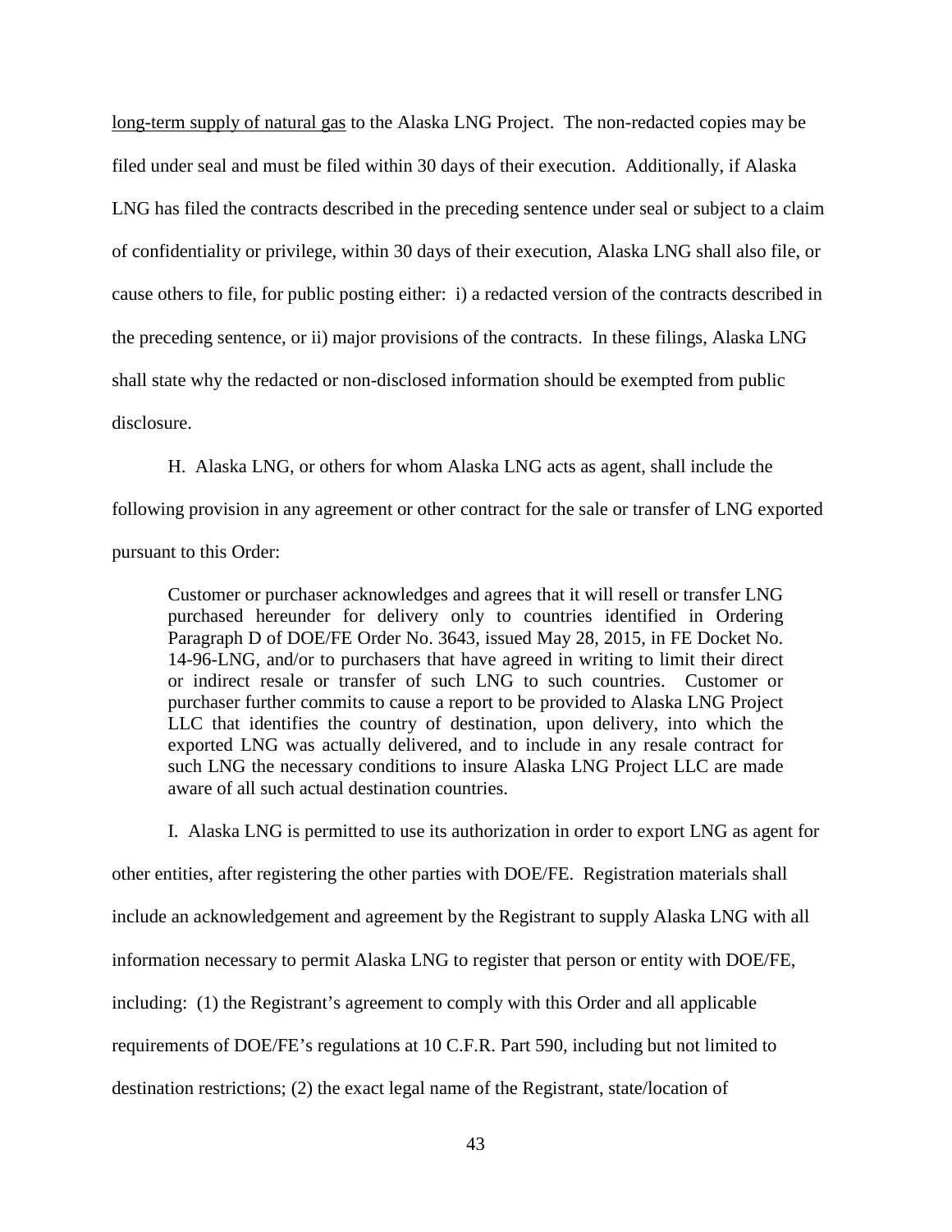long-term supply of natural gas to the Alaska LNG Project. The non-redacted copies may be filed under seal and must be filed within 30 days of their execution. Additionally, if Alaska LNG has filed the contracts described in the preceding sentence under seal or subject to a claim of confidentiality or privilege, within 30 days of their execution, Alaska LNG shall also file, or cause others to file, for public posting either: i) a redacted version of the contracts described in the preceding sentence, or ii) major provisions of the contracts. In these filings, Alaska LNG shall state why the redacted or non-disclosed information should be exempted from public disclosure.

H. Alaska LNG, or others for whom Alaska LNG acts as agent, shall include the following provision in any agreement or other contract for the sale or transfer of LNG exported pursuant to this Order:

> Customer or purchaser acknowledges and agrees that it will resell or transfer LNG purchased hereunder for delivery only to countries identified in Ordering Paragraph D of DOE/FE Order No. 3643, issued May 28, 2015, in FE Docket No. 14-96-LNG, and/or to purchasers that have agreed in writing to limit their direct or indirect resale or transfer of such LNG to such countries. Customer or purchaser further commits to cause a report to be provided to Alaska LNG Project LLC that identifies the country of destination, upon delivery, into which the exported LNG was actually delivered, and to include in any resale contract for such LNG the necessary conditions to insure Alaska LNG Project LLC are made aware of all such actual destination countries.

I. Alaska LNG is permitted to use its authorization in order to export LNG as agent for other entities, after registering the other parties with DOE/FE. Registration materials shall include an acknowledgement and agreement by the Registrant to supply Alaska LNG with all information necessary to permit Alaska LNG to register that person or entity with DOE/FE, including: (1) the Registrant's agreement to comply with this Order and all applicable requirements of DOE/FE's regulations at 10 C.F.R. Part 590, including but not limited to destination restrictions; (2) the exact legal name of the Registrant, state/location of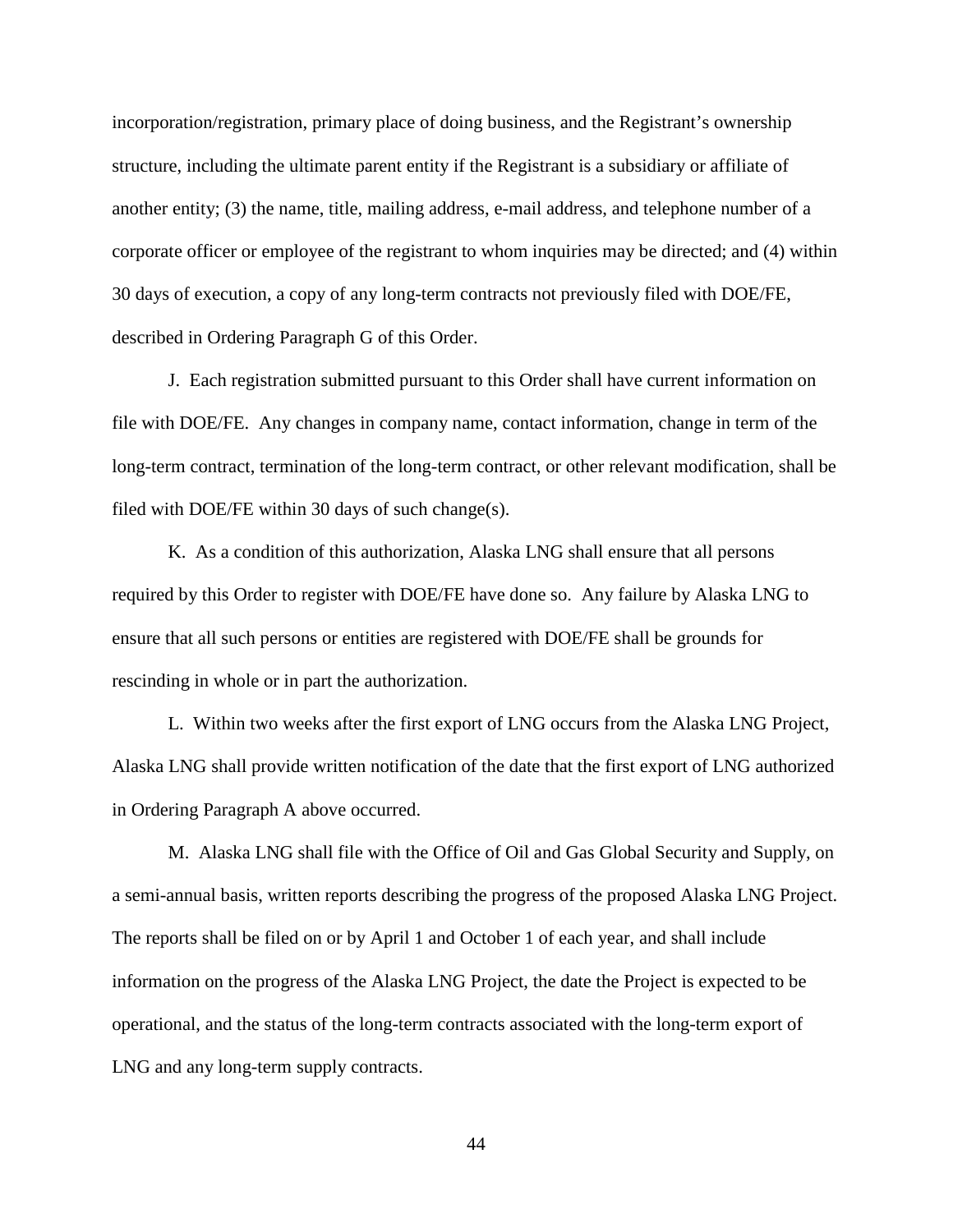incorporation/registration, primary place of doing business, and the Registrant's ownership structure, including the ultimate parent entity if the Registrant is a subsidiary or affiliate of another entity; (3) the name, title, mailing address, e-mail address, and telephone number of a corporate officer or employee of the registrant to whom inquiries may be directed; and (4) within 30 days of execution, a copy of any long-term contracts not previously filed with DOE/FE, described in Ordering Paragraph G of this Order.

J. Each registration submitted pursuant to this Order shall have current information on file with DOE/FE. Any changes in company name, contact information, change in term of the long-term contract, termination of the long-term contract, or other relevant modification, shall be filed with DOE/FE within 30 days of such change(s).

K. As a condition of this authorization, Alaska LNG shall ensure that all persons required by this Order to register with DOE/FE have done so. Any failure by Alaska LNG to ensure that all such persons or entities are registered with DOE/FE shall be grounds for rescinding in whole or in part the authorization.

L. Within two weeks after the first export of LNG occurs from the Alaska LNG Project, Alaska LNG shall provide written notification of the date that the first export of LNG authorized in Ordering Paragraph A above occurred.

M. Alaska LNG shall file with the Office of Oil and Gas Global Security and Supply, on a semi-annual basis, written reports describing the progress of the proposed Alaska LNG Project. The reports shall be filed on or by April 1 and October 1 of each year, and shall include information on the progress of the Alaska LNG Project, the date the Project is expected to be operational, and the status of the long-term contracts associated with the long-term export of LNG and any long-term supply contracts.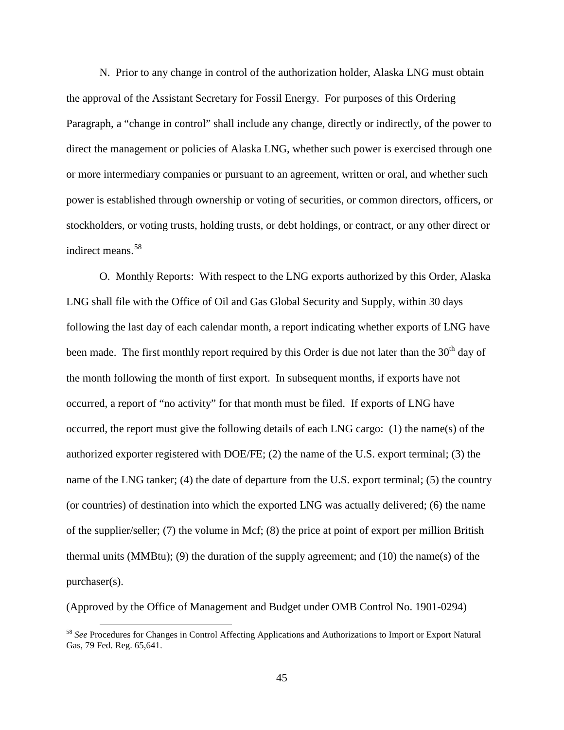N. Prior to any change in control of the authorization holder, Alaska LNG must obtain the approval of the Assistant Secretary for Fossil Energy. For purposes of this Ordering Paragraph, a "change in control" shall include any change, directly or indirectly, of the power to direct the management or policies of Alaska LNG, whether such power is exercised through one or more intermediary companies or pursuant to an agreement, written or oral, and whether such power is established through ownership or voting of securities, or common directors, officers, or stockholders, or voting trusts, holding trusts, or debt holdings, or contract, or any other direct or indirect means.[58]

O. Monthly Reports: With respect to the LNG exports authorized by this Order, Alaska LNG shall file with the Office of Oil and Gas Global Security and Supply, within 30 days following the last day of each calendar month, a report indicating whether exports of LNG have been made. The first monthly report required by this Order is due not later than the 30th day of the month following the month of first export. In subsequent months, if exports have not occurred, a report of "no activity" for that month must be filed. If exports of LNG have occurred, the report must give the following details of each LNG cargo: (1) the name(s) of the authorized exporter registered with DOE/FE; (2) the name of the U.S. export terminal; (3) the name of the LNG tanker; (4) the date of departure from the U.S. export terminal; (5) the country (or countries) of destination into which the exported LNG was actually delivered; (6) the name of the supplier/seller; (7) the volume in Mcf; (8) the price at point of export per million British thermal units (MMBtu); (9) the duration of the supply agreement; and (10) the name(s) of the purchaser(s).

(Approved by the Office of Management and Budget under OMB Control No. 1901-0294)

[58] *See* Procedures for Changes in Control Affecting Applications and Authorizations to Import or Export Natural Gas, 79 Fed. Reg. 65,641.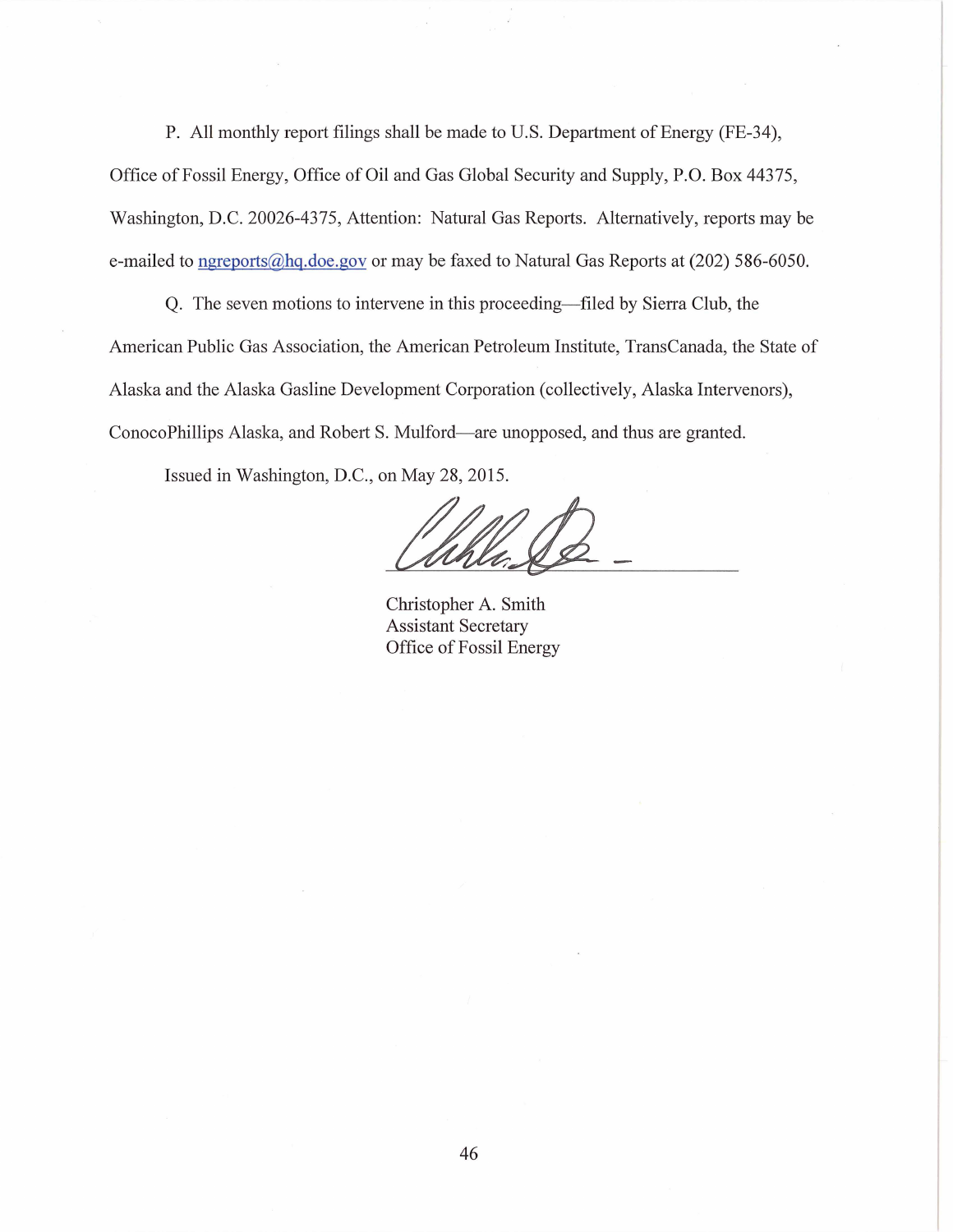P. All monthly report filings shall be made to U.S. Department of Energy (FE-34), Office of Fossil Energy, Office of Oil and Gas Global Security and Supply, P.O. Box 44375, Washington, D.C. 20026-4375, Attention: Natural Gas Reports. Alternatively, reports may be e-mailed to ngreports@hq.doe.gov or may be faxed to Natural Gas Reports at (202) 586-6050.

Q. The seven motions to intervene in this proceeding—filed by Sierra Club, the American Public Gas Association, the American Petroleum Institute, TransCanada, the State of Alaska and the Alaska Gasline Development Corporation (collectively, Alaska Intervenors), ConocoPhillips Alaska, and Robert S. Mulford—are unopposed, and thus are granted.

Issued in Washington, D.C., on May 28, 2015.

Christopher A. Smith
Assistant Secretary
Office of Fossil Energy